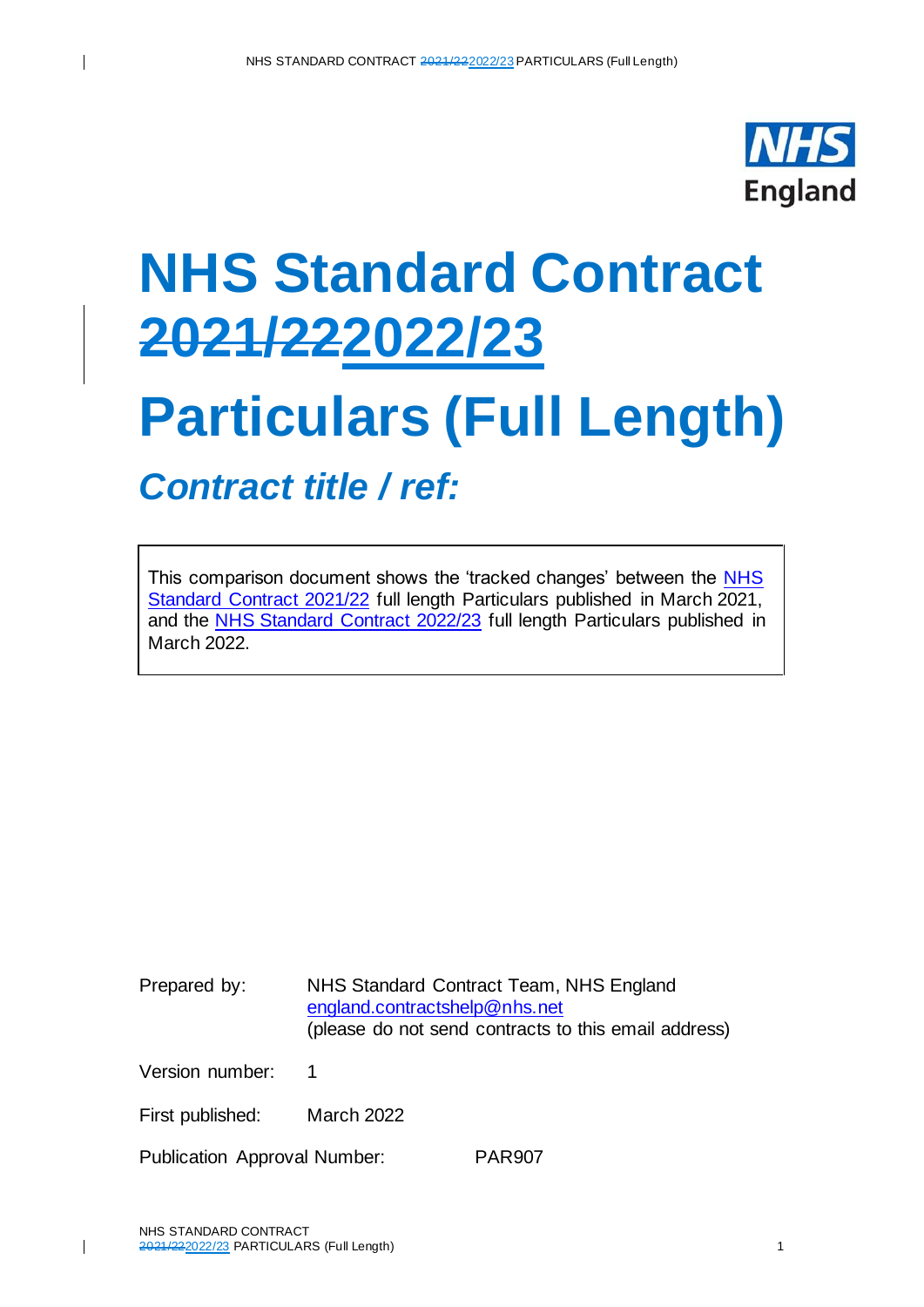# NHS Standard Contract ~~2021/22~~2022/23

# Particulars (Full Length)

## *Contract title / ref:*

This comparison document shows the 'tracked changes' between the NHS Standard Contract 2021/22 full length Particulars published in March 2021, and the NHS Standard Contract 2022/23 full length Particulars published in March 2022.

Prepared by: NHS Standard Contract Team, NHS England
england.contractshelp@nhs.net
(please do not send contracts to this email address)

Version number: 1

First published: March 2022

Publication Approval Number: PAR907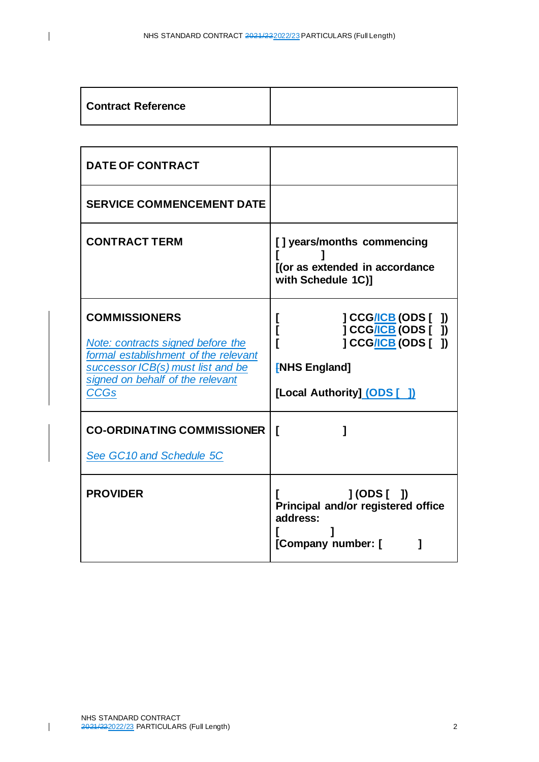| Contract Reference | |
|---|---|

| | |
|---|---|
| **DATE OF CONTRACT** | |
| **SERVICE COMMENCEMENT DATE** | |
| **CONTRACT TERM** | **[ ] years/months commencing [ ]** <br> **[(or as extended in accordance with Schedule 1C)]** |
| **COMMISSIONERS** <br><br> *Note: contracts signed before the formal establishment of the relevant successor ICB(s) must list and be signed on behalf of the relevant CCGs* | **[ ] CCG/ICB (ODS [ ])** <br> **[ ] CCG/ICB (ODS [ ])** <br> **[ ] CCG/ICB (ODS [ ])** <br><br> **[NHS England]** <br><br> **[Local Authority] (ODS [ ])** |
| **CO-ORDINATING COMMISSIONER** <br><br> *See GC10 and Schedule 5C* | **[ ]** |
| **PROVIDER** | **[ ] (ODS [ ])** <br> **Principal and/or registered office address:** <br> **[ ]** <br> **[Company number: [ ]** |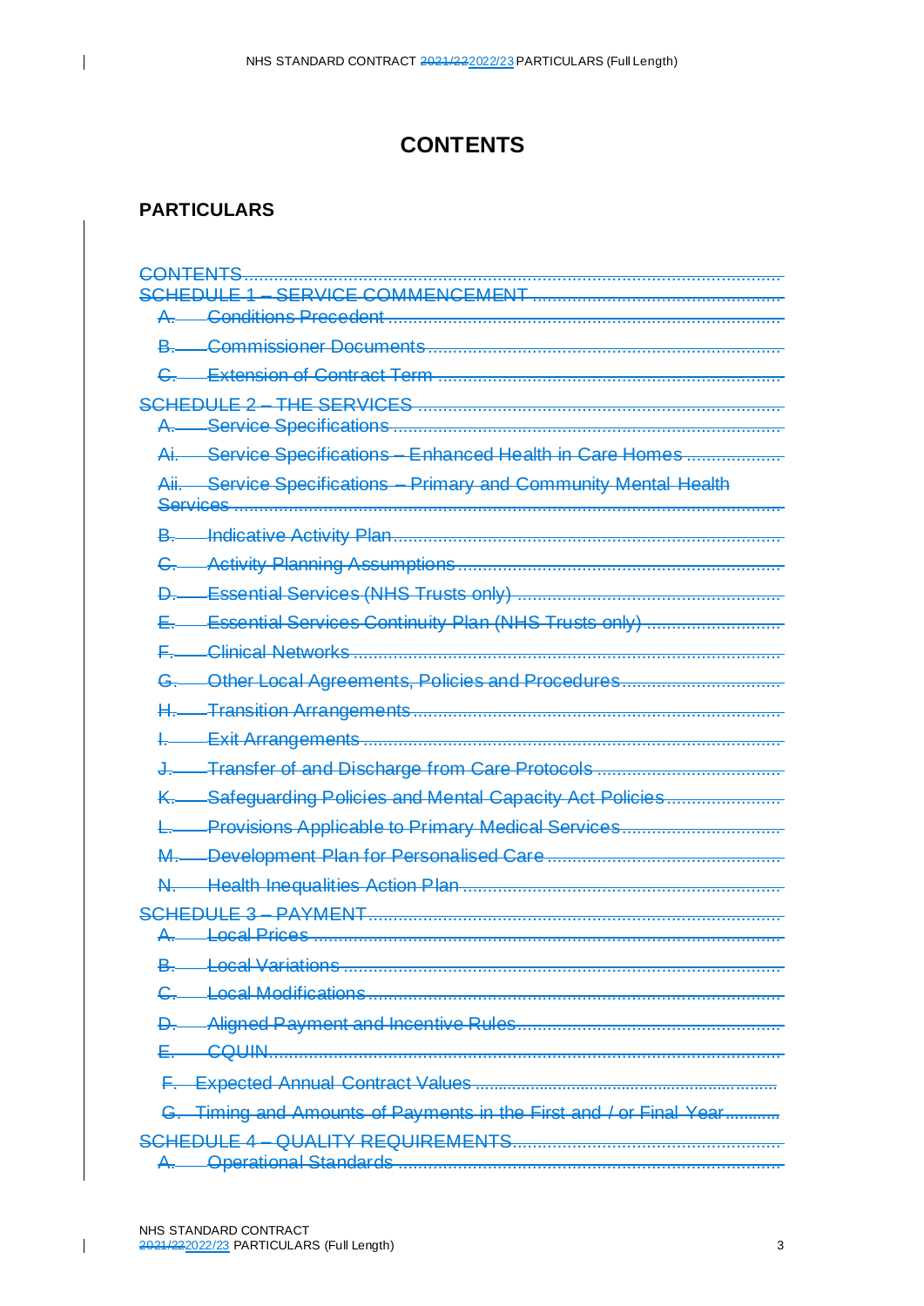# CONTENTS

## PARTICULARS

CONTENTS

SCHEDULE 1 – SERVICE COMMENCEMENT

- A. Conditions Precedent
- B. Commissioner Documents
- C. Extension of Contract Term

SCHEDULE 2 – THE SERVICES

- A. Service Specifications
- Ai. Service Specifications – Enhanced Health in Care Homes
- Aii. Service Specifications – Primary and Community Mental Health Services
- B. Indicative Activity Plan
- C. Activity Planning Assumptions
- D. Essential Services (NHS Trusts only)
- E. Essential Services Continuity Plan (NHS Trusts only)
- F. Clinical Networks
- G. Other Local Agreements, Policies and Procedures
- H. Transition Arrangements
- I. Exit Arrangements
- J. Transfer of and Discharge from Care Protocols
- K. Safeguarding Policies and Mental Capacity Act Policies
- L. Provisions Applicable to Primary Medical Services
- M. Development Plan for Personalised Care
- N. Health Inequalities Action Plan

SCHEDULE 3 – PAYMENT

- A. Local Prices
- B. Local Variations
- C. Local Modifications
- D. Aligned Payment and Incentive Rules
- E. CQUIN
- F. Expected Annual Contract Values
- G. Timing and Amounts of Payments in the First and / or Final Year

SCHEDULE 4 – QUALITY REQUIREMENTS

- A. Operational Standards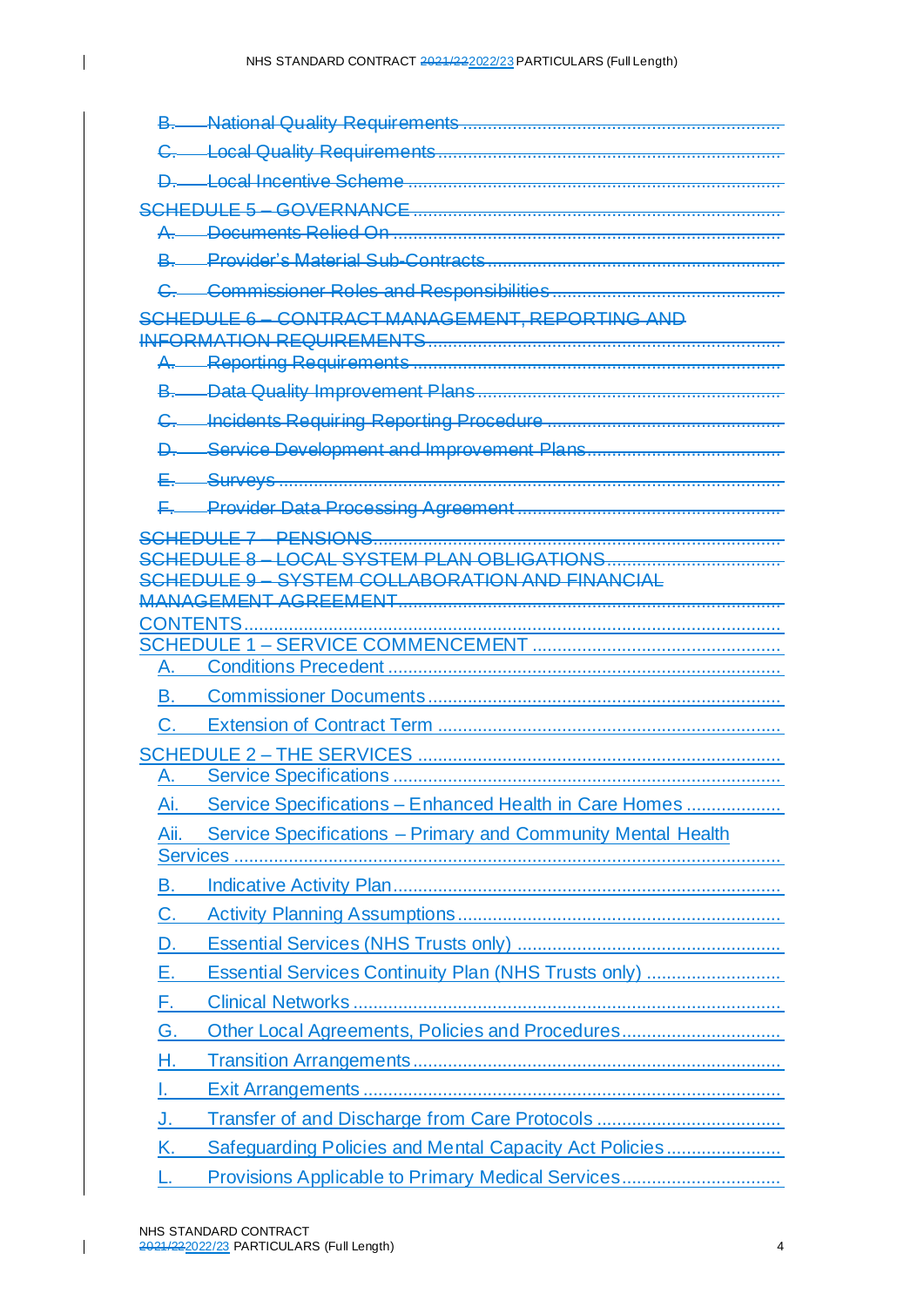~~B. National Quality Requirements~~

~~C. Local Quality Requirements~~

~~D. Local Incentive Scheme~~

~~SCHEDULE 5 – GOVERNANCE~~

~~A. Documents Relied On~~

~~B. Provider's Material Sub-Contracts~~

~~C. Commissioner Roles and Responsibilities~~

~~SCHEDULE 6 – CONTRACT MANAGEMENT, REPORTING AND INFORMATION REQUIREMENTS~~

~~A. Reporting Requirements~~

~~B. Data Quality Improvement Plans~~

~~C. Incidents Requiring Reporting Procedure~~

~~D. Service Development and Improvement Plans~~

~~E. Surveys~~

~~F. Provider Data Processing Agreement~~

~~SCHEDULE 7 – PENSIONS~~

~~SCHEDULE 8 – LOCAL SYSTEM PLAN OBLIGATIONS~~

~~SCHEDULE 9 – SYSTEM COLLABORATION AND FINANCIAL MANAGEMENT AGREEMENT~~

CONTENTS

SCHEDULE 1 – SERVICE COMMENCEMENT

A. Conditions Precedent

B. Commissioner Documents

C. Extension of Contract Term

SCHEDULE 2 – THE SERVICES

A. Service Specifications

Ai. Service Specifications – Enhanced Health in Care Homes

Aii. Service Specifications – Primary and Community Mental Health Services

B. Indicative Activity Plan

C. Activity Planning Assumptions

D. Essential Services (NHS Trusts only)

E. Essential Services Continuity Plan (NHS Trusts only)

F. Clinical Networks

G. Other Local Agreements, Policies and Procedures

H. Transition Arrangements

I. Exit Arrangements

J. Transfer of and Discharge from Care Protocols

K. Safeguarding Policies and Mental Capacity Act Policies

L. Provisions Applicable to Primary Medical Services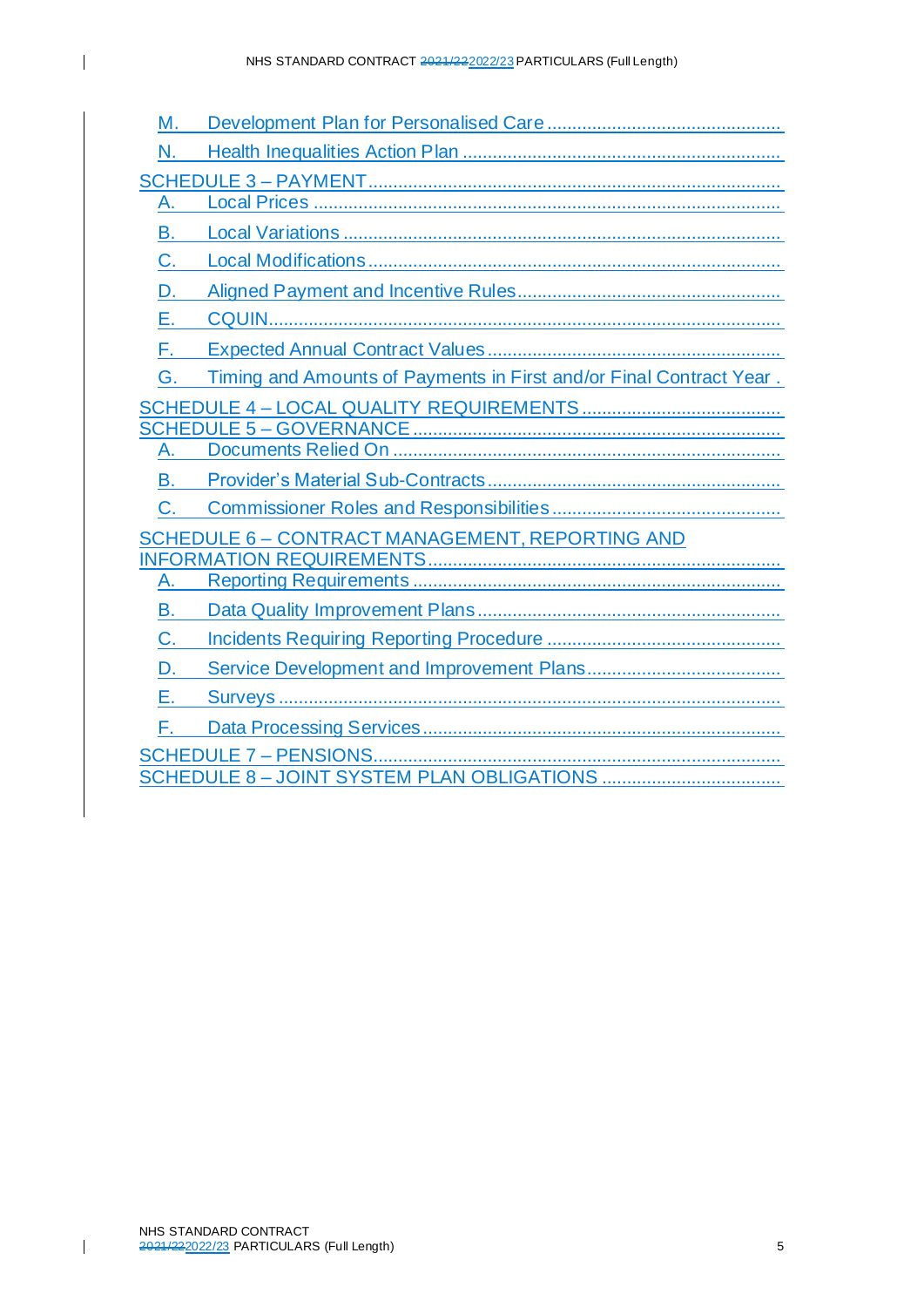M. Development Plan for Personalised Care

N. Health Inequalities Action Plan

SCHEDULE 3 – PAYMENT

A. Local Prices

B. Local Variations

C. Local Modifications

D. Aligned Payment and Incentive Rules

E. CQUIN

F. Expected Annual Contract Values

G. Timing and Amounts of Payments in First and/or Final Contract Year

SCHEDULE 4 – LOCAL QUALITY REQUIREMENTS

SCHEDULE 5 – GOVERNANCE

A. Documents Relied On

B. Provider's Material Sub-Contracts

C. Commissioner Roles and Responsibilities

SCHEDULE 6 – CONTRACT MANAGEMENT, REPORTING AND INFORMATION REQUIREMENTS

A. Reporting Requirements

B. Data Quality Improvement Plans

C. Incidents Requiring Reporting Procedure

D. Service Development and Improvement Plans

E. Surveys

F. Data Processing Services

SCHEDULE 7 – PENSIONS

SCHEDULE 8 – JOINT SYSTEM PLAN OBLIGATIONS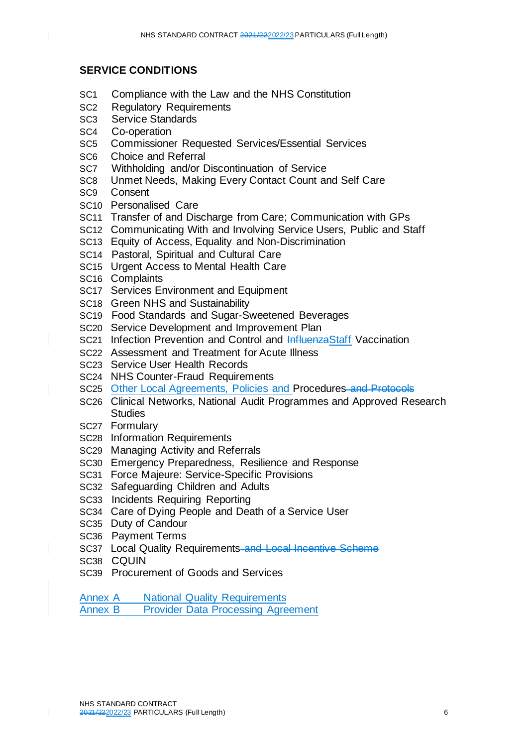## SERVICE CONDITIONS

SC1 Compliance with the Law and the NHS Constitution
SC2 Regulatory Requirements
SC3 Service Standards
SC4 Co-operation
SC5 Commissioner Requested Services/Essential Services
SC6 Choice and Referral
SC7 Withholding and/or Discontinuation of Service
SC8 Unmet Needs, Making Every Contact Count and Self Care
SC9 Consent
SC10 Personalised Care
SC11 Transfer of and Discharge from Care; Communication with GPs
SC12 Communicating With and Involving Service Users, Public and Staff
SC13 Equity of Access, Equality and Non-Discrimination
SC14 Pastoral, Spiritual and Cultural Care
SC15 Urgent Access to Mental Health Care
SC16 Complaints
SC17 Services Environment and Equipment
SC18 Green NHS and Sustainability
SC19 Food Standards and Sugar-Sweetened Beverages
SC20 Service Development and Improvement Plan
SC21 Infection Prevention and Control and ~~Influenza~~Staff Vaccination
SC22 Assessment and Treatment for Acute Illness
SC23 Service User Health Records
SC24 NHS Counter-Fraud Requirements
SC25 Other Local Agreements, Policies and Procedures ~~and Protocols~~
SC26 Clinical Networks, National Audit Programmes and Approved Research Studies
SC27 Formulary
SC28 Information Requirements
SC29 Managing Activity and Referrals
SC30 Emergency Preparedness, Resilience and Response
SC31 Force Majeure: Service-Specific Provisions
SC32 Safeguarding Children and Adults
SC33 Incidents Requiring Reporting
SC34 Care of Dying People and Death of a Service User
SC35 Duty of Candour
SC36 Payment Terms
SC37 Local Quality Requirements ~~and Local Incentive Scheme~~
SC38 CQUIN
SC39 Procurement of Goods and Services

Annex A National Quality Requirements
Annex B Provider Data Processing Agreement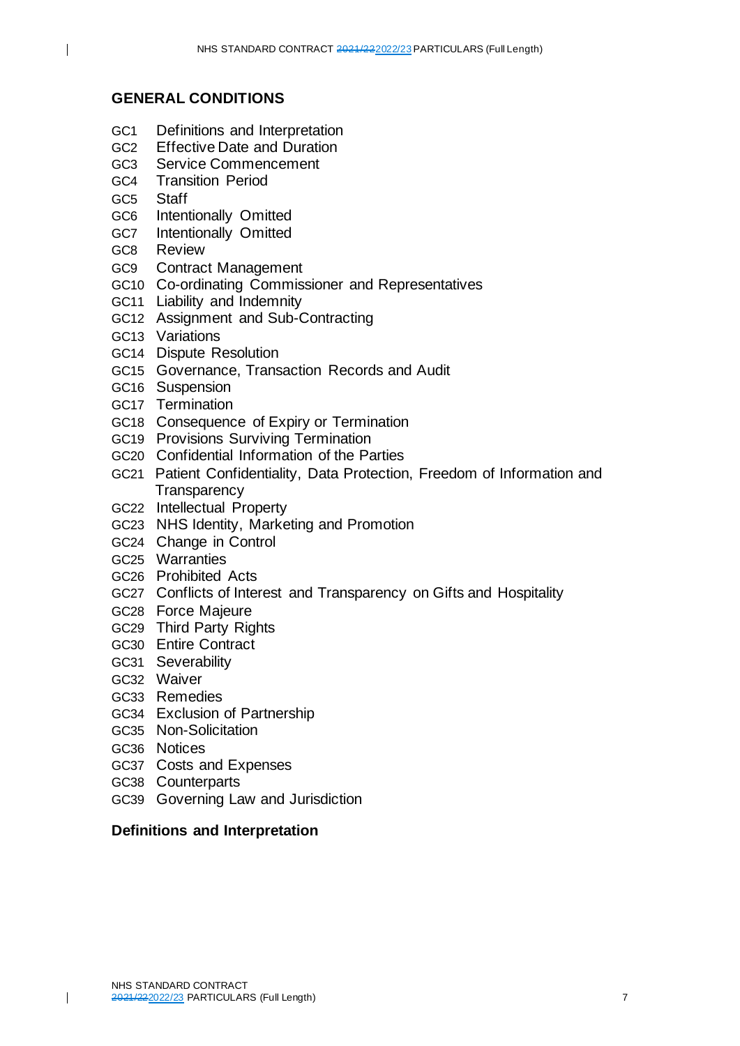## GENERAL CONDITIONS

GC1 Definitions and Interpretation
GC2 Effective Date and Duration
GC3 Service Commencement
GC4 Transition Period
GC5 Staff
GC6 Intentionally Omitted
GC7 Intentionally Omitted
GC8 Review
GC9 Contract Management
GC10 Co-ordinating Commissioner and Representatives
GC11 Liability and Indemnity
GC12 Assignment and Sub-Contracting
GC13 Variations
GC14 Dispute Resolution
GC15 Governance, Transaction Records and Audit
GC16 Suspension
GC17 Termination
GC18 Consequence of Expiry or Termination
GC19 Provisions Surviving Termination
GC20 Confidential Information of the Parties
GC21 Patient Confidentiality, Data Protection, Freedom of Information and Transparency
GC22 Intellectual Property
GC23 NHS Identity, Marketing and Promotion
GC24 Change in Control
GC25 Warranties
GC26 Prohibited Acts
GC27 Conflicts of Interest and Transparency on Gifts and Hospitality
GC28 Force Majeure
GC29 Third Party Rights
GC30 Entire Contract
GC31 Severability
GC32 Waiver
GC33 Remedies
GC34 Exclusion of Partnership
GC35 Non-Solicitation
GC36 Notices
GC37 Costs and Expenses
GC38 Counterparts
GC39 Governing Law and Jurisdiction

### Definitions and Interpretation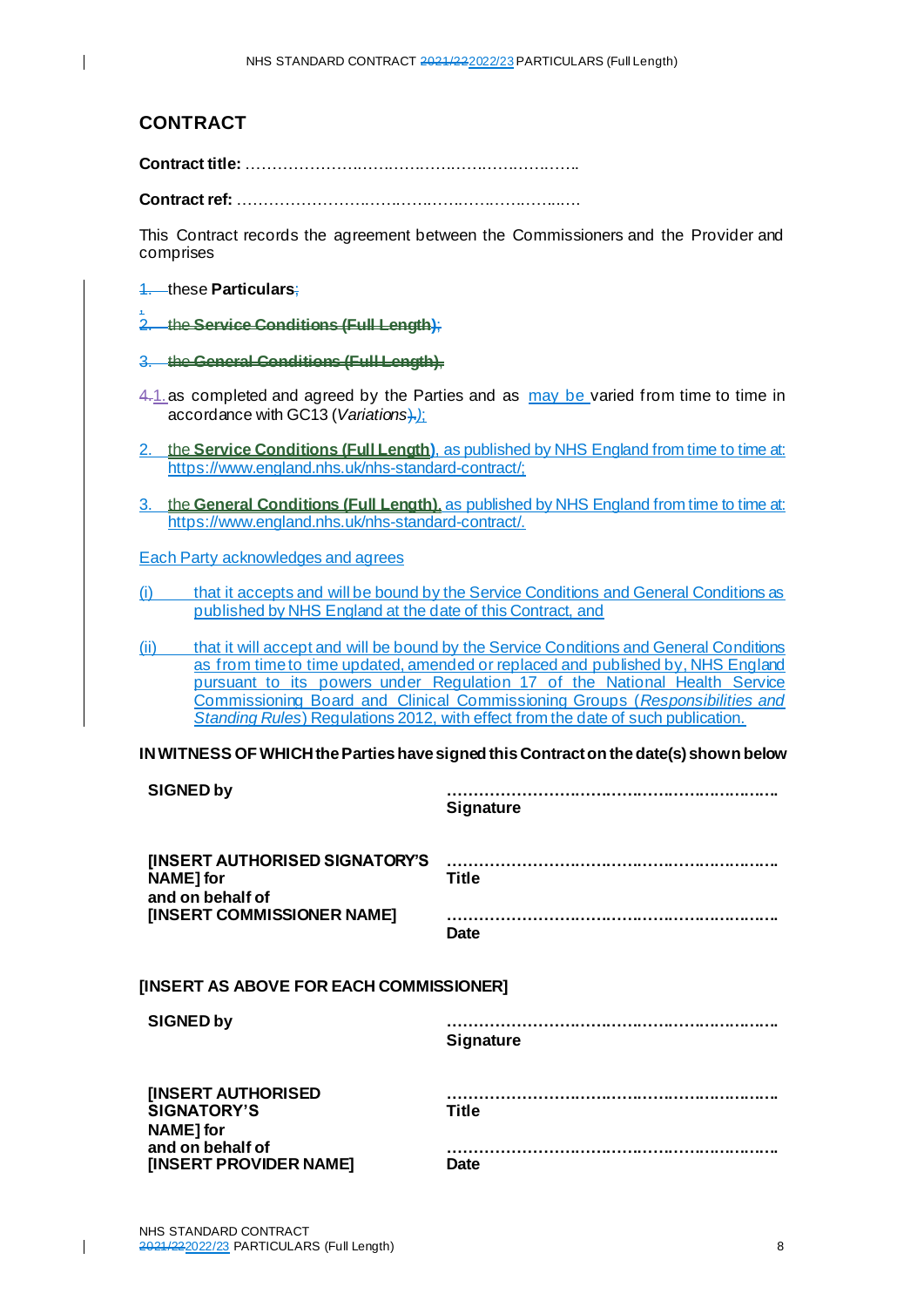## CONTRACT

**Contract title:** ………………………………………………………..

**Contract ref:** …………………………………………………………

This Contract records the agreement between the Commissioners and the Provider and comprises

1. these **Particulars**, as completed and agreed by the Parties and as may be varied from time to time in accordance with GC13 (*Variations*);
2. the **Service Conditions (Full Length)**, as published by NHS England from time to time at: https://www.england.nhs.uk/nhs-standard-contract/;
3. the **General Conditions (Full Length)**, as published by NHS England from time to time at: https://www.england.nhs.uk/nhs-standard-contract/.

Each Party acknowledges and agrees

(i) that it accepts and will be bound by the Service Conditions and General Conditions as published by NHS England at the date of this Contract, and

(ii) that it will accept and will be bound by the Service Conditions and General Conditions as from time to time updated, amended or replaced and published by, NHS England pursuant to its powers under Regulation 17 of the National Health Service Commissioning Board and Clinical Commissioning Groups (*Responsibilities and Standing Rules*) Regulations 2012, with effect from the date of such publication.

**IN WITNESS OF WHICH the Parties have signed this Contract on the date(s) shown below**

| | |
|---|---|
| **SIGNED by** | ………………………………………………………. **Signature** |
| **[INSERT AUTHORISED SIGNATORY'S NAME] for and on behalf of [INSERT COMMISSIONER NAME]** | ………………………………………………………. **Title** |
| | ………………………………………………………. **Date** |

**[INSERT AS ABOVE FOR EACH COMMISSIONER]**

| | |
|---|---|
| **SIGNED by** | ………………………………………………………. **Signature** |
| **[INSERT AUTHORISED SIGNATORY'S NAME] for and on behalf of [INSERT PROVIDER NAME]** | ………………………………………………………. **Title** |
| | ………………………………………………………. **Date** |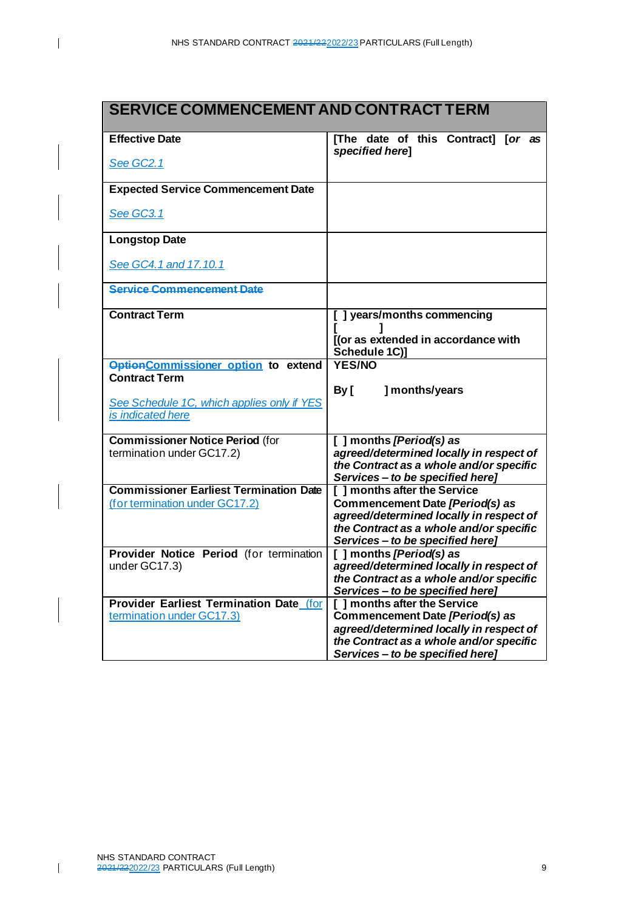| SERVICE COMMENCEMENT AND CONTRACT TERM | |
|---|---|
| **Effective Date**<br><br>See GC2.1 | **[The date of this Contract] [*or as specified here*]** |
| **Expected Service Commencement Date**<br><br>See GC3.1 | |
| **Longstop Date**<br><br>See GC4.1 and 17.10.1 | |
| ~~**Service Commencement Date**~~ | |
| **Contract Term** | **[ ] years/months commencing [ ]**<br>**[(or as extended in accordance with Schedule 1C)]** |
| ~~**Option**~~**Commissioner option to extend Contract Term**<br><br>See Schedule 1C, which applies only if YES is indicated here | **YES/NO**<br><br>**By [ ] months/years** |
| **Commissioner Notice Period** (for termination under GC17.2) | **[ ] months *[Period(s) as agreed/determined locally in respect of the Contract as a whole and/or specific Services – to be specified here]*** |
| **Commissioner Earliest Termination Date** (for termination under GC17.2) | **[ ] months after the Service Commencement Date *[Period(s) as agreed/determined locally in respect of the Contract as a whole and/or specific Services – to be specified here]*** |
| **Provider Notice Period** (for termination under GC17.3) | **[ ] months *[Period(s) as agreed/determined locally in respect of the Contract as a whole and/or specific Services – to be specified here]*** |
| **Provider Earliest Termination Date** (for termination under GC17.3) | **[ ] months after the Service Commencement Date *[Period(s) as agreed/determined locally in respect of the Contract as a whole and/or specific Services – to be specified here]*** |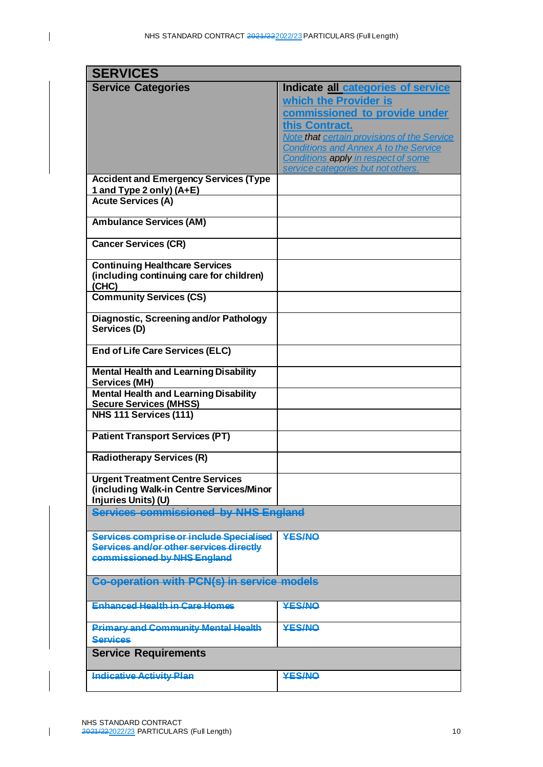| SERVICES | |
|---|---|
| **Service Categories** | **Indicate all categories of service which the Provider is commissioned to provide under this Contract.** *Note that certain provisions of the Service Conditions and Annex A to the Service Conditions apply in respect of some service categories but not others.* |
| **Accident and Emergency Services (Type 1 and Type 2 only) (A+E)** | |
| **Acute Services (A)** | |
| **Ambulance Services (AM)** | |
| **Cancer Services (CR)** | |
| **Continuing Healthcare Services (including continuing care for children) (CHC)** | |
| **Community Services (CS)** | |
| **Diagnostic, Screening and/or Pathology Services (D)** | |
| **End of Life Care Services (ELC)** | |
| **Mental Health and Learning Disability Services (MH)** | |
| **Mental Health and Learning Disability Secure Services (MHSS)** | |
| **NHS 111 Services (111)** | |
| **Patient Transport Services (PT)** | |
| **Radiotherapy Services (R)** | |
| **Urgent Treatment Centre Services (including Walk-in Centre Services/Minor Injuries Units) (U)** | |
| ~~**Services commissioned by NHS England**~~ | |
| ~~**Services comprise or include Specialised Services and/or other services directly commissioned by NHS England**~~ | ~~**YES/NO**~~ |
| ~~**Co-operation with PCN(s) in service models**~~ | |
| ~~**Enhanced Health in Care Homes**~~ | ~~**YES/NO**~~ |
| ~~**Primary and Community Mental Health Services**~~ | ~~**YES/NO**~~ |
| **Service Requirements** | |
| ~~**Indicative Activity Plan**~~ | ~~**YES/NO**~~ |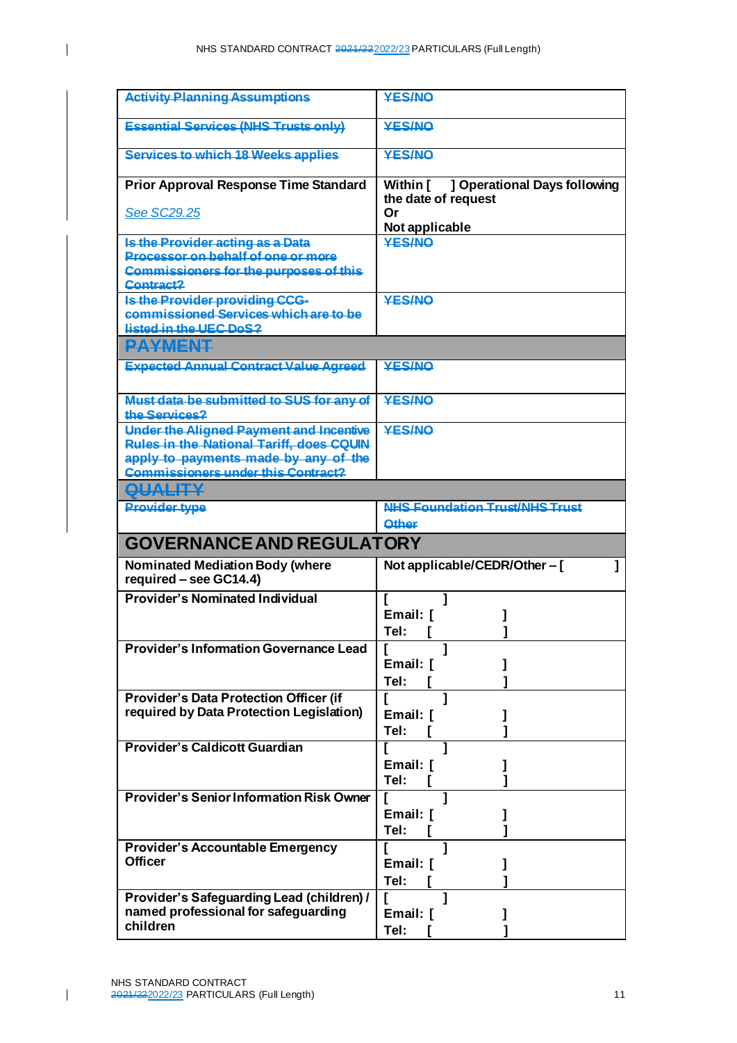| | |
|---|---|
| ~~Activity Planning Assumptions~~ | ~~YES/NO~~ |
| ~~Essential Services (NHS Trusts only)~~ | ~~YES/NO~~ |
| ~~Services to which 18 Weeks applies~~ | ~~YES/NO~~ |
| **Prior Approval Response Time Standard**<br><br>*See SC29.25* | **Within [ ] Operational Days following the date of request**<br>**Or**<br>**Not applicable** |
| ~~Is the Provider acting as a Data Processor on behalf of one or more Commissioners for the purposes of this Contract?~~ | ~~YES/NO~~ |
| ~~Is the Provider providing CCG-commissioned Services which are to be listed in the UEC DoS?~~ | ~~YES/NO~~ |
| ~~**PAYMENT**~~ | |
| ~~Expected Annual Contract Value Agreed~~ | ~~YES/NO~~ |
| ~~Must data be submitted to SUS for any of the Services?~~ | ~~YES/NO~~ |
| ~~Under the Aligned Payment and Incentive Rules in the National Tariff, does CQUIN apply to payments made by any of the Commissioners under this Contract?~~ | ~~YES/NO~~ |
| ~~**QUALITY**~~ | |
| ~~Provider type~~ | ~~NHS Foundation Trust/NHS Trust~~<br>~~Other~~ |
| **GOVERNANCE AND REGULATORY** | |
| **Nominated Mediation Body (where required – see GC14.4)** | **Not applicable/CEDR/Other – [ ]** |
| **Provider's Nominated Individual** | **[ ]**<br>**Email: [ ]**<br>**Tel: [ ]** |
| **Provider's Information Governance Lead** | **[ ]**<br>**Email: [ ]**<br>**Tel: [ ]** |
| **Provider's Data Protection Officer (if required by Data Protection Legislation)** | **[ ]**<br>**Email: [ ]**<br>**Tel: [ ]** |
| **Provider's Caldicott Guardian** | **[ ]**<br>**Email: [ ]**<br>**Tel: [ ]** |
| **Provider's Senior Information Risk Owner** | **[ ]**<br>**Email: [ ]**<br>**Tel: [ ]** |
| **Provider's Accountable Emergency Officer** | **[ ]**<br>**Email: [ ]**<br>**Tel: [ ]** |
| **Provider's Safeguarding Lead (children) / named professional for safeguarding children** | **[ ]**<br>**Email: [ ]**<br>**Tel: [ ]** |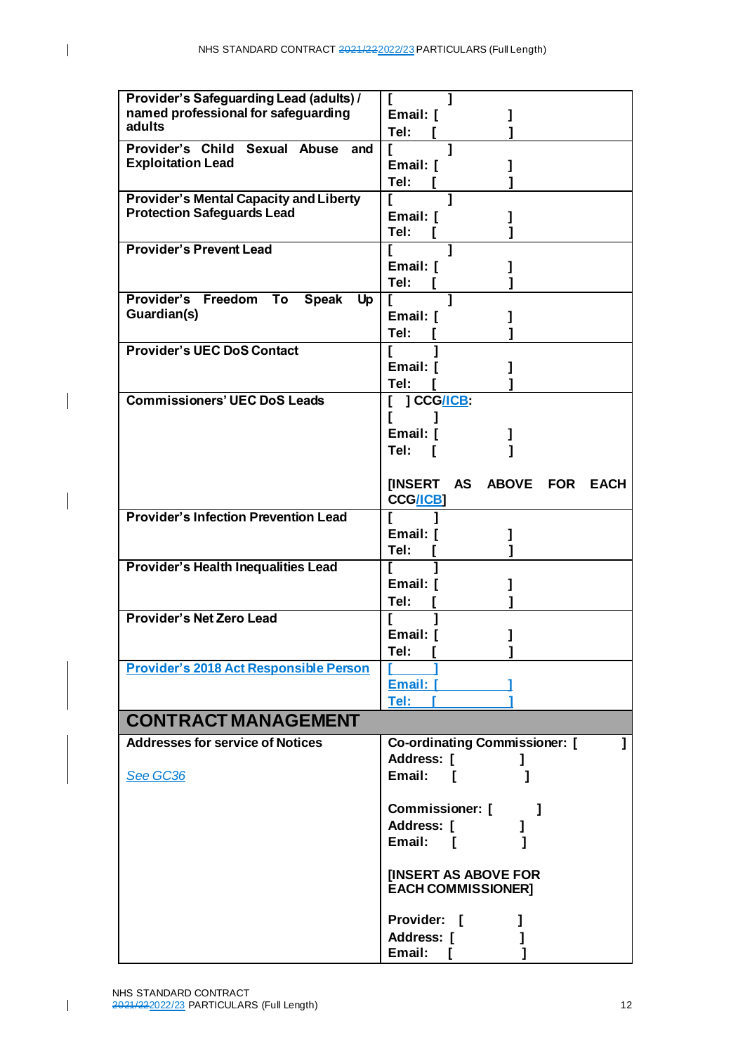| | |
|---|---|
| **Provider's Safeguarding Lead (adults) / named professional for safeguarding adults** | **[ ]**<br>**Email: [ ]**<br>**Tel: [ ]** |
| **Provider's Child Sexual Abuse and Exploitation Lead** | **[ ]**<br>**Email: [ ]**<br>**Tel: [ ]** |
| **Provider's Mental Capacity and Liberty Protection Safeguards Lead** | **[ ]**<br>**Email: [ ]**<br>**Tel: [ ]** |
| **Provider's Prevent Lead** | **[ ]**<br>**Email: [ ]**<br>**Tel: [ ]** |
| **Provider's Freedom To Speak Up Guardian(s)** | **[ ]**<br>**Email: [ ]**<br>**Tel: [ ]** |
| **Provider's UEC DoS Contact** | **[ ]**<br>**Email: [ ]**<br>**Tel: [ ]** |
| **Commissioners' UEC DoS Leads** | **[ ] CCG/ICB:**<br>**[ ]**<br>**Email: [ ]**<br>**Tel: [ ]**<br><br>**[INSERT AS ABOVE FOR EACH CCG/ICB]** |
| **Provider's Infection Prevention Lead** | **[ ]**<br>**Email: [ ]**<br>**Tel: [ ]** |
| **Provider's Health Inequalities Lead** | **[ ]**<br>**Email: [ ]**<br>**Tel: [ ]** |
| **Provider's Net Zero Lead** | **[ ]**<br>**Email: [ ]**<br>**Tel: [ ]** |
| **Provider's 2018 Act Responsible Person** | **[ ]**<br>**Email: [ ]**<br>**Tel: [ ]** |
| **CONTRACT MANAGEMENT** | |
| **Addresses for service of Notices**<br><br>*See GC36* | **Co-ordinating Commissioner: [ ]**<br>**Address: [ ]**<br>**Email: [ ]**<br><br>**Commissioner: [ ]**<br>**Address: [ ]**<br>**Email: [ ]**<br><br>**[INSERT AS ABOVE FOR EACH COMMISSIONER]**<br><br>**Provider: [ ]**<br>**Address: [ ]**<br>**Email: [ ]** |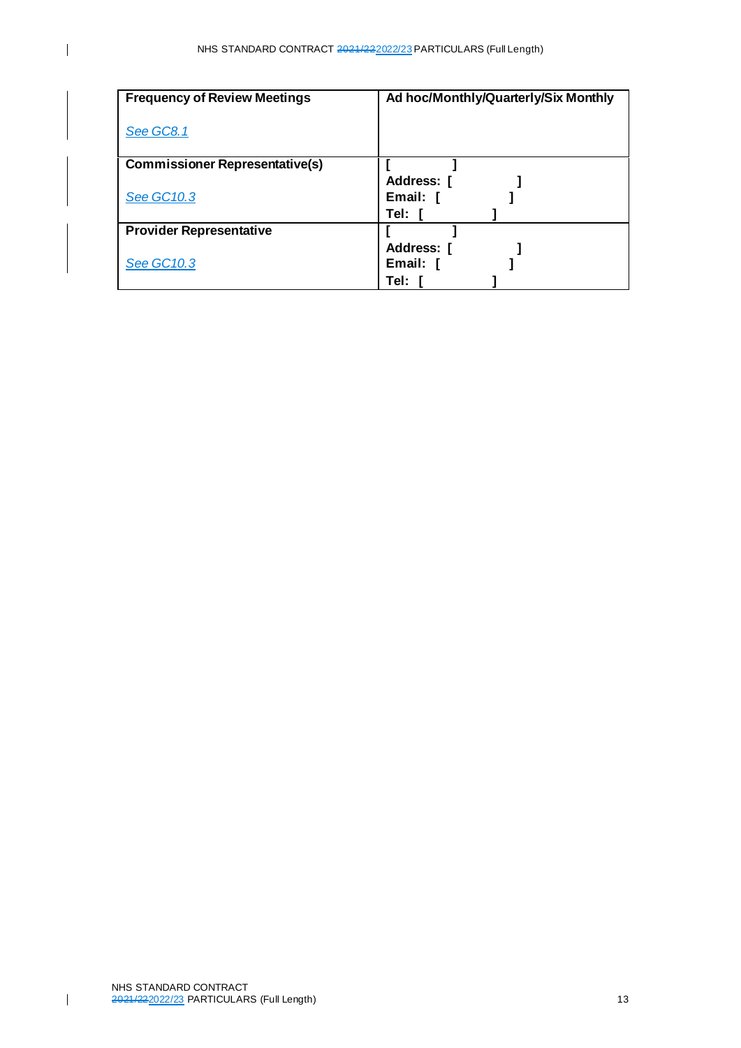| **Frequency of Review Meetings**<br><br>*See GC8.1* | **Ad hoc/Monthly/Quarterly/Six Monthly** |
|---|---|
| **Commissioner Representative(s)**<br><br>*See GC10.3* | **[ ]**<br>**Address: [ ]**<br>**Email: [ ]**<br>**Tel: [ ]** |
| **Provider Representative**<br><br>*See GC10.3* | **[ ]**<br>**Address: [ ]**<br>**Email: [ ]**<br>**Tel: [ ]** |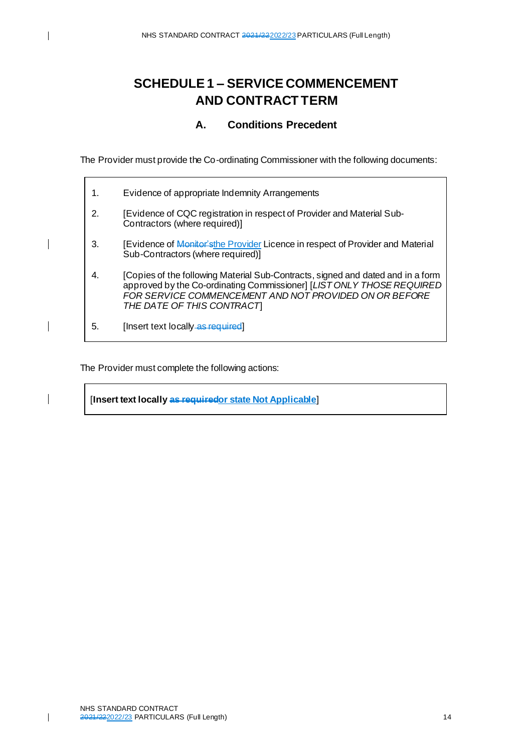# SCHEDULE 1 – SERVICE COMMENCEMENT AND CONTRACT TERM

## A. Conditions Precedent

The Provider must provide the Co-ordinating Commissioner with the following documents:

1. Evidence of appropriate Indemnity Arrangements
2. [Evidence of CQC registration in respect of Provider and Material Sub-Contractors (where required)]
3. [Evidence of ~~Monitor's~~the Provider Licence in respect of Provider and Material Sub-Contractors (where required)]
4. [Copies of the following Material Sub-Contracts, signed and dated and in a form approved by the Co-ordinating Commissioner] [*LIST ONLY THOSE REQUIRED FOR SERVICE COMMENCEMENT AND NOT PROVIDED ON OR BEFORE THE DATE OF THIS CONTRACT*]
5. [Insert text locally ~~as required~~]

The Provider must complete the following actions:

[**Insert text locally ~~as required~~or state Not Applicable**]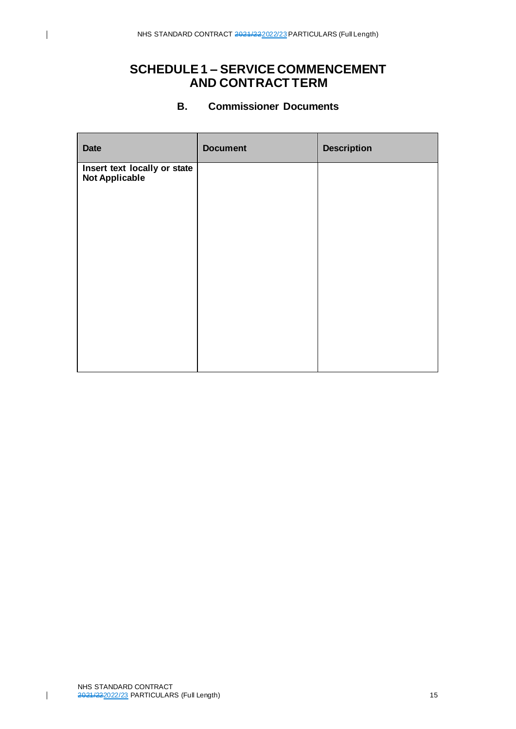# SCHEDULE 1 – SERVICE COMMENCEMENT AND CONTRACT TERM

## B. Commissioner Documents

| Date | Document | Description |
| --- | --- | --- |
| **Insert text locally or state Not Applicable** | | |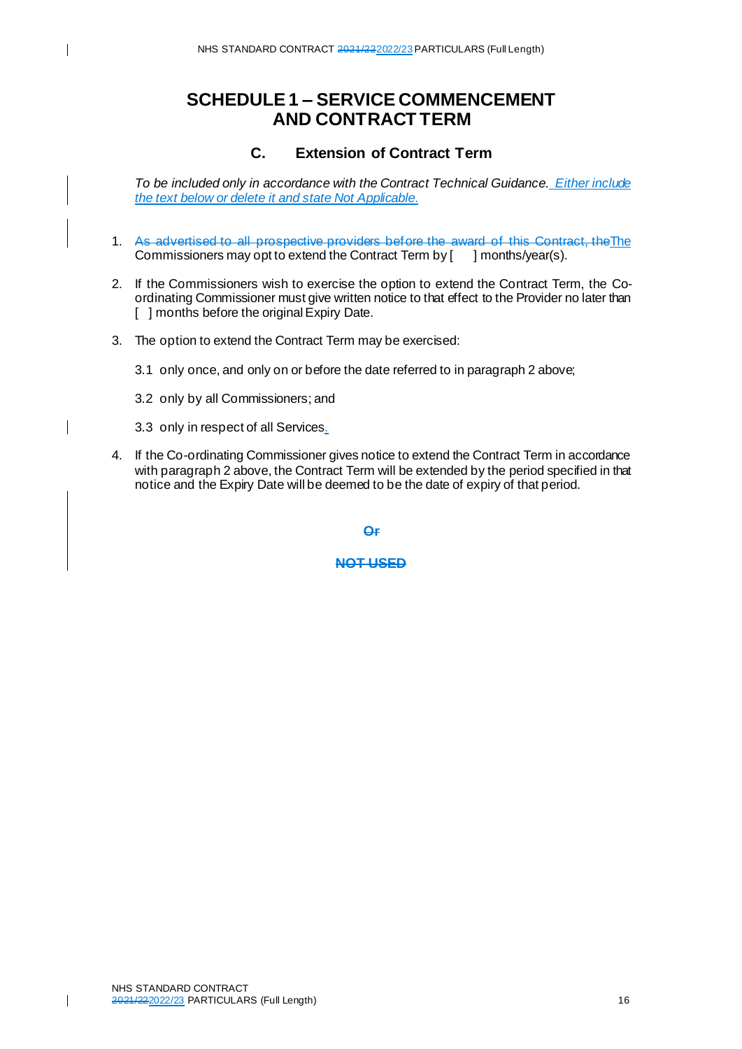# SCHEDULE 1 – SERVICE COMMENCEMENT AND CONTRACT TERM

## C. Extension of Contract Term

*To be included only in accordance with the Contract Technical Guidance. Either include the text below or delete it and state Not Applicable.*

1. ~~As advertised to all prospective providers before the award of this Contract, the~~The Commissioners may opt to extend the Contract Term by [ ] months/year(s).

2. If the Commissioners wish to exercise the option to extend the Contract Term, the Co-ordinating Commissioner must give written notice to that effect to the Provider no later than [ ] months before the original Expiry Date.

3. The option to extend the Contract Term may be exercised:

   3.1 only once, and only on or before the date referred to in paragraph 2 above;

   3.2 only by all Commissioners; and

   3.3 only in respect of all Services.

4. If the Co-ordinating Commissioner gives notice to extend the Contract Term in accordance with paragraph 2 above, the Contract Term will be extended by the period specified in that notice and the Expiry Date will be deemed to be the date of expiry of that period.

~~**Or**~~

~~**NOT USED**~~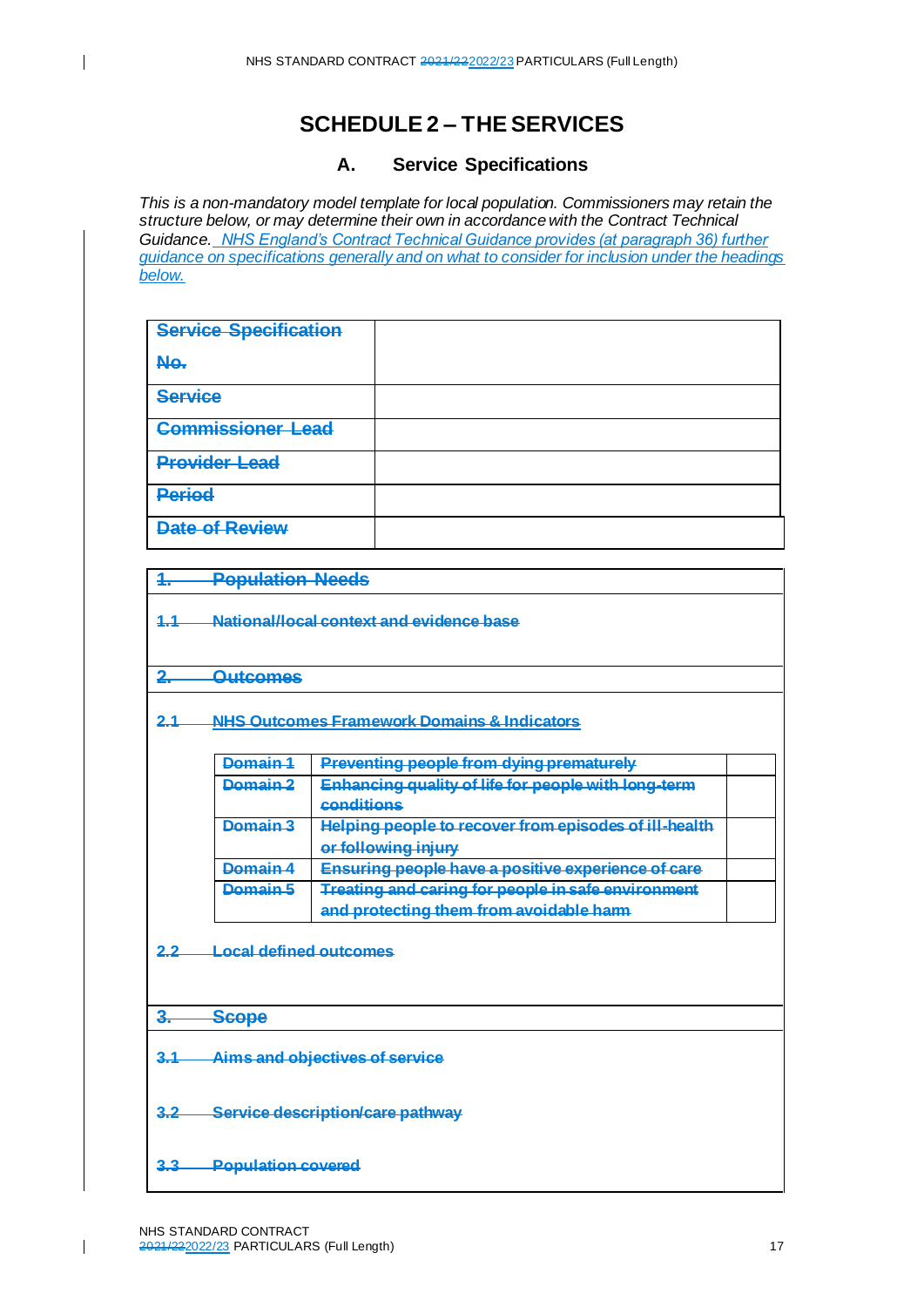# SCHEDULE 2 – THE SERVICES

## A. Service Specifications

*This is a non-mandatory model template for local population. Commissioners may retain the structure below, or may determine their own in accordance with the Contract Technical Guidance. NHS England's Contract Technical Guidance provides (at paragraph 36) further guidance on specifications generally and on what to consider for inclusion under the headings below.*

| ~~Service Specification No.~~ | |
|---|---|
| ~~Service~~ | |
| ~~Commissioner Lead~~ | |
| ~~Provider Lead~~ | |
| ~~Period~~ | |
| ~~Date of Review~~ | |

**~~1. Population Needs~~**

**~~1.1 National/local context and evidence base~~**

**~~2. Outcomes~~**

**~~2.1 NHS Outcomes Framework Domains & Indicators~~**

| ~~Domain 1~~ | ~~Preventing people from dying prematurely~~ | |
|---|---|---|
| ~~Domain 2~~ | ~~Enhancing quality of life for people with long-term conditions~~ | |
| ~~Domain 3~~ | ~~Helping people to recover from episodes of ill-health or following injury~~ | |
| ~~Domain 4~~ | ~~Ensuring people have a positive experience of care~~ | |
| ~~Domain 5~~ | ~~Treating and caring for people in safe environment and protecting them from avoidable harm~~ | |

**~~2.2 Local defined outcomes~~**

**~~3. Scope~~**

**~~3.1 Aims and objectives of service~~**

**~~3.2 Service description/care pathway~~**

**~~3.3 Population covered~~**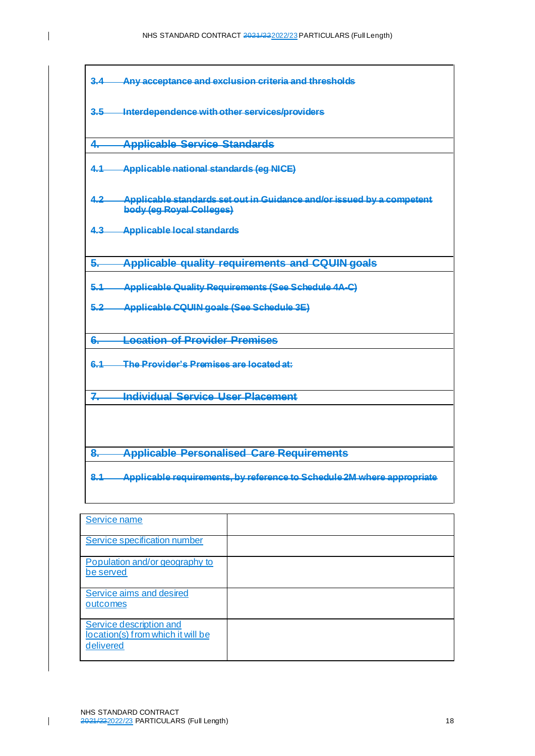~~3.4 Any acceptance and exclusion criteria and thresholds~~

~~3.5 Interdependence with other services/providers~~

~~**4. Applicable Service Standards**~~

~~4.1 Applicable national standards (eg NICE)~~

~~4.2 Applicable standards set out in Guidance and/or issued by a competent body (eg Royal Colleges)~~

~~4.3 Applicable local standards~~

~~**5. Applicable quality requirements and CQUIN goals**~~

~~5.1 Applicable Quality Requirements (See Schedule 4A-C)~~

~~5.2 Applicable CQUIN goals (See Schedule 3E)~~

~~**6. Location of Provider Premises**~~

~~6.1 The Provider's Premises are located at:~~

~~**7. Individual Service User Placement**~~

~~**8. Applicable Personalised Care Requirements**~~

~~8.1 Applicable requirements, by reference to Schedule 2M where appropriate~~

| Service name | |
|---|---|
| Service specification number | |
| Population and/or geography to be served | |
| Service aims and desired outcomes | |
| Service description and location(s) from which it will be delivered | |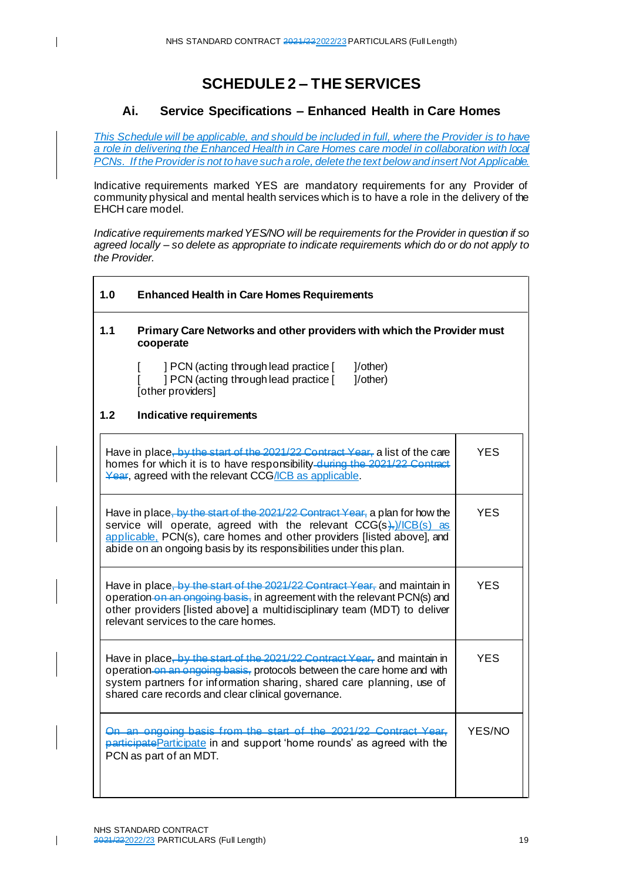# SCHEDULE 2 – THE SERVICES

## Ai. Service Specifications – Enhanced Health in Care Homes

*This Schedule will be applicable, and should be included in full, where the Provider is to have a role in delivering the Enhanced Health in Care Homes care model in collaboration with local PCNs. If the Provider is not to have such a role, delete the text below and insert Not Applicable.*

Indicative requirements marked YES are mandatory requirements for any Provider of community physical and mental health services which is to have a role in the delivery of the EHCH care model.

*Indicative requirements marked YES/NO will be requirements for the Provider in question if so agreed locally – so delete as appropriate to indicate requirements which do or do not apply to the Provider.*

**1.0 Enhanced Health in Care Homes Requirements**

**1.1 Primary Care Networks and other providers with which the Provider must cooperate**

[ ] PCN (acting through lead practice [ ]/other)
[ ] PCN (acting through lead practice [ ]/other)
[other providers]

**1.2 Indicative requirements**

| Requirement | |
|---|---|
| Have in place, ~~by the start of the 2021/22 Contract Year,~~ a list of the care homes for which it is to have responsibility ~~during the 2021/22 Contract Year~~, agreed with the relevant CCG/ICB as applicable. | YES |
| Have in place, ~~by the start of the 2021/22 Contract Year,~~ a plan for how the service will operate, agreed with the relevant CCG(s~~),~~)/ICB(s) as applicable, PCN(s), care homes and other providers [listed above], and abide on an ongoing basis by its responsibilities under this plan. | YES |
| Have in place, ~~by the start of the 2021/22 Contract Year,~~ and maintain in operation ~~on an ongoing basis,~~ in agreement with the relevant PCN(s) and other providers [listed above] a multidisciplinary team (MDT) to deliver relevant services to the care homes. | YES |
| Have in place, ~~by the start of the 2021/22 Contract Year,~~ and maintain in operation ~~on an ongoing basis,~~ protocols between the care home and with system partners for information sharing, shared care planning, use of shared care records and clear clinical governance. | YES |
| ~~On an ongoing basis from the start of the 2021/22 Contract Year, participate~~Participate in and support 'home rounds' as agreed with the PCN as part of an MDT. | YES/NO |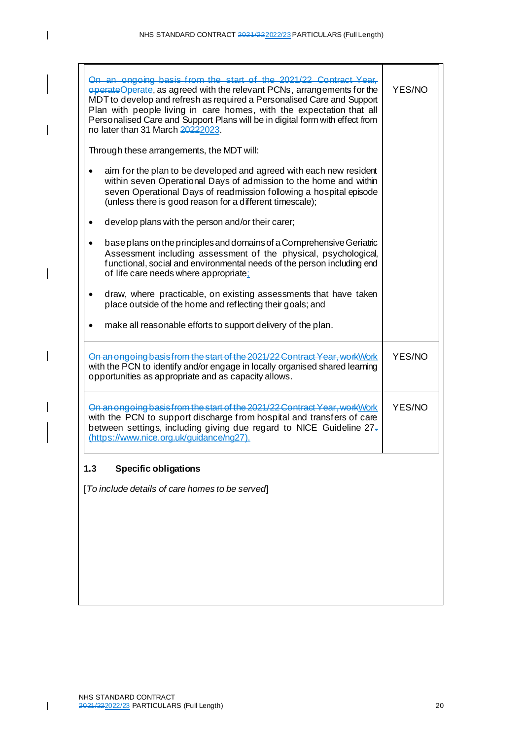| | |
|---|---|
| ~~On an ongoing basis from the start of the 2021/22 Contract Year, operate~~Operate, as agreed with the relevant PCNs, arrangements for the MDT to develop and refresh as required a Personalised Care and Support Plan with people living in care homes, with the expectation that all Personalised Care and Support Plans will be in digital form with effect from no later than 31 March ~~2022~~2023.<br><br>Through these arrangements, the MDT will:<br><br>• aim for the plan to be developed and agreed with each new resident within seven Operational Days of admission to the home and within seven Operational Days of readmission following a hospital episode (unless there is good reason for a different timescale);<br><br>• develop plans with the person and/or their carer;<br><br>• base plans on the principles and domains of a Comprehensive Geriatric Assessment including assessment of the physical, psychological, functional, social and environmental needs of the person including end of life care needs where appropriate;<br><br>• draw, where practicable, on existing assessments that have taken place outside of the home and reflecting their goals; and<br><br>• make all reasonable efforts to support delivery of the plan. | YES/NO |
| ~~On an ongoing basis from the start of the 2021/22 Contract Year, work~~Work with the PCN to identify and/or engage in locally organised shared learning opportunities as appropriate and as capacity allows. | YES/NO |
| ~~On an ongoing basis from the start of the 2021/22 Contract Year, work~~Work with the PCN to support discharge from hospital and transfers of care between settings, including giving due regard to NICE Guideline 27~~.~~ (https://www.nice.org.uk/guidance/ng27). | YES/NO |

### 1.3 Specific obligations

[*To include details of care homes to be served*]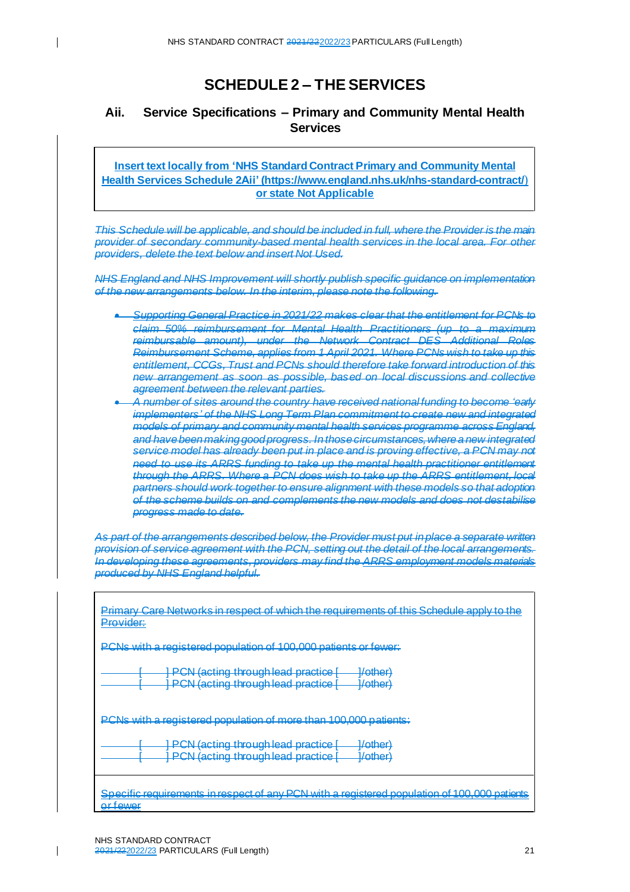# SCHEDULE 2 – THE SERVICES

## Aii. Service Specifications – Primary and Community Mental Health Services

**Insert text locally from 'NHS Standard Contract Primary and Community Mental Health Services Schedule 2Aii' (https://www.england.nhs.uk/nhs-standard-contract/) or state Not Applicable**

~~*This Schedule will be applicable, and should be included in full, where the Provider is the main provider of secondary community-based mental health services in the local area. For other providers, delete the text below and insert Not Used.*~~

~~*NHS England and NHS Improvement will shortly publish specific guidance on implementation of the new arrangements below. In the interim, please note the following.*~~

- ~~*Supporting General Practice in 2021/22 makes clear that the entitlement for PCNs to claim 50% reimbursement for Mental Health Practitioners (up to a maximum reimbursable amount), under the Network Contract DES Additional Roles Reimbursement Scheme, applies from 1 April 2021. Where PCNs wish to take up this entitlement, CCGs, Trust and PCNs should therefore take forward introduction of this new arrangement as soon as possible, based on local discussions and collective agreement between the relevant parties.*~~
- ~~*A number of sites around the country have received national funding to become 'early implementers' of the NHS Long Term Plan commitment to create new and integrated models of primary and community mental health services programme across England, and have been making good progress. In those circumstances, where a new integrated service model has already been put in place and is proving effective, a PCN may not need to use its ARRS funding to take up the mental health practitioner entitlement through the ARRS. Where a PCN does wish to take up the ARRS entitlement, local partners should work together to ensure alignment with these models so that adoption of the scheme builds on and complements the new models and does not destabilise progress made to date.*~~

~~*As part of the arrangements described below, the Provider must put in place a separate written provision of service agreement with the PCN, setting out the detail of the local arrangements. In developing these agreements, providers may find the ARRS employment models materials produced by NHS England helpful.*~~

~~Primary Care Networks in respect of which the requirements of this Schedule apply to the Provider:~~

~~PCNs with a registered population of 100,000 patients or fewer:~~

~~[ ] PCN (acting through lead practice [ ]/other)~~
~~[ ] PCN (acting through lead practice [ ]/other)~~

~~PCNs with a registered population of more than 100,000 patients:~~

~~[ ] PCN (acting through lead practice [ ]/other)~~
~~[ ] PCN (acting through lead practice [ ]/other)~~

~~Specific requirements in respect of any PCN with a registered population of 100,000 patients or fewer~~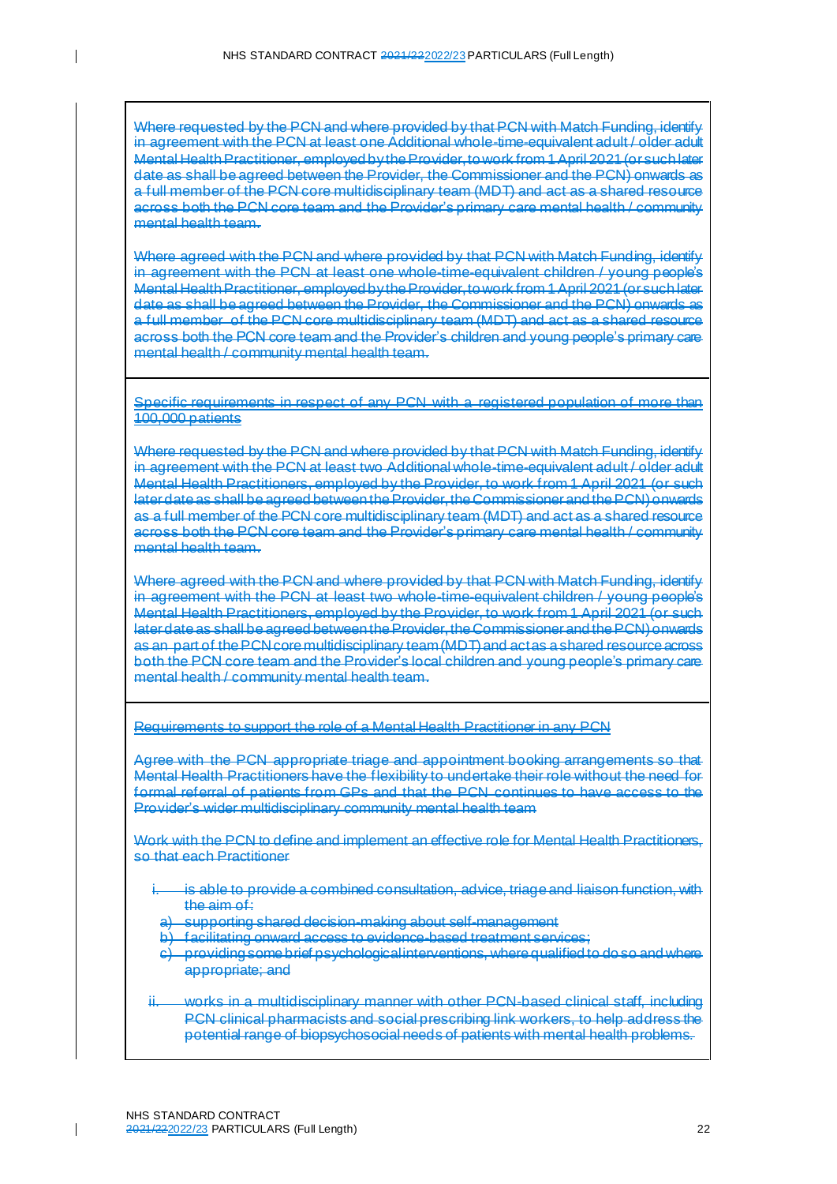Where requested by the PCN and where provided by that PCN with Match Funding, identify in agreement with the PCN at least one Additional whole-time-equivalent adult / older adult Mental Health Practitioner, employed by the Provider, to work from 1 April 2021 (or such later date as shall be agreed between the Provider, the Commissioner and the PCN) onwards as a full member of the PCN core multidisciplinary team (MDT) and act as a shared resource across both the PCN core team and the Provider's primary care mental health / community mental health team.

Where agreed with the PCN and where provided by that PCN with Match Funding, identify in agreement with the PCN at least one whole-time-equivalent children / young people's Mental Health Practitioner, employed by the Provider, to work from 1 April 2021 (or such later date as shall be agreed between the Provider, the Commissioner and the PCN) onwards as a full member of the PCN core multidisciplinary team (MDT) and act as a shared resource across both the PCN core team and the Provider's children and young people's primary care mental health / community mental health team.

Specific requirements in respect of any PCN with a registered population of more than 100,000 patients

Where requested by the PCN and where provided by that PCN with Match Funding, identify in agreement with the PCN at least two Additional whole-time-equivalent adult / older adult Mental Health Practitioners, employed by the Provider, to work from 1 April 2021 (or such later date as shall be agreed between the Provider, the Commissioner and the PCN) onwards as a full member of the PCN core multidisciplinary team (MDT) and act as a shared resource across both the PCN core team and the Provider's primary care mental health / community mental health team.

Where agreed with the PCN and where provided by that PCN with Match Funding, identify in agreement with the PCN at least two whole-time-equivalent children / young people's Mental Health Practitioners, employed by the Provider, to work from 1 April 2021 (or such later date as shall be agreed between the Provider, the Commissioner and the PCN) onwards as an part of the PCN core multidisciplinary team (MDT) and act as a shared resource across both the PCN core team and the Provider's local children and young people's primary care mental health / community mental health team.

Requirements to support the role of a Mental Health Practitioner in any PCN

Agree with the PCN appropriate triage and appointment booking arrangements so that Mental Health Practitioners have the flexibility to undertake their role without the need for formal referral of patients from GPs and that the PCN continues to have access to the Provider's wider multidisciplinary community mental health team

Work with the PCN to define and implement an effective role for Mental Health Practitioners, so that each Practitioner

i. is able to provide a combined consultation, advice, triage and liaison function, with the aim of:
   a) supporting shared decision-making about self-management
   b) facilitating onward access to evidence-based treatment services;
   c) providing some brief psychological interventions, where qualified to do so and where appropriate; and

ii. works in a multidisciplinary manner with other PCN-based clinical staff, including PCN clinical pharmacists and social prescribing link workers, to help address the potential range of biopsychosocial needs of patients with mental health problems.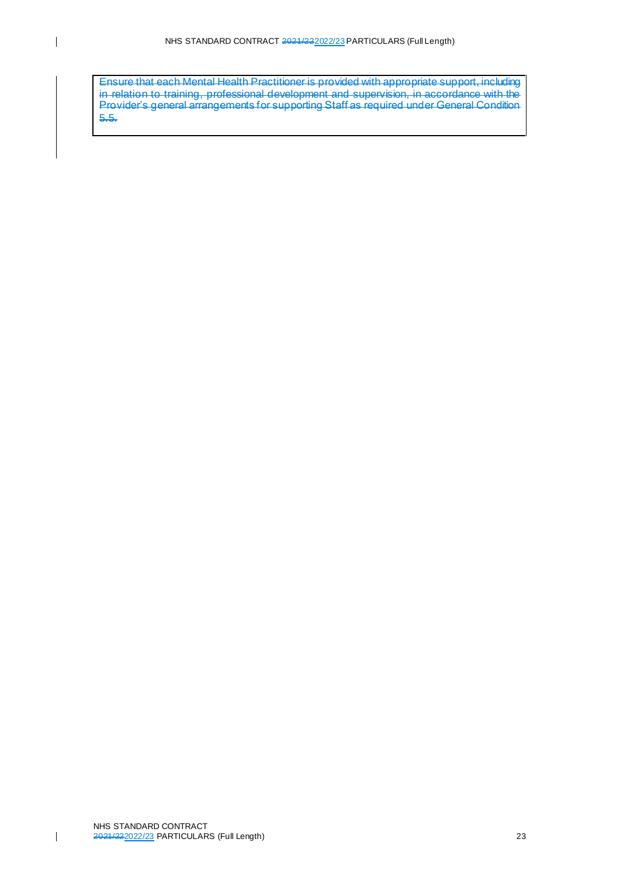| |
|---|
| ~~Ensure that each Mental Health Practitioner is provided with appropriate support, including in relation to training, professional development and supervision, in accordance with the Provider's general arrangements for supporting Staff as required under General Condition 5.5.~~ |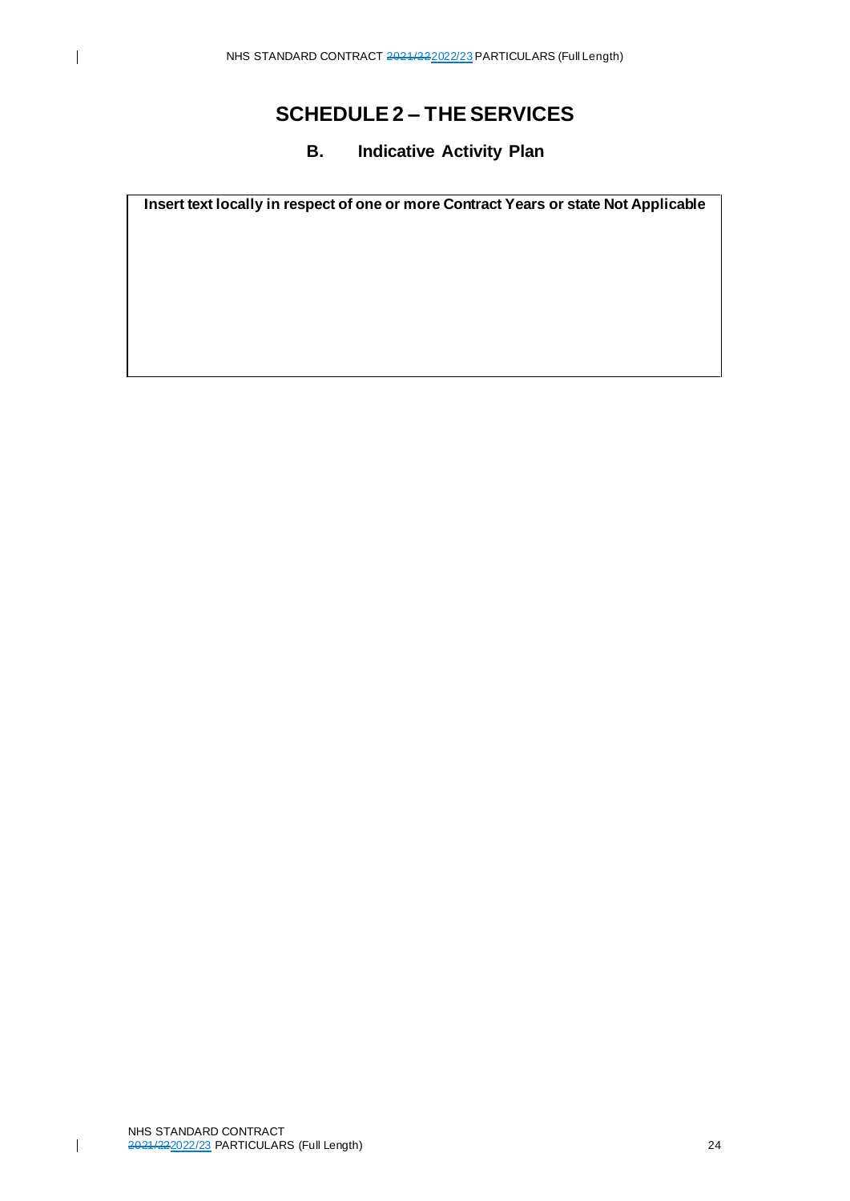# SCHEDULE 2 – THE SERVICES

## B. Indicative Activity Plan

| **Insert text locally in respect of one or more Contract Years or state Not Applicable** |
|---|
| |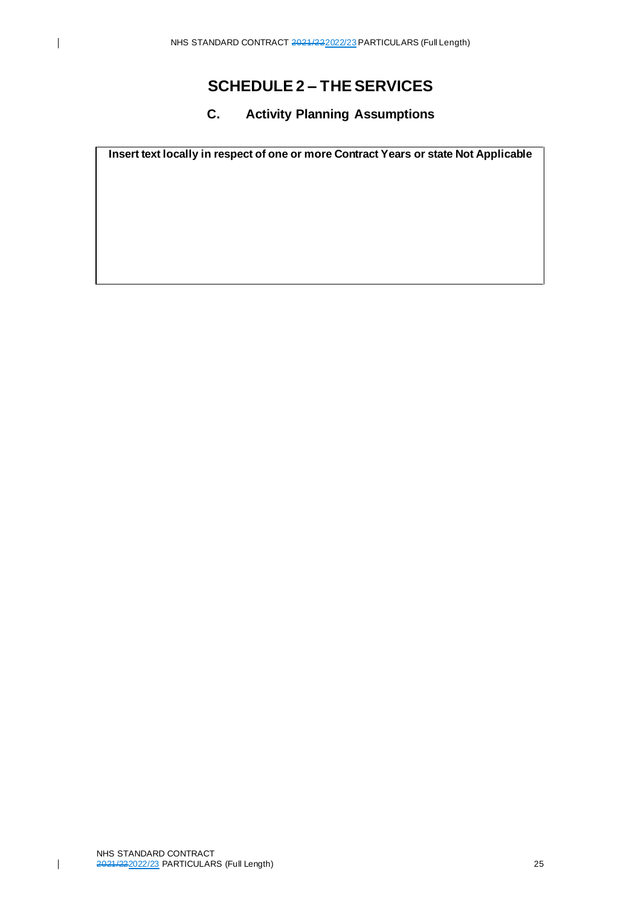# SCHEDULE 2 – THE SERVICES

## C. Activity Planning Assumptions

| Insert text locally in respect of one or more Contract Years or state Not Applicable |
| --- |
| |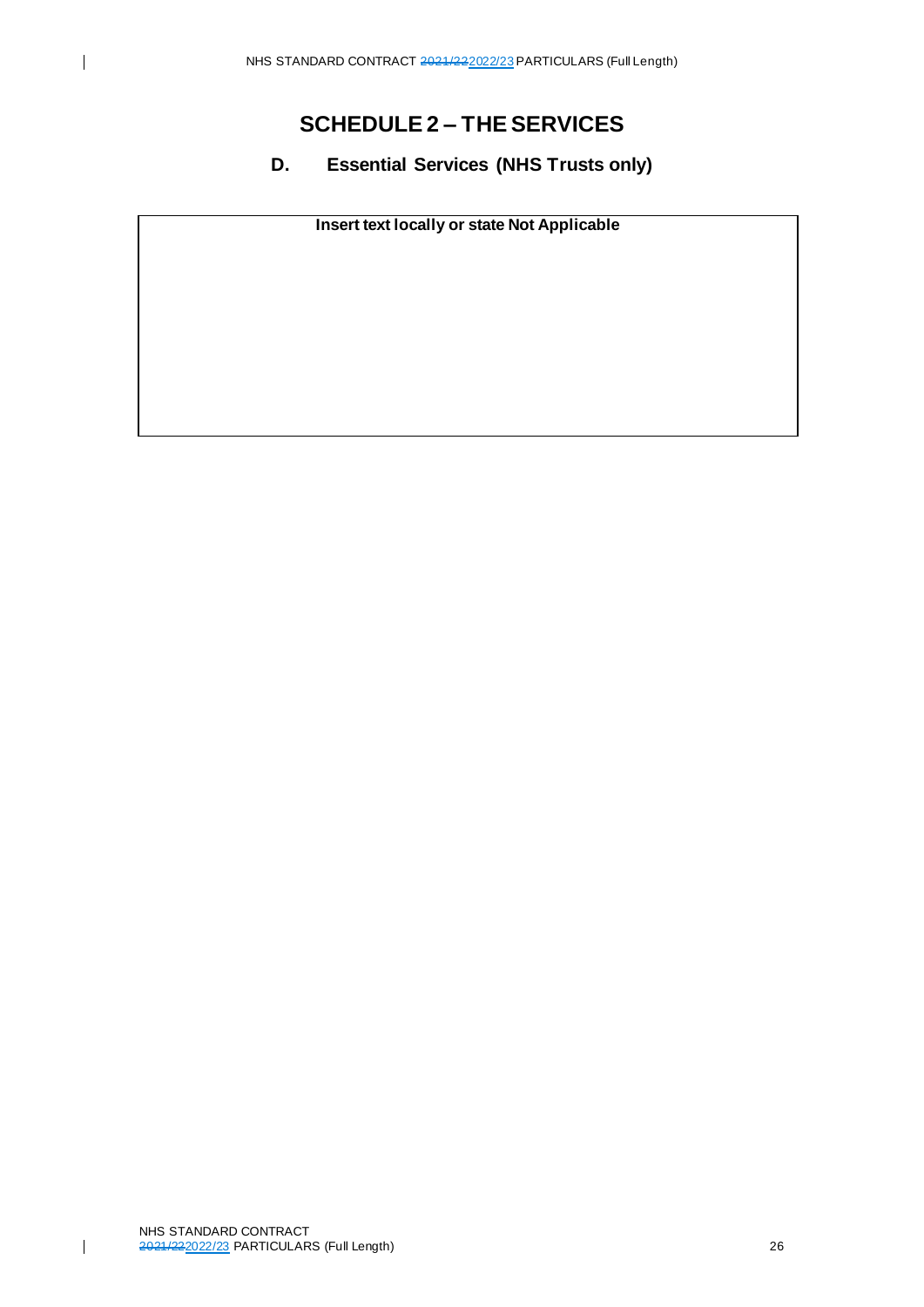# SCHEDULE 2 – THE SERVICES

## D. Essential Services (NHS Trusts only)

| Insert text locally or state Not Applicable |
|---|
| |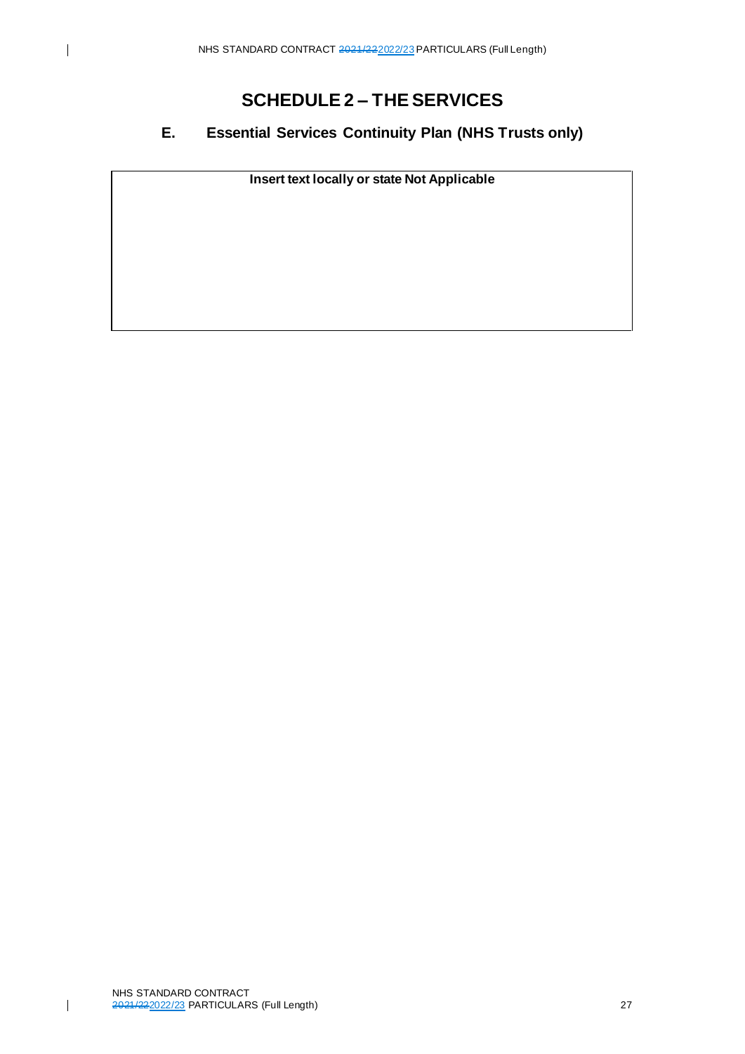# SCHEDULE 2 – THE SERVICES

## E. Essential Services Continuity Plan (NHS Trusts only)

| Insert text locally or state Not Applicable |
|---|
| |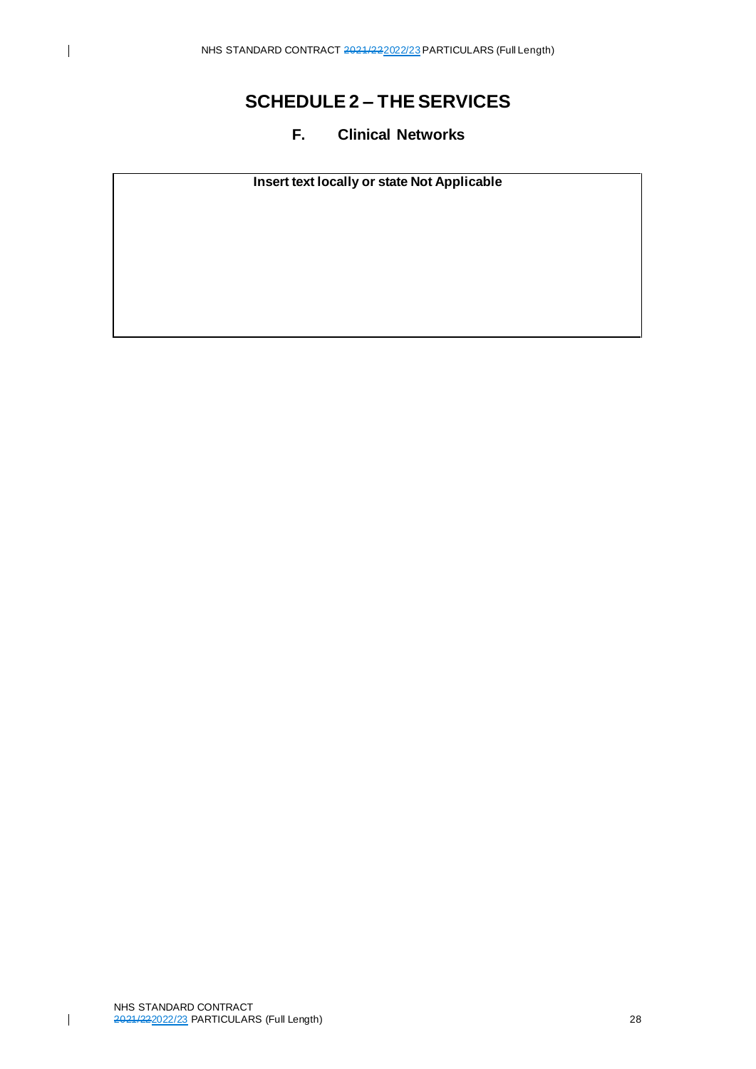# SCHEDULE 2 – THE SERVICES

## F. Clinical Networks

| Insert text locally or state Not Applicable |
| --- |
| |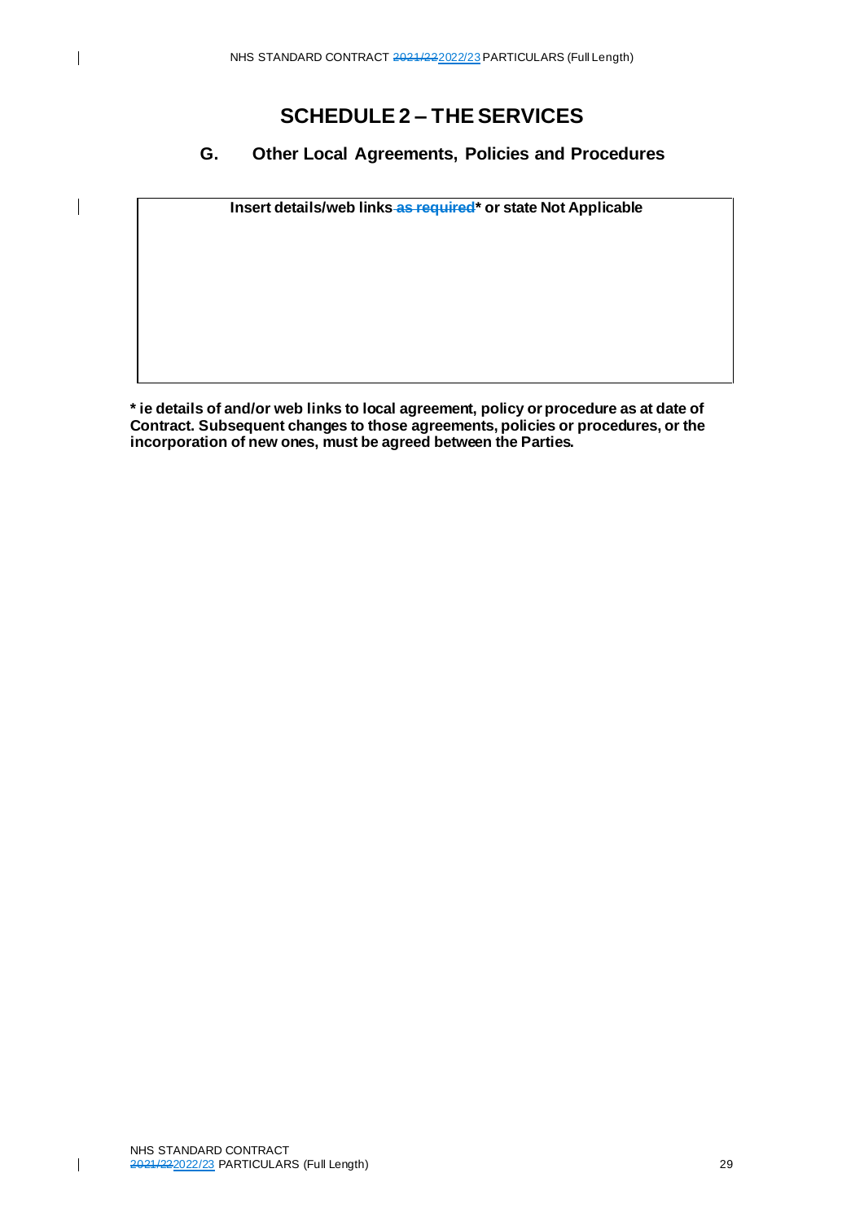# SCHEDULE 2 – THE SERVICES

## G. Other Local Agreements, Policies and Procedures

| **Insert details/web links ~~as required~~* or state Not Applicable** |
| --- |
| |

**\* ie details of and/or web links to local agreement, policy or procedure as at date of Contract. Subsequent changes to those agreements, policies or procedures, or the incorporation of new ones, must be agreed between the Parties.**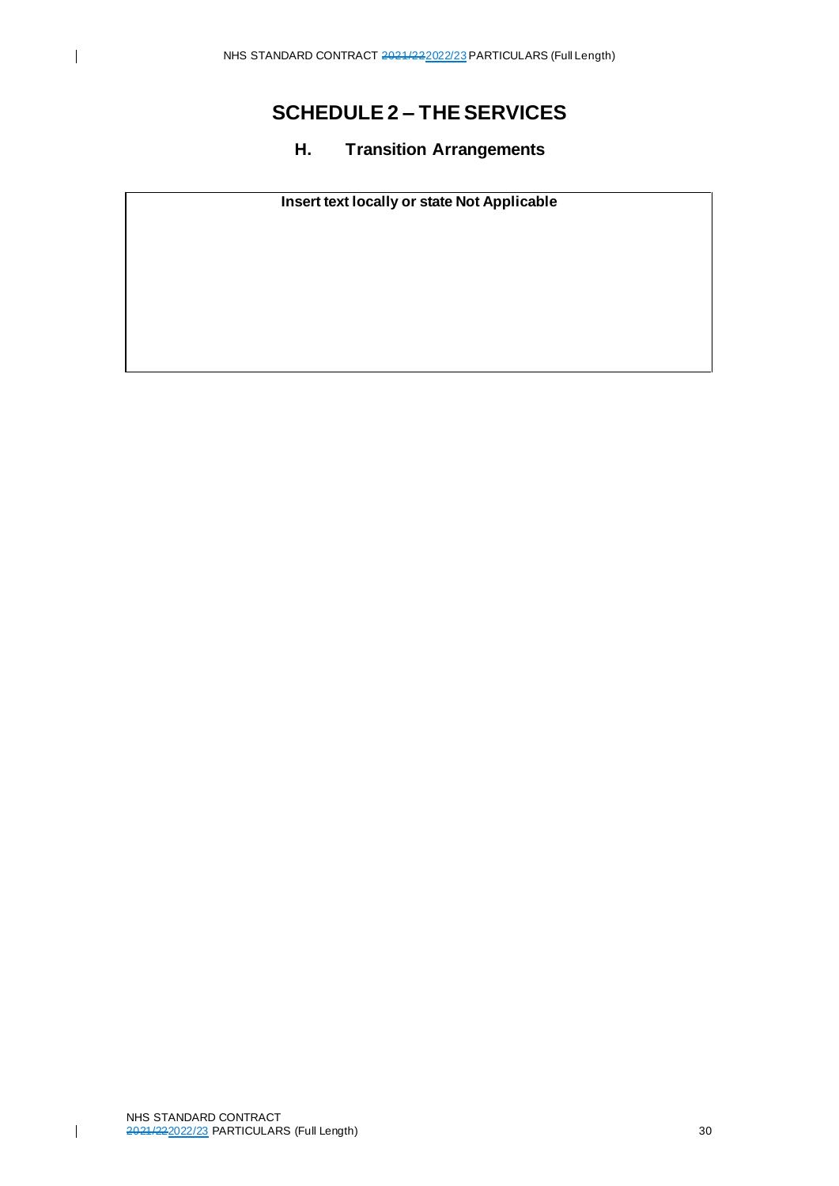# SCHEDULE 2 – THE SERVICES

## H. Transition Arrangements

| Insert text locally or state Not Applicable |
| --- |
| |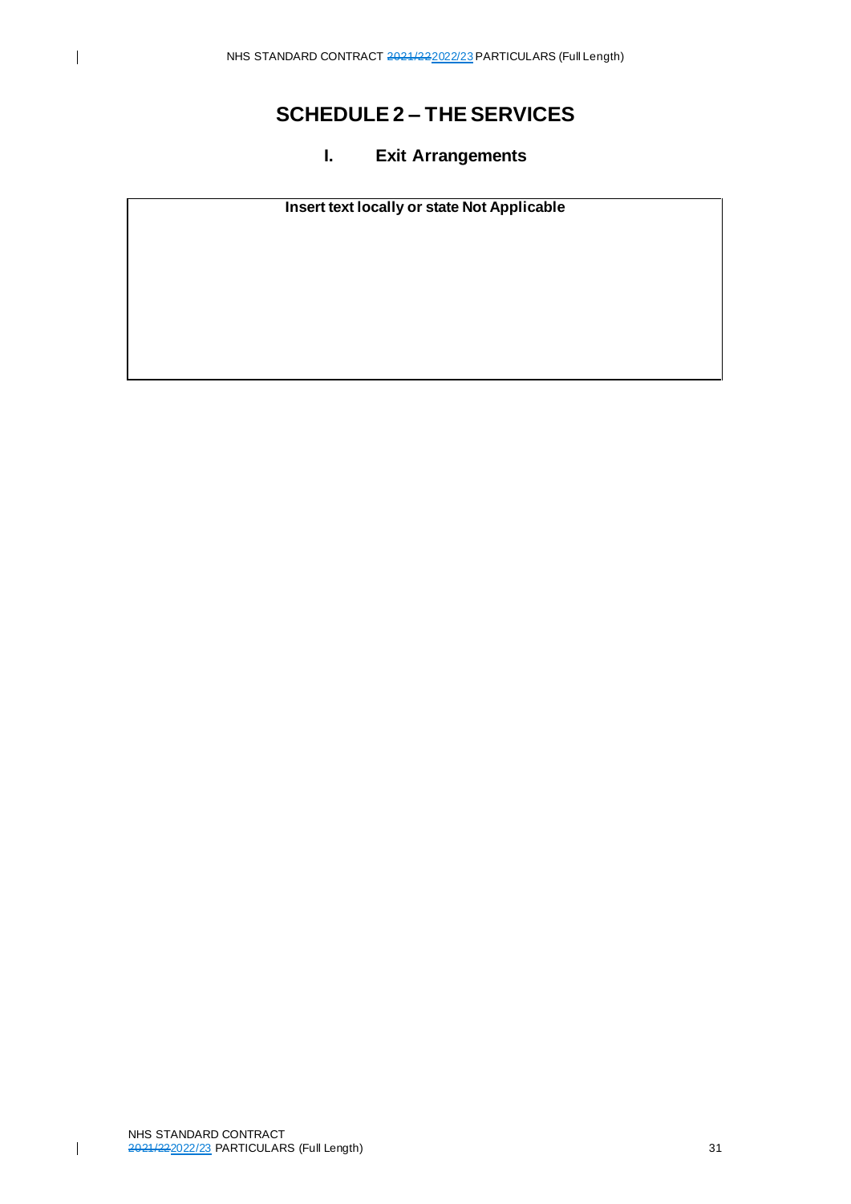# SCHEDULE 2 – THE SERVICES

## I. Exit Arrangements

| Insert text locally or state Not Applicable |
|---|
| |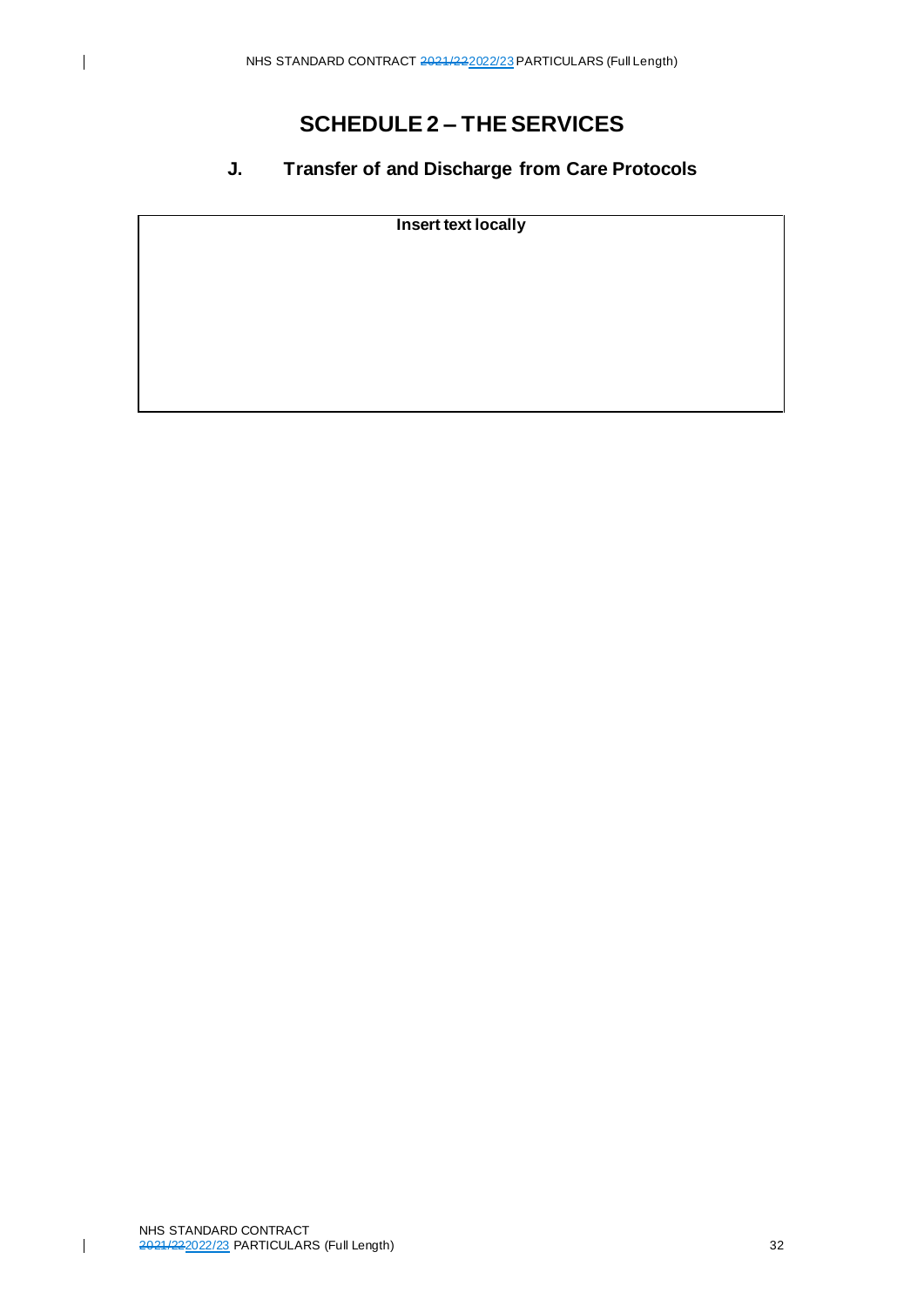# SCHEDULE 2 – THE SERVICES

## J. Transfer of and Discharge from Care Protocols

| Insert text locally |
| --- |
| |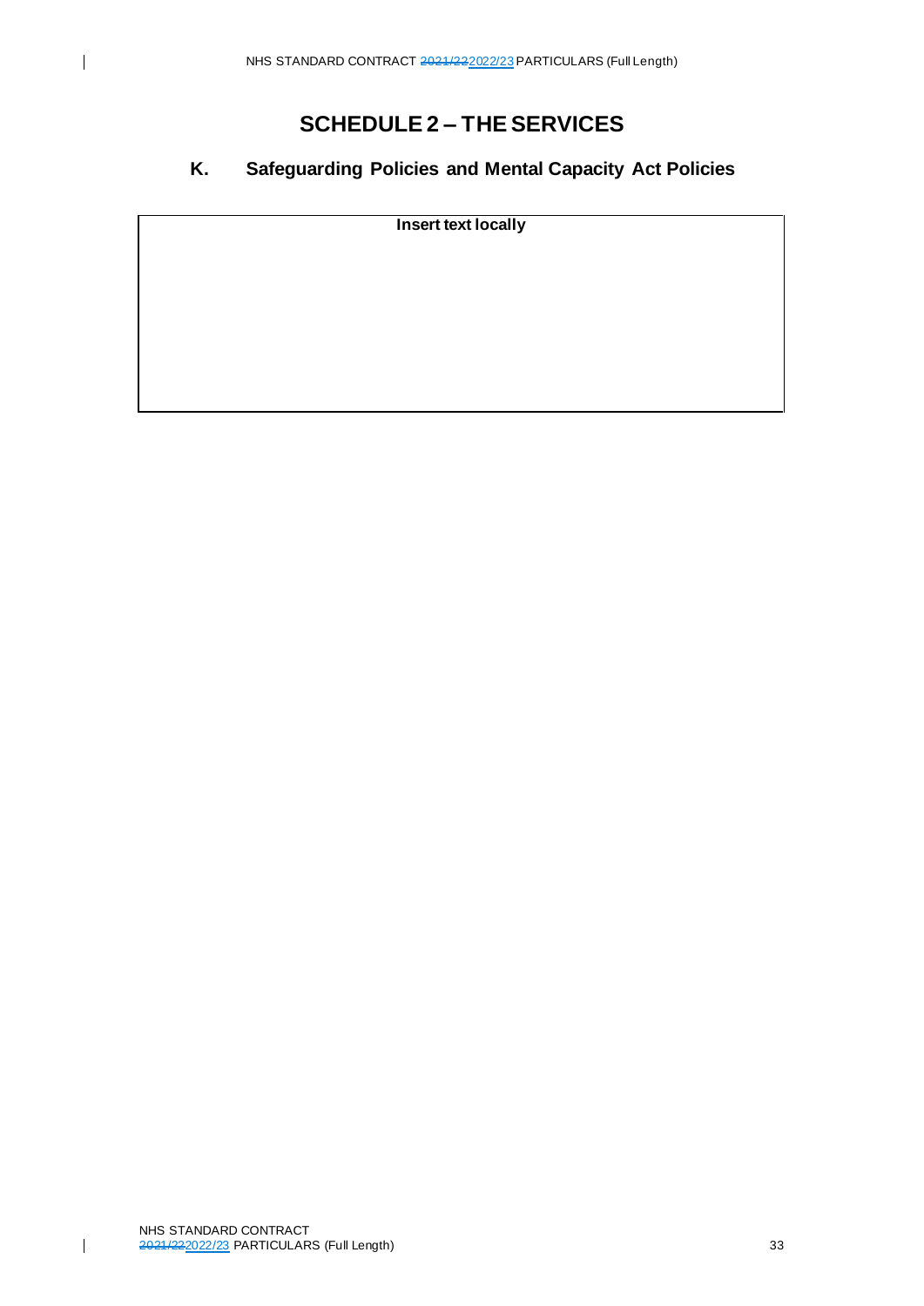# SCHEDULE 2 – THE SERVICES

## K. Safeguarding Policies and Mental Capacity Act Policies

| **Insert text locally** |
|---|
| |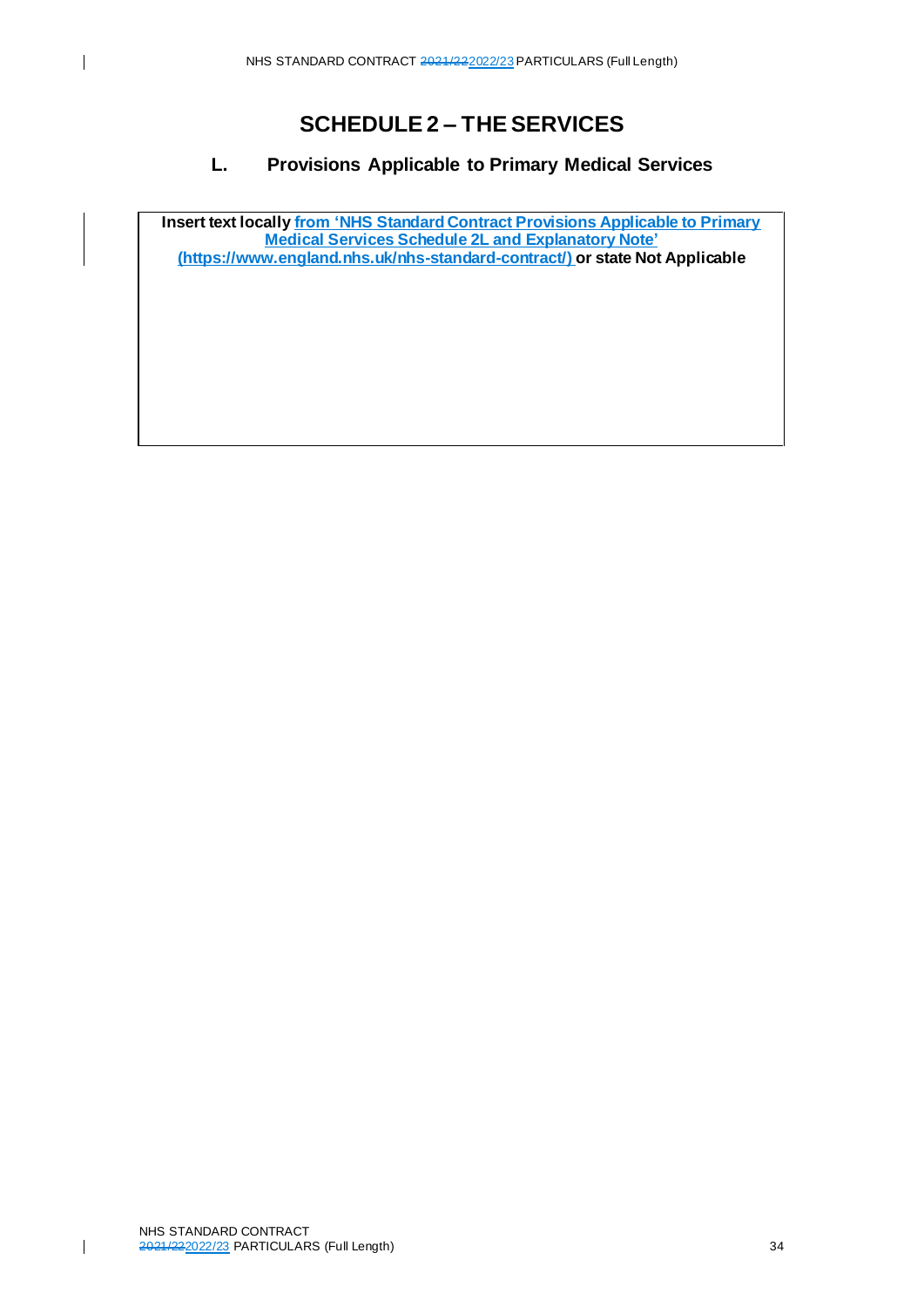# SCHEDULE 2 – THE SERVICES

## L. Provisions Applicable to Primary Medical Services

| **Insert text locally from 'NHS Standard Contract Provisions Applicable to Primary Medical Services Schedule 2L and Explanatory Note' (https://www.england.nhs.uk/nhs-standard-contract/) or state Not Applicable** |
|---|
| |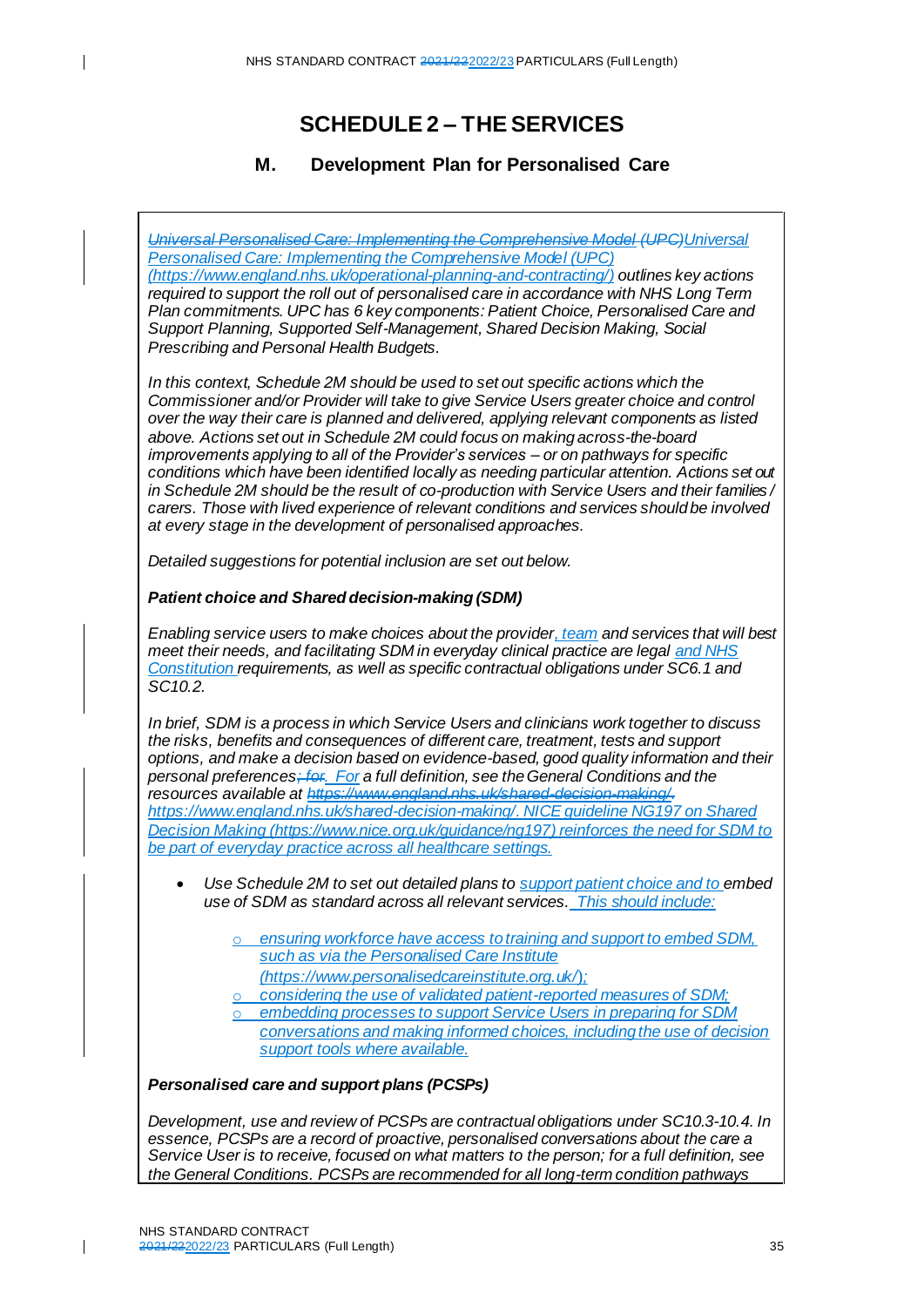# SCHEDULE 2 – THE SERVICES

## M. Development Plan for Personalised Care

*Universal Personalised Care: Implementing the Comprehensive Model (UPC)Universal Personalised Care: Implementing the Comprehensive Model (UPC) (https://www.england.nhs.uk/operational-planning-and-contracting/) outlines key actions required to support the roll out of personalised care in accordance with NHS Long Term Plan commitments. UPC has 6 key components: Patient Choice, Personalised Care and Support Planning, Supported Self-Management, Shared Decision Making, Social Prescribing and Personal Health Budgets.*

*In this context, Schedule 2M should be used to set out specific actions which the Commissioner and/or Provider will take to give Service Users greater choice and control over the way their care is planned and delivered, applying relevant components as listed above. Actions set out in Schedule 2M could focus on making across-the-board improvements applying to all of the Provider's services – or on pathways for specific conditions which have been identified locally as needing particular attention. Actions set out in Schedule 2M should be the result of co-production with Service Users and their families / carers. Those with lived experience of relevant conditions and services should be involved at every stage in the development of personalised approaches.*

*Detailed suggestions for potential inclusion are set out below.*

***Patient choice and Shared decision-making (SDM)***

*Enabling service users to make choices about the provider, team and services that will best meet their needs, and facilitating SDM in everyday clinical practice are legal and NHS Constitution requirements, as well as specific contractual obligations under SC6.1 and SC10.2.*

*In brief, SDM is a process in which Service Users and clinicians work together to discuss the risks, benefits and consequences of different care, treatment, tests and support options, and make a decision based on evidence-based, good quality information and their personal preferences; for. For a full definition, see the General Conditions and the resources available at https://www.england.nhs.uk/shared-decision-making/. https://www.england.nhs.uk/shared-decision-making/. NICE guideline NG197 on Shared Decision Making (https://www.nice.org.uk/guidance/ng197) reinforces the need for SDM to be part of everyday practice across all healthcare settings.*

- *Use Schedule 2M to set out detailed plans to support patient choice and to embed use of SDM as standard across all relevant services. This should include:*
  - *ensuring workforce have access to training and support to embed SDM, such as via the Personalised Care Institute (https://www.personalisedcareinstitute.org.uk/);*
  - *considering the use of validated patient-reported measures of SDM;*
  - *embedding processes to support Service Users in preparing for SDM conversations and making informed choices, including the use of decision support tools where available.*

***Personalised care and support plans (PCSPs)***

*Development, use and review of PCSPs are contractual obligations under SC10.3-10.4. In essence, PCSPs are a record of proactive, personalised conversations about the care a Service User is to receive, focused on what matters to the person; for a full definition, see the General Conditions. PCSPs are recommended for all long-term condition pathways*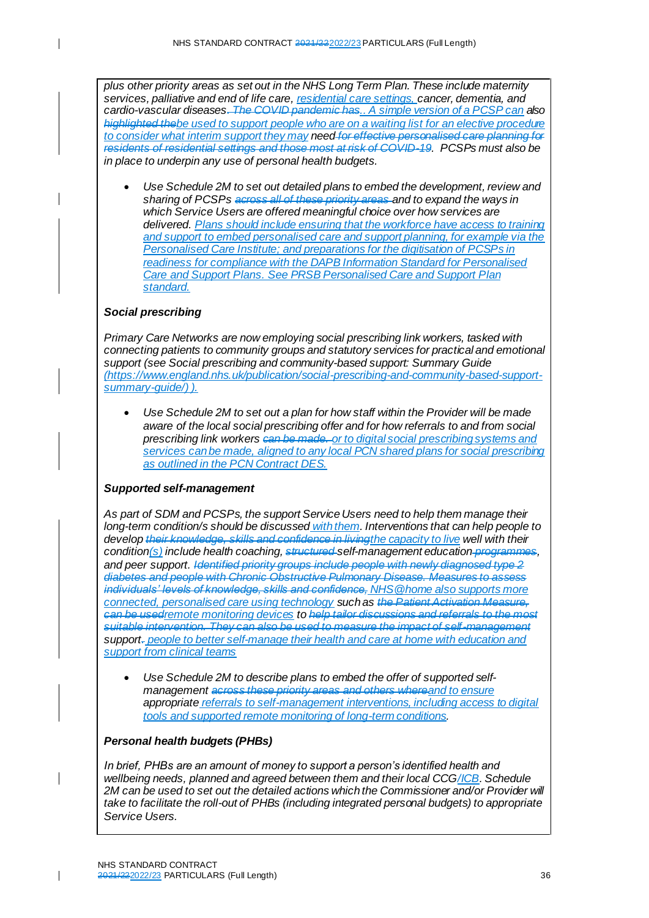plus other priority areas as set out in the NHS Long Term Plan. These include maternity services, palliative and end of life care, residential care settings, cancer, dementia, and cardio-vascular diseases~~. The COVID pandemic has~~. A simple version of a PCSP can also ~~highlighted the~~be used to support people who are on a waiting list for an elective procedure to consider what interim support they may need ~~for effective personalised care planning for residents of residential settings and those most at risk of COVID-19~~. PCSPs must also be in place to underpin any use of personal health budgets.

- Use Schedule 2M to set out detailed plans to embed the development, review and sharing of PCSPs ~~across all of these priority areas~~ and to expand the ways in which Service Users are offered meaningful choice over how services are delivered. Plans should include ensuring that the workforce have access to training and support to embed personalised care and support planning, for example via the Personalised Care Institute; and preparations for the digitisation of PCSPs in readiness for compliance with the DAPB Information Standard for Personalised Care and Support Plans. See PRSB Personalised Care and Support Plan standard.

***Social prescribing***

Primary Care Networks are now employing social prescribing link workers, tasked with connecting patients to community groups and statutory services for practical and emotional support (see Social prescribing and community-based support: Summary Guide (https://www.england.nhs.uk/publication/social-prescribing-and-community-based-support-summary-guide/) ).

- Use Schedule 2M to set out a plan for how staff within the Provider will be made aware of the local social prescribing offer and for how referrals to and from social prescribing link workers ~~can be made.~~ or to digital social prescribing systems and services can be made, aligned to any local PCN shared plans for social prescribing as outlined in the PCN Contract DES.

***Supported self-management***

As part of SDM and PCSPs, the support Service Users need to help them manage their long-term condition/s should be discussed with them. Interventions that can help people to develop ~~their knowledge, skills and confidence in living~~the capacity to live well with their condition(s) include health coaching, ~~structured~~ self-management education ~~programmes~~, and peer support. ~~Identified priority groups include people with newly diagnosed type 2 diabetes and people with Chronic Obstructive Pulmonary Disease. Measures to assess individuals' levels of knowledge, skills and confidence,~~ NHS@home also supports more connected, personalised care using technology such as ~~the Patient Activation Measure, can be used~~remote monitoring devices to ~~help tailor discussions and referrals to the most suitable intervention. They can also be used to measure the impact of self-management~~ support~~.~~ people to better self-manage their health and care at home with education and support from clinical teams

- Use Schedule 2M to describe plans to embed the offer of supported self-management ~~across these priority areas and others where~~and to ensure appropriate referrals to self-management interventions, including access to digital tools and supported remote monitoring of long-term conditions.

***Personal health budgets (PHBs)***

In brief, PHBs are an amount of money to support a person's identified health and wellbeing needs, planned and agreed between them and their local CCG/ICB. Schedule 2M can be used to set out the detailed actions which the Commissioner and/or Provider will take to facilitate the roll-out of PHBs (including integrated personal budgets) to appropriate Service Users.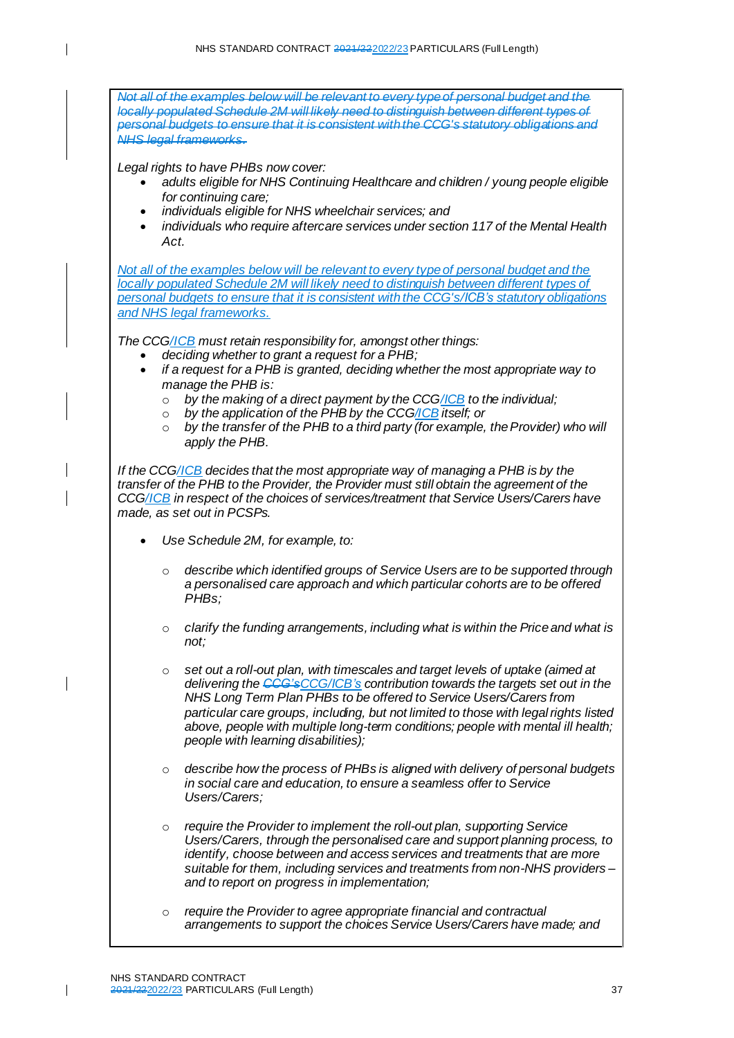~~*Not all of the examples below will be relevant to every type of personal budget and the locally populated Schedule 2M will likely need to distinguish between different types of personal budgets to ensure that it is consistent with the CCG's statutory obligations and NHS legal frameworks.*~~

*Legal rights to have PHBs now cover:*

- *adults eligible for NHS Continuing Healthcare and children / young people eligible for continuing care;*
- *individuals eligible for NHS wheelchair services; and*
- *individuals who require aftercare services under section 117 of the Mental Health Act.*

*Not all of the examples below will be relevant to every type of personal budget and the locally populated Schedule 2M will likely need to distinguish between different types of personal budgets to ensure that it is consistent with the CCG's/ICB's statutory obligations and NHS legal frameworks.*

*The CCG/ICB must retain responsibility for, amongst other things:*

- *deciding whether to grant a request for a PHB;*
- *if a request for a PHB is granted, deciding whether the most appropriate way to manage the PHB is:*
  - *by the making of a direct payment by the CCG/ICB to the individual;*
  - *by the application of the PHB by the CCG/ICB itself; or*
  - *by the transfer of the PHB to a third party (for example, the Provider) who will apply the PHB.*

*If the CCG/ICB decides that the most appropriate way of managing a PHB is by the transfer of the PHB to the Provider, the Provider must still obtain the agreement of the CCG/ICB in respect of the choices of services/treatment that Service Users/Carers have made, as set out in PCSPs.*

- *Use Schedule 2M, for example, to:*
  - *describe which identified groups of Service Users are to be supported through a personalised care approach and which particular cohorts are to be offered PHBs;*
  - *clarify the funding arrangements, including what is within the Price and what is not;*
  - *set out a roll-out plan, with timescales and target levels of uptake (aimed at delivering the ~~CCG's~~CCG/ICB's contribution towards the targets set out in the NHS Long Term Plan PHBs to be offered to Service Users/Carers from particular care groups, including, but not limited to those with legal rights listed above, people with multiple long-term conditions; people with mental ill health; people with learning disabilities);*
  - *describe how the process of PHBs is aligned with delivery of personal budgets in social care and education, to ensure a seamless offer to Service Users/Carers;*
  - *require the Provider to implement the roll-out plan, supporting Service Users/Carers, through the personalised care and support planning process, to identify, choose between and access services and treatments that are more suitable for them, including services and treatments from non-NHS providers – and to report on progress in implementation;*
  - *require the Provider to agree appropriate financial and contractual arrangements to support the choices Service Users/Carers have made; and*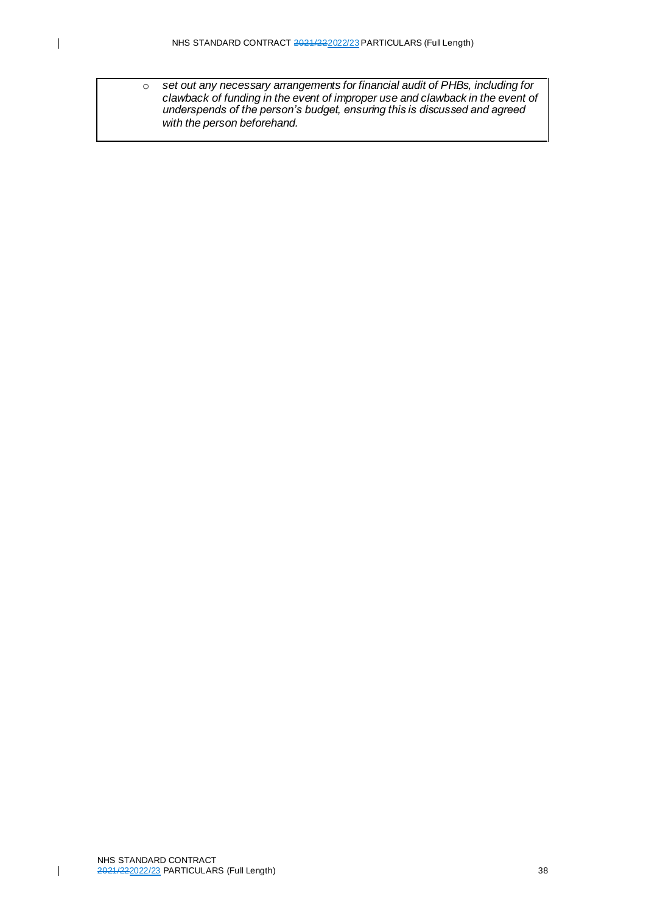- *set out any necessary arrangements for financial audit of PHBs, including for clawback of funding in the event of improper use and clawback in the event of underspends of the person's budget, ensuring this is discussed and agreed with the person beforehand.*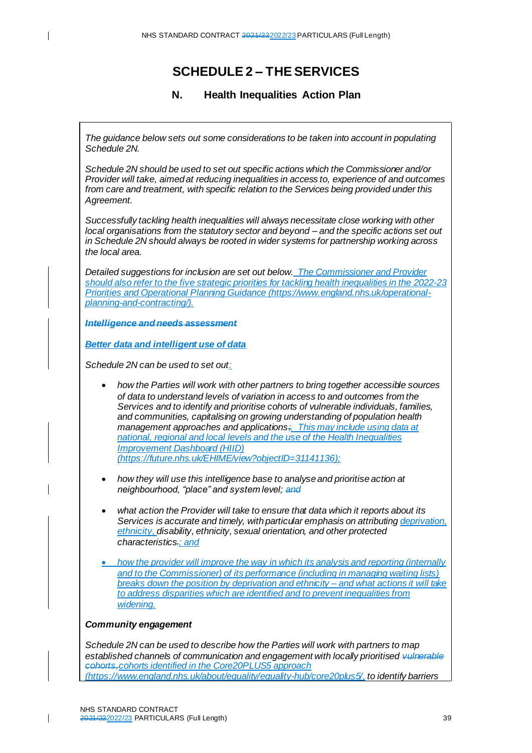# SCHEDULE 2 – THE SERVICES

## N. Health Inequalities Action Plan

*The guidance below sets out some considerations to be taken into account in populating Schedule 2N.*

*Schedule 2N should be used to set out specific actions which the Commissioner and/or Provider will take, aimed at reducing inequalities in access to, experience of and outcomes from care and treatment, with specific relation to the Services being provided under this Agreement.*

*Successfully tackling health inequalities will always necessitate close working with other local organisations from the statutory sector and beyond – and the specific actions set out in Schedule 2N should always be rooted in wider systems for partnership working across the local area.*

*Detailed suggestions for inclusion are set out below. The Commissioner and Provider should also refer to the five strategic priorities for tackling health inequalities in the 2022-23 Priorities and Operational Planning Guidance (https://www.england.nhs.uk/operational-planning-and-contracting/).*

***~~Intelligence and needs assessment~~***

***Better data and intelligent use of data***

*Schedule 2N can be used to set out:*

- *how the Parties will work with other partners to bring together accessible sources of data to understand levels of variation in access to and outcomes from the Services and to identify and prioritise cohorts of vulnerable individuals, families, and communities, capitalising on growing understanding of population health management approaches and applications~~;~~. This may include using data at national, regional and local levels and the use of the Health Inequalities Improvement Dashboard (HIID) (https://future.nhs.uk/EHIME/view?objectID=31141136);*

- *how they will use this intelligence base to analyse and prioritise action at neighbourhood, "place" and system level; ~~and~~*

- *what action the Provider will take to ensure that data which it reports about its Services is accurate and timely, with particular emphasis on attributing deprivation, ethnicity, disability, ethnicity, sexual orientation, and other protected characteristics~~.~~; and*

- *how the provider will improve the way in which its analysis and reporting (internally and to the Commissioner) of its performance (including in managing waiting lists) breaks down the position by deprivation and ethnicity – and what actions it will take to address disparities which are identified and to prevent inequalities from widening.*

***Community engagement***

*Schedule 2N can be used to describe how the Parties will work with partners to map established channels of communication and engagement with locally prioritised ~~vulnerable cohorts,~~ cohorts identified in the Core20PLUS5 approach (https://www.england.nhs.uk/about/equality/equality-hub/core20plus5/, to identify barriers*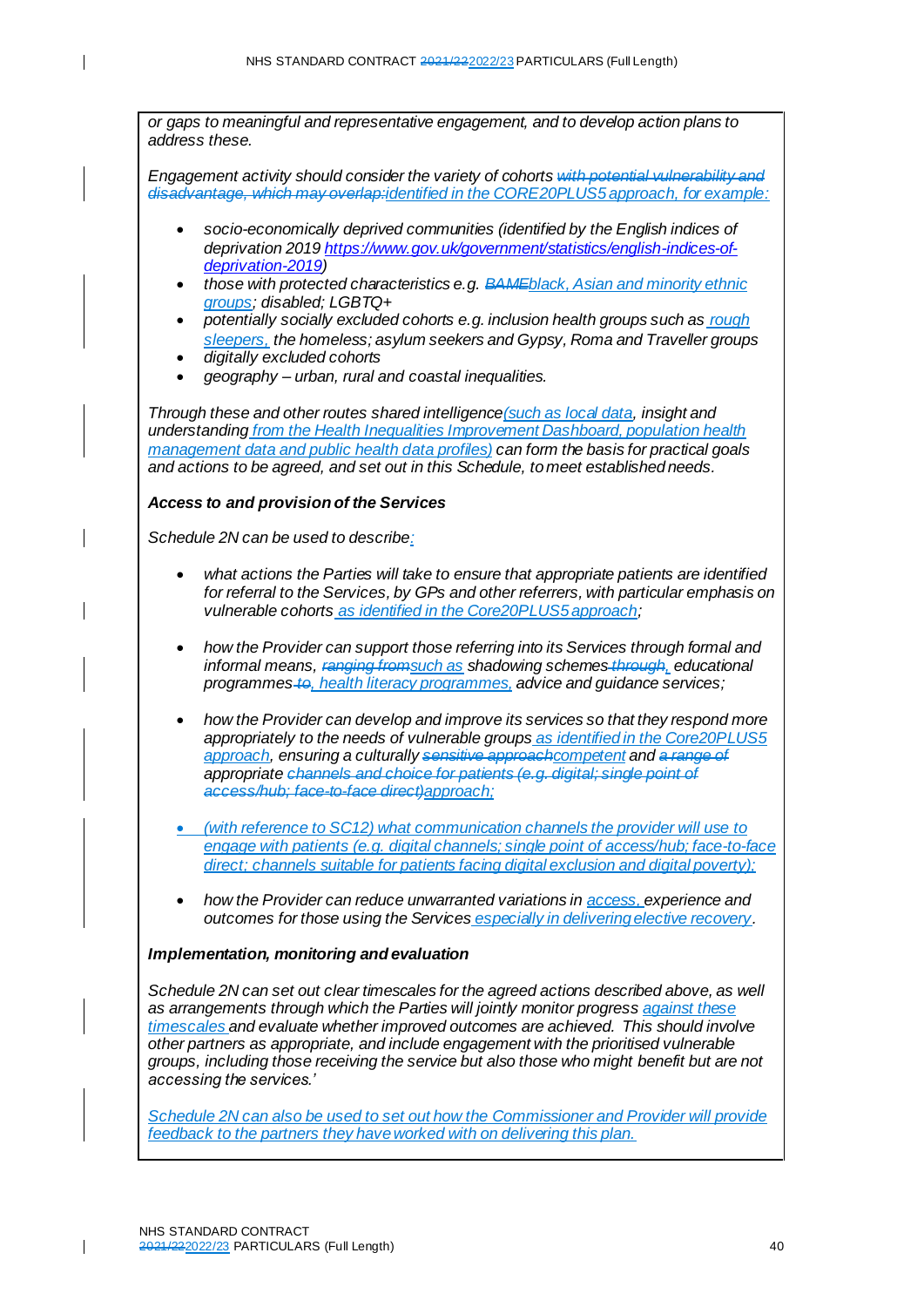*or gaps to meaningful and representative engagement, and to develop action plans to address these.*

*Engagement activity should consider the variety of cohorts ~~with potential vulnerability and disadvantage, which may overlap:~~identified in the CORE20PLUS5 approach, for example:*

- *socio-economically deprived communities (identified by the English indices of deprivation 2019 https://www.gov.uk/government/statistics/english-indices-of-deprivation-2019)*
- *those with protected characteristics e.g. ~~BAME~~black, Asian and minority ethnic groups; disabled; LGBTQ+*
- *potentially socially excluded cohorts e.g. inclusion health groups such as rough sleepers, the homeless; asylum seekers and Gypsy, Roma and Traveller groups*
- *digitally excluded cohorts*
- *geography – urban, rural and coastal inequalities.*

*Through these and other routes shared intelligence(such as local data, insight and understanding from the Health Inequalities Improvement Dashboard, population health management data and public health data profiles) can form the basis for practical goals and actions to be agreed, and set out in this Schedule, to meet established needs.*

***Access to and provision of the Services***

*Schedule 2N can be used to describe:*

- *what actions the Parties will take to ensure that appropriate patients are identified for referral to the Services, by GPs and other referrers, with particular emphasis on vulnerable cohorts as identified in the Core20PLUS5 approach;*

- *how the Provider can support those referring into its Services through formal and informal means, ~~ranging from~~such as shadowing schemes ~~through~~, educational programmes ~~to~~, health literacy programmes, advice and guidance services;*

- *how the Provider can develop and improve its services so that they respond more appropriately to the needs of vulnerable groups as identified in the Core20PLUS5 approach, ensuring a culturally ~~sensitive approach~~competent and ~~a range of~~ appropriate ~~channels and choice for patients (e.g. digital; single point of access/hub; face-to-face direct)~~approach;*

- *(with reference to SC12) what communication channels the provider will use to engage with patients (e.g. digital channels; single point of access/hub; face-to-face direct; channels suitable for patients facing digital exclusion and digital poverty);*

- *how the Provider can reduce unwarranted variations in access, experience and outcomes for those using the Services especially in delivering elective recovery.*

***Implementation, monitoring and evaluation***

*Schedule 2N can set out clear timescales for the agreed actions described above, as well as arrangements through which the Parties will jointly monitor progress against these timescales and evaluate whether improved outcomes are achieved. This should involve other partners as appropriate, and include engagement with the prioritised vulnerable groups, including those receiving the service but also those who might benefit but are not accessing the services.'*

*Schedule 2N can also be used to set out how the Commissioner and Provider will provide feedback to the partners they have worked with on delivering this plan.*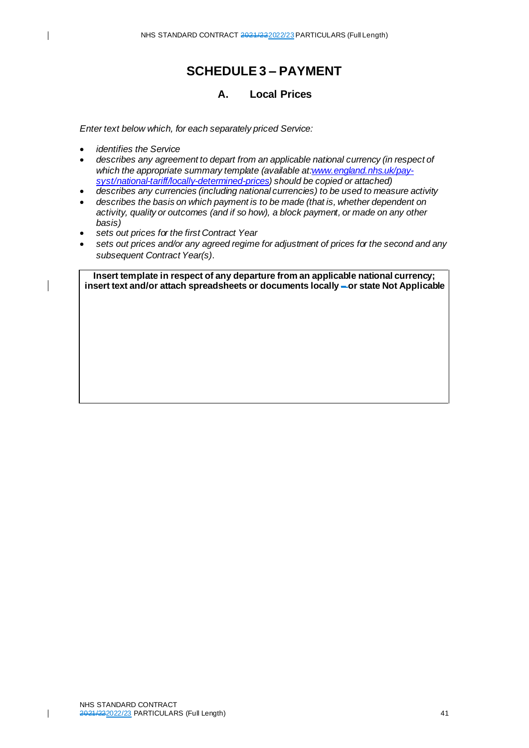# SCHEDULE 3 – PAYMENT

## A. Local Prices

*Enter text below which, for each separately priced Service:*

- *identifies the Service*
- *describes any agreement to depart from an applicable national currency (in respect of which the appropriate summary template (available at:www.england.nhs.uk/pay-syst/national-tariff/locally-determined-prices) should be copied or attached)*
- *describes any currencies (including national currencies) to be used to measure activity*
- *describes the basis on which payment is to be made (that is, whether dependent on activity, quality or outcomes (and if so how), a block payment, or made on any other basis)*
- *sets out prices for the first Contract Year*
- *sets out prices and/or any agreed regime for adjustment of prices for the second and any subsequent Contract Year(s).*

| **Insert template in respect of any departure from an applicable national currency; insert text and/or attach spreadsheets or documents locally – or state Not Applicable** |
| --- |
| |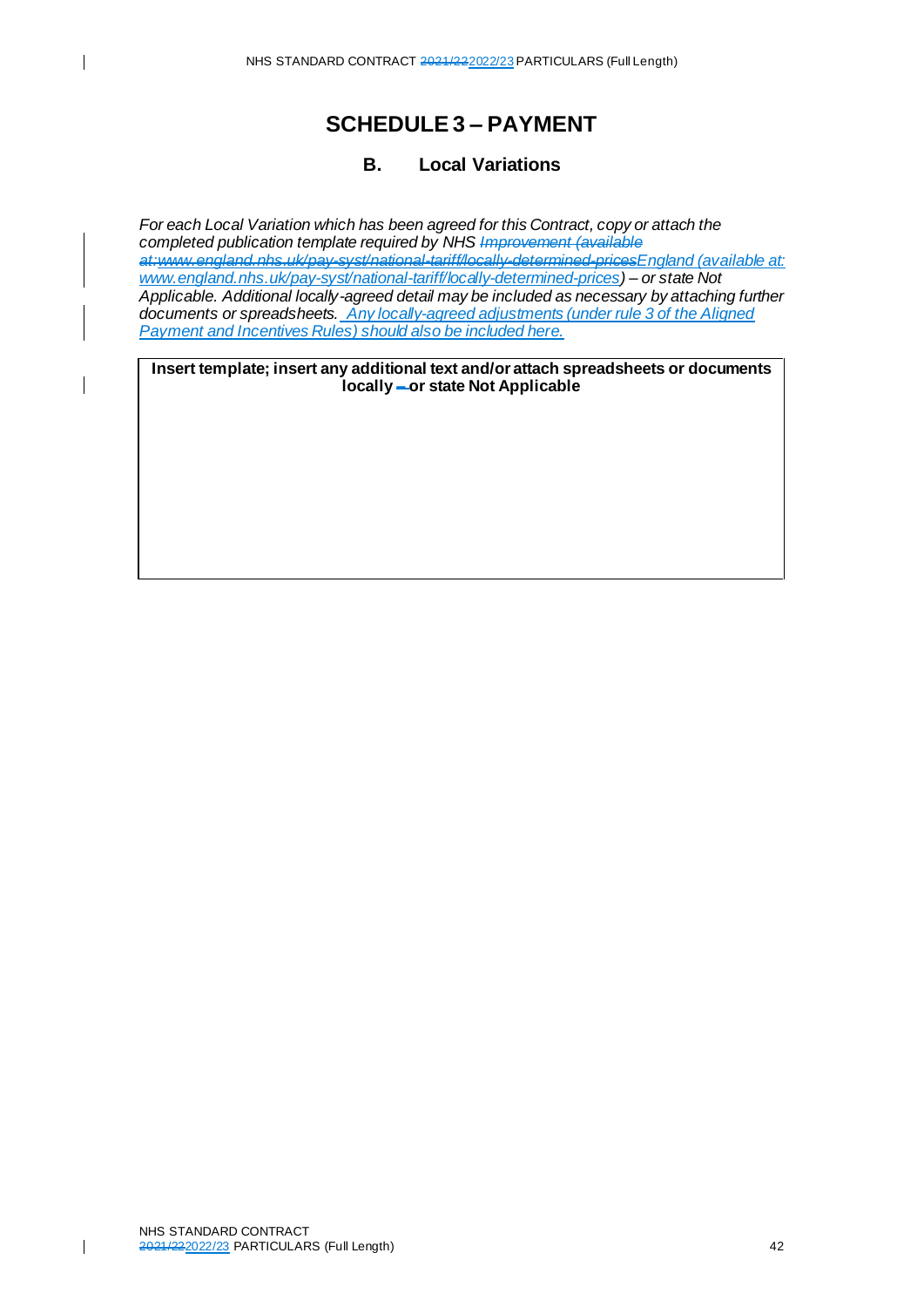# SCHEDULE 3 – PAYMENT

## B. Local Variations

*For each Local Variation which has been agreed for this Contract, copy or attach the completed publication template required by NHS ~~Improvement (available at: www.england.nhs.uk/pay-syst/national-tariff/locally-determined-prices~~England (available at: www.england.nhs.uk/pay-syst/national-tariff/locally-determined-prices) – or state Not Applicable. Additional locally-agreed detail may be included as necessary by attaching further documents or spreadsheets. Any locally-agreed adjustments (under rule 3 of the Aligned Payment and Incentives Rules) should also be included here.*

| **Insert template; insert any additional text and/or attach spreadsheets or documents locally ~~–~~ or state Not Applicable** |
| --- |
| |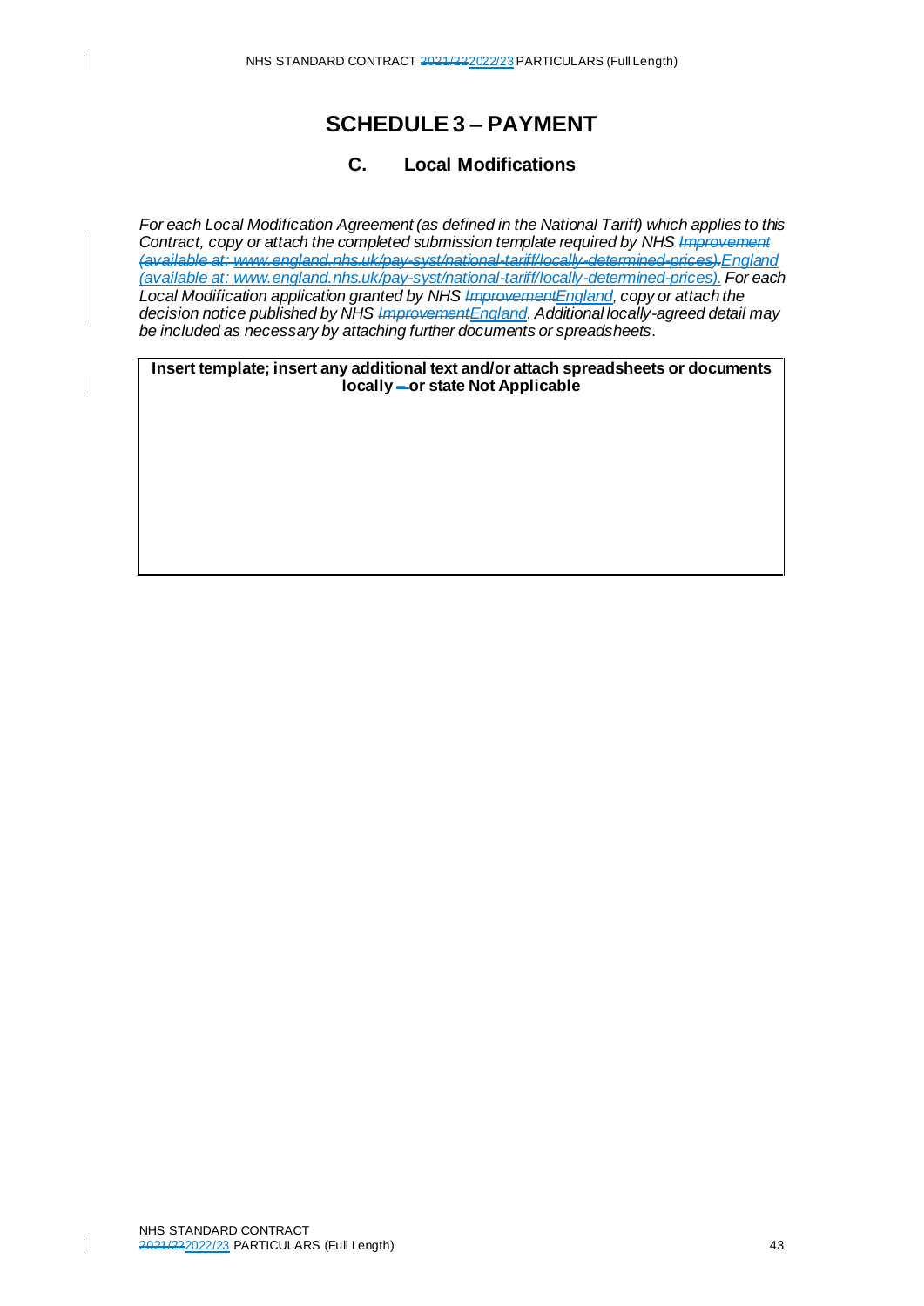# SCHEDULE 3 – PAYMENT

## C. Local Modifications

*For each Local Modification Agreement (as defined in the National Tariff) which applies to this Contract, copy or attach the completed submission template required by NHS ~~Improvement (available at: www.england.nhs.uk/pay-syst/national-tariff/locally-determined-prices).~~England (available at: www.england.nhs.uk/pay-syst/national-tariff/locally-determined-prices). For each Local Modification application granted by NHS ~~Improvement~~England, copy or attach the decision notice published by NHS ~~Improvement~~England. Additional locally-agreed detail may be included as necessary by attaching further documents or spreadsheets.*

| **Insert template; insert any additional text and/or attach spreadsheets or documents locally ~~–~~ or state Not Applicable** |
|---|
| |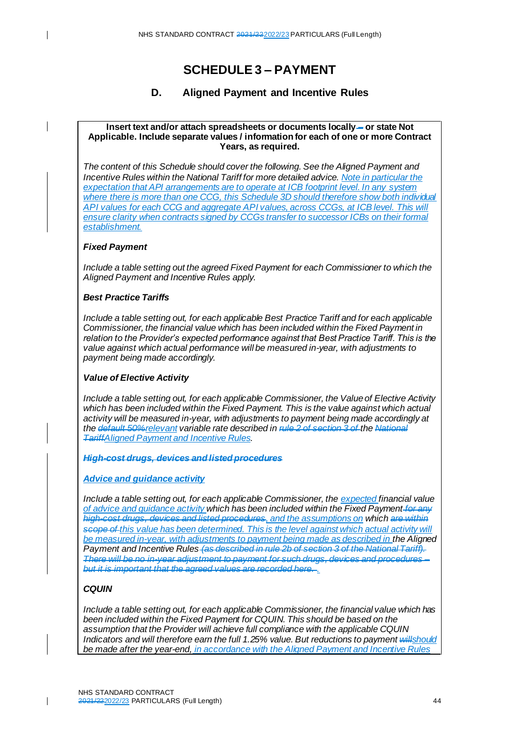# SCHEDULE 3 – PAYMENT

## D. Aligned Payment and Incentive Rules

**Insert text and/or attach spreadsheets or documents locally ~~–~~ or state Not Applicable. Include separate values / information for each of one or more Contract Years, as required.**

*The content of this Schedule should cover the following. See the Aligned Payment and Incentive Rules within the National Tariff for more detailed advice. Note in particular the expectation that API arrangements are to operate at ICB footprint level. In any system where there is more than one CCG, this Schedule 3D should therefore show both individual API values for each CCG and aggregate API values, across CCGs, at ICB level. This will ensure clarity when contracts signed by CCGs transfer to successor ICBs on their formal establishment.*

***Fixed Payment***

*Include a table setting out the agreed Fixed Payment for each Commissioner to which the Aligned Payment and Incentive Rules apply.*

***Best Practice Tariffs***

*Include a table setting out, for each applicable Best Practice Tariff and for each applicable Commissioner, the financial value which has been included within the Fixed Payment in relation to the Provider's expected performance against that Best Practice Tariff. This is the value against which actual performance will be measured in-year, with adjustments to payment being made accordingly.*

***Value of Elective Activity***

*Include a table setting out, for each applicable Commissioner, the Value of Elective Activity which has been included within the Fixed Payment. This is the value against which actual activity will be measured in-year, with adjustments to payment being made accordingly at the ~~default 50%~~relevant variable rate described in ~~rule 2 of section 3 of~~ the ~~National Tariff~~Aligned Payment and Incentive Rules.*

***~~High-cost drugs, devices and listed procedures~~***

***Advice and guidance activity***

*Include a table setting out, for each applicable Commissioner, the expected financial value of advice and guidance activity which has been included within the Fixed Payment ~~for any high-cost drugs, devices and listed procedures~~, and the assumptions on which ~~are within scope of~~ this value has been determined. This is the level against which actual activity will be measured in-year, with adjustments to payment being made as described in the Aligned Payment and Incentive Rules ~~(as described in rule 2b of section 3 of the National Tariff). There will be no in-year adjustment to payment for such drugs, devices and procedures – but it is important that the agreed values are recorded here.~~.*

***CQUIN***

*Include a table setting out, for each applicable Commissioner, the financial value which has been included within the Fixed Payment for CQUIN. This should be based on the assumption that the Provider will achieve full compliance with the applicable CQUIN Indicators and will therefore earn the full 1.25% value. But reductions to payment ~~will~~should be made after the year-end, in accordance with the Aligned Payment and Incentive Rules*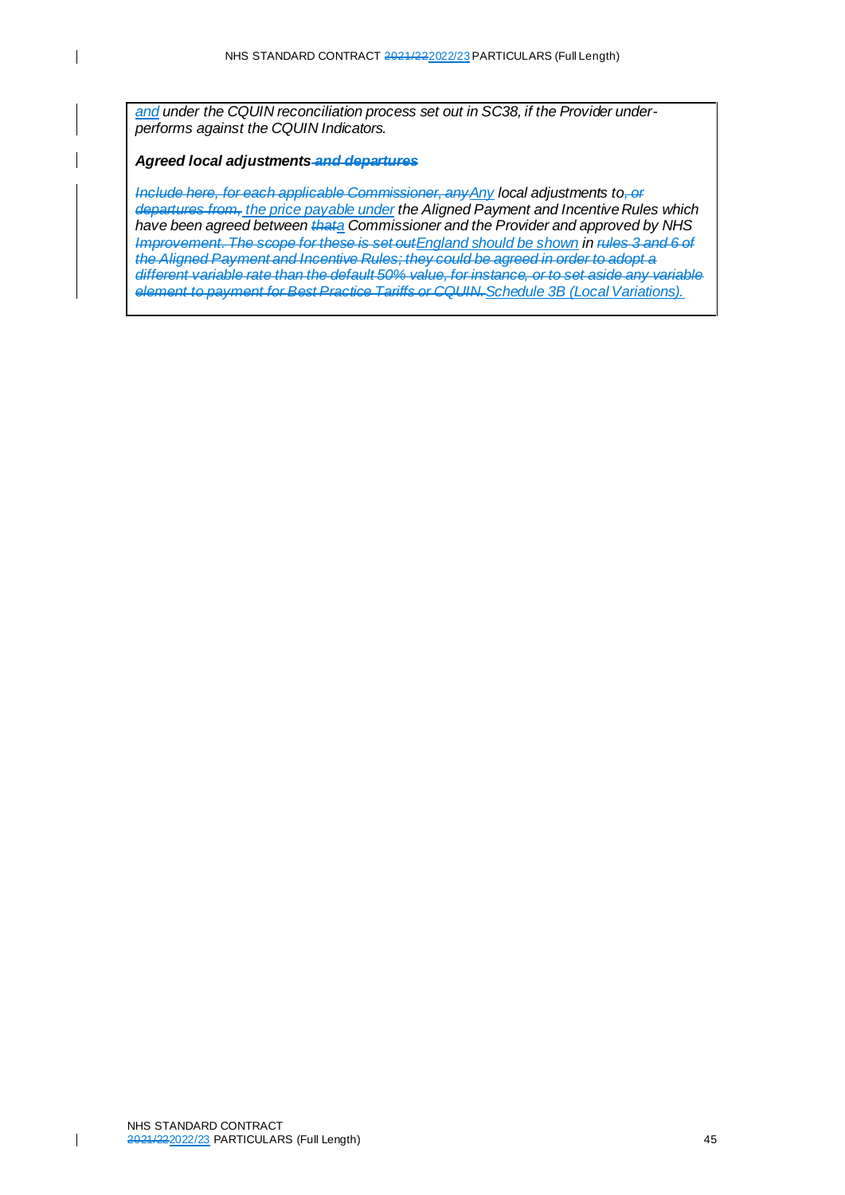*and under the CQUIN reconciliation process set out in SC38, if the Provider under-performs against the CQUIN Indicators.*

***Agreed local adjustments ~~and departures~~***

*~~Include here, for each applicable Commissioner, any~~Any local adjustments to~~, or departures from,~~ the price payable under the Aligned Payment and Incentive Rules which have been agreed between ~~that~~a Commissioner and the Provider and approved by NHS ~~Improvement. The scope for these is set out~~England should be shown in ~~rules 3 and 6 of the Aligned Payment and Incentive Rules; they could be agreed in order to adopt a different variable rate than the default 50% value, for instance, or to set aside any variable element to payment for Best Practice Tariffs or CQUIN.~~Schedule 3B (Local Variations).*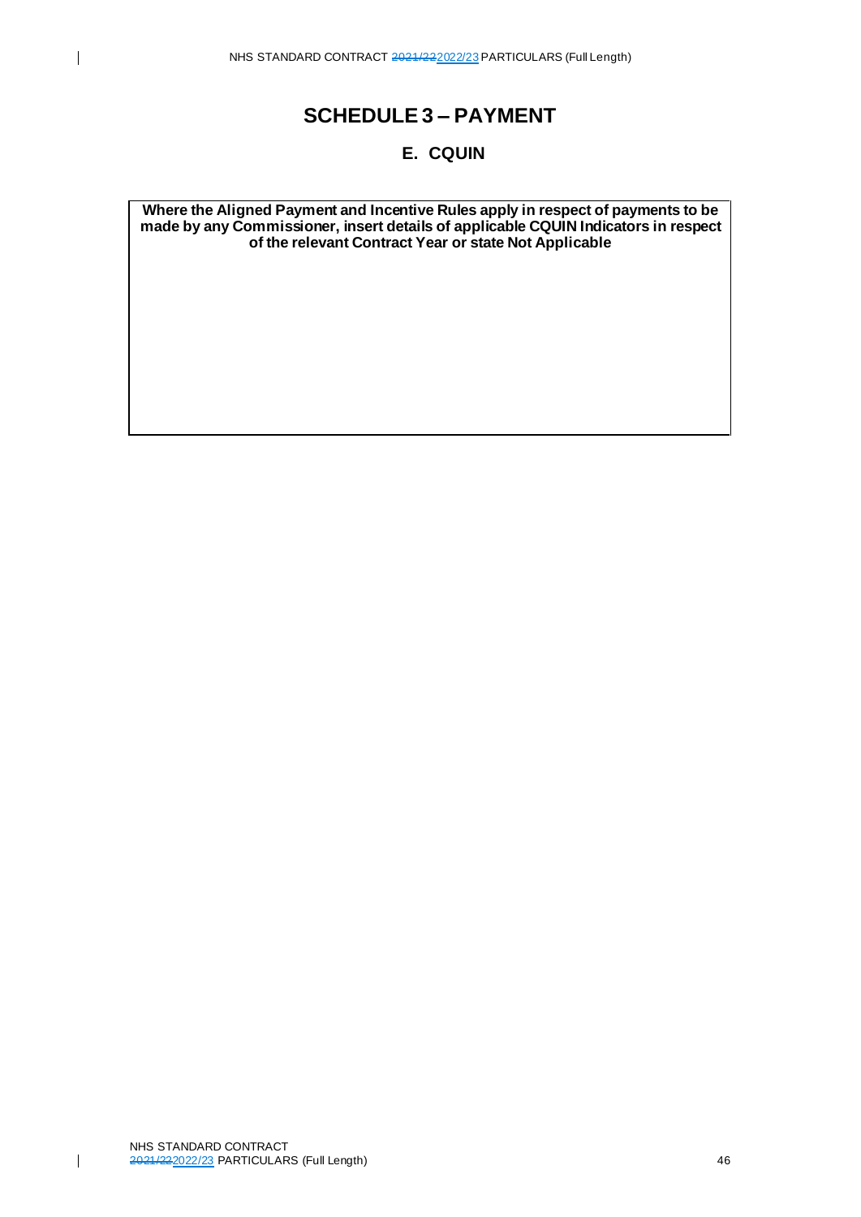# SCHEDULE 3 – PAYMENT

## E. CQUIN

| Where the Aligned Payment and Incentive Rules apply in respect of payments to be made by any Commissioner, insert details of applicable CQUIN Indicators in respect of the relevant Contract Year or state Not Applicable |
| --- |
| |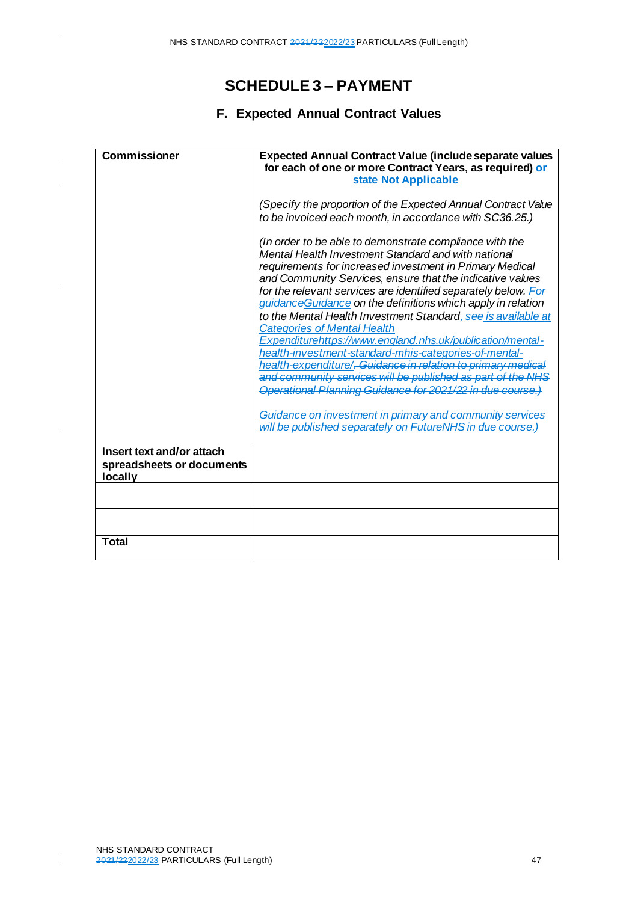# SCHEDULE 3 – PAYMENT

## F. Expected Annual Contract Values

| Commissioner | Expected Annual Contract Value (include separate values for each of one or more Contract Years, as required) or state Not Applicable<br><br>*(Specify the proportion of the Expected Annual Contract Value to be invoiced each month, in accordance with SC36.25.)*<br><br>*(In order to be able to demonstrate compliance with the Mental Health Investment Standard and with national requirements for increased investment in Primary Medical and Community Services, ensure that the indicative values for the relevant services are identified separately below. ~~For guidance~~Guidance on the definitions which apply in relation to the Mental Health Investment Standard~~, see~~ is available at ~~Categories of Mental Health Expenditure~~https://www.england.nhs.uk/publication/mental-health-investment-standard-mhis-categories-of-mental-health-expenditure/~~. Guidance in relation to primary medical and community services will be published as part of the NHS Operational Planning Guidance for 2021/22 in due course.)~~*<br><br>*Guidance on investment in primary and community services will be published separately on FutureNHS in due course.)* |
|---|---|
| **Insert text and/or attach spreadsheets or documents locally** | |
| | |
| | |
| **Total** | |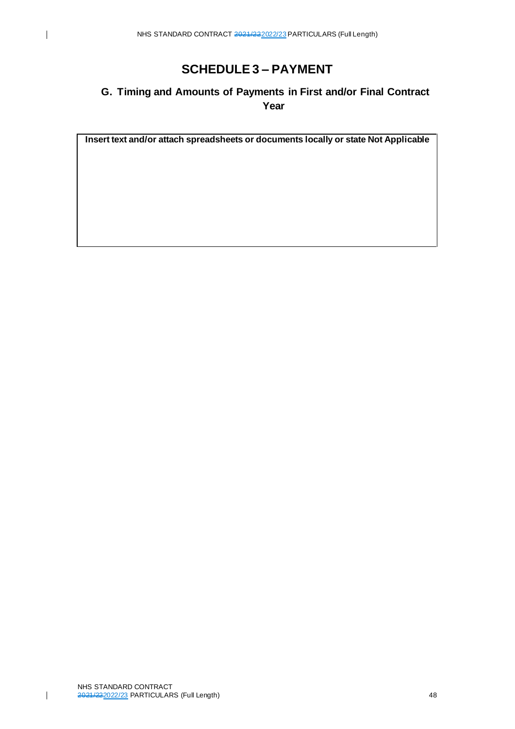# SCHEDULE 3 – PAYMENT

## G. Timing and Amounts of Payments in First and/or Final Contract Year

| Insert text and/or attach spreadsheets or documents locally or state Not Applicable |
| --- |
| |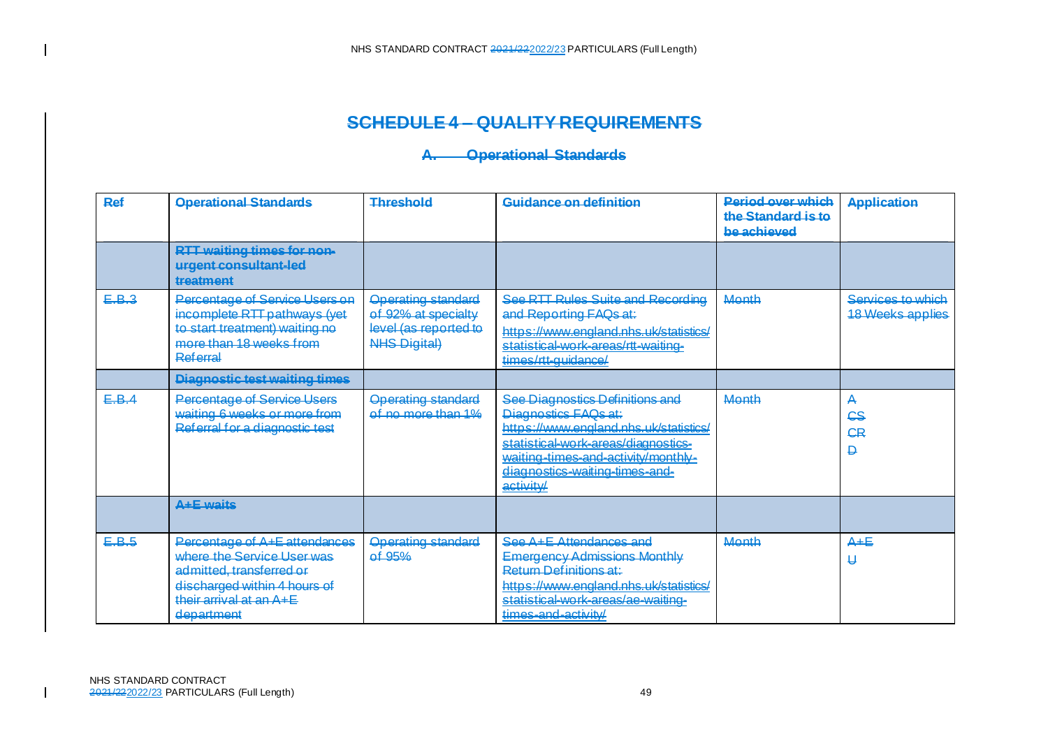# SCHEDULE 4 – QUALITY REQUIREMENTS

## A. Operational Standards

| Ref | Operational Standards | Threshold | Guidance on definition | Period over which the Standard is to be achieved | Application |
|---|---|---|---|---|---|
| | **RTT waiting times for non-urgent consultant-led treatment** | | | | |
| E.B.3 | Percentage of Service Users on incomplete RTT pathways (yet to start treatment) waiting no more than 18 weeks from Referral | Operating standard of 92% at specialty level (as reported to NHS Digital) | See RTT Rules Suite and Recording and Reporting FAQs at: https://www.england.nhs.uk/statistics/statistical-work-areas/rtt-waiting-times/rtt-guidance/ | Month | Services to which 18 Weeks applies |
| | **Diagnostic test waiting times** | | | | |
| E.B.4 | Percentage of Service Users waiting 6 weeks or more from Referral for a diagnostic test | Operating standard of no more than 1% | See Diagnostics Definitions and Diagnostics FAQs at: https://www.england.nhs.uk/statistics/statistical-work-areas/diagnostics-waiting-times-and-activity/monthly-diagnostics-waiting-times-and-activity/ | Month | A<br>CS<br>CR<br>D |
| | **A+E waits** | | | | |
| E.B.5 | Percentage of A+E attendances where the Service User was admitted, transferred or discharged within 4 hours of their arrival at an A+E department | Operating standard of 95% | See A+E Attendances and Emergency Admissions Monthly Return Definitions at: https://www.england.nhs.uk/statistics/statistical-work-areas/ae-waiting-times-and-activity/ | Month | A+E<br>U |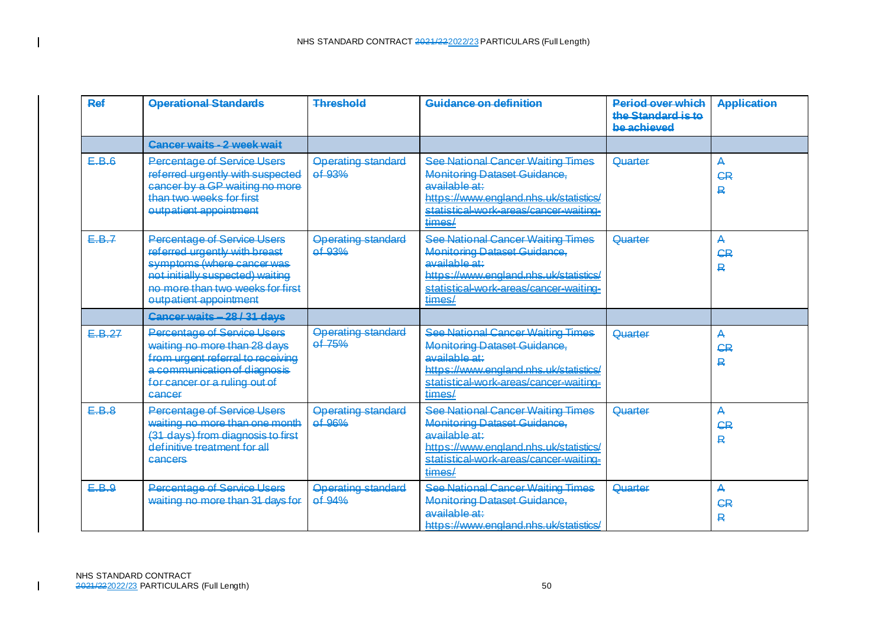| Ref | Operational Standards | Threshold | Guidance on definition | Period over which the Standard is to be achieved | Application |
|---|---|---|---|---|---|
| | **Cancer waits - 2 week wait** | | | | |
| E.B.6 | Percentage of Service Users referred urgently with suspected cancer by a GP waiting no more than two weeks for first outpatient appointment | Operating standard of 93% | See National Cancer Waiting Times Monitoring Dataset Guidance, available at: https://www.england.nhs.uk/statistics/statistical-work-areas/cancer-waiting-times/ | Quarter | A<br>CR<br>R |
| E.B.7 | Percentage of Service Users referred urgently with breast symptoms (where cancer was not initially suspected) waiting no more than two weeks for first outpatient appointment | Operating standard of 93% | See National Cancer Waiting Times Monitoring Dataset Guidance, available at: https://www.england.nhs.uk/statistics/statistical-work-areas/cancer-waiting-times/ | Quarter | A<br>CR<br>R |
| | **Cancer waits – 28 / 31 days** | | | | |
| E.B.27 | Percentage of Service Users waiting no more than 28 days from urgent referral to receiving a communication of diagnosis for cancer or a ruling out of cancer | Operating standard of 75% | See National Cancer Waiting Times Monitoring Dataset Guidance, available at: https://www.england.nhs.uk/statistics/statistical-work-areas/cancer-waiting-times/ | Quarter | A<br>CR<br>R |
| E.B.8 | Percentage of Service Users waiting no more than one month (31 days) from diagnosis to first definitive treatment for all cancers | Operating standard of 96% | See National Cancer Waiting Times Monitoring Dataset Guidance, available at: https://www.england.nhs.uk/statistics/statistical-work-areas/cancer-waiting-times/ | Quarter | A<br>CR<br>R |
| E.B.9 | Percentage of Service Users waiting no more than 31 days for | Operating standard of 94% | See National Cancer Waiting Times Monitoring Dataset Guidance, available at: https://www.england.nhs.uk/statistics/ | Quarter | A<br>CR<br>R |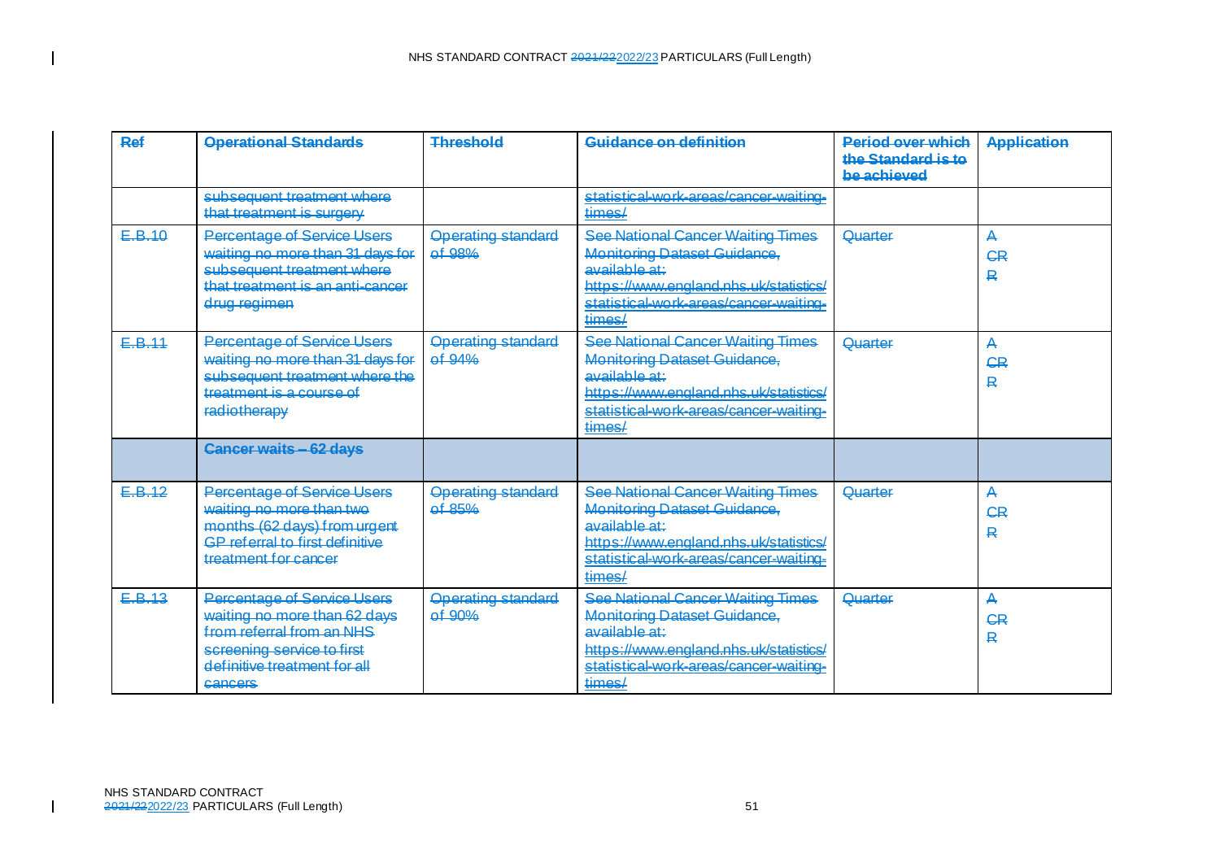| Ref | Operational Standards | Threshold | Guidance on definition | Period over which the Standard is to be achieved | Application |
|---|---|---|---|---|---|
| | subsequent treatment where that treatment is surgery | | statistical-work-areas/cancer-waiting-times/ | | |
| E.B.10 | Percentage of Service Users waiting no more than 31 days for subsequent treatment where that treatment is an anti-cancer drug regimen | Operating standard of 98% | See National Cancer Waiting Times Monitoring Dataset Guidance, available at: https://www.england.nhs.uk/statistics/statistical-work-areas/cancer-waiting-times/ | Quarter | A<br>CR<br>R |
| E.B.11 | Percentage of Service Users waiting no more than 31 days for subsequent treatment where the treatment is a course of radiotherapy | Operating standard of 94% | See National Cancer Waiting Times Monitoring Dataset Guidance, available at: https://www.england.nhs.uk/statistics/statistical-work-areas/cancer-waiting-times/ | Quarter | A<br>CR<br>R |
| | **Cancer waits – 62 days** | | | | |
| E.B.12 | Percentage of Service Users waiting no more than two months (62 days) from urgent GP referral to first definitive treatment for cancer | Operating standard of 85% | See National Cancer Waiting Times Monitoring Dataset Guidance, available at: https://www.england.nhs.uk/statistics/statistical-work-areas/cancer-waiting-times/ | Quarter | A<br>CR<br>R |
| E.B.13 | Percentage of Service Users waiting no more than 62 days from referral from an NHS screening service to first definitive treatment for all cancers | Operating standard of 90% | See National Cancer Waiting Times Monitoring Dataset Guidance, available at: https://www.england.nhs.uk/statistics/statistical-work-areas/cancer-waiting-times/ | Quarter | A<br>CR<br>R |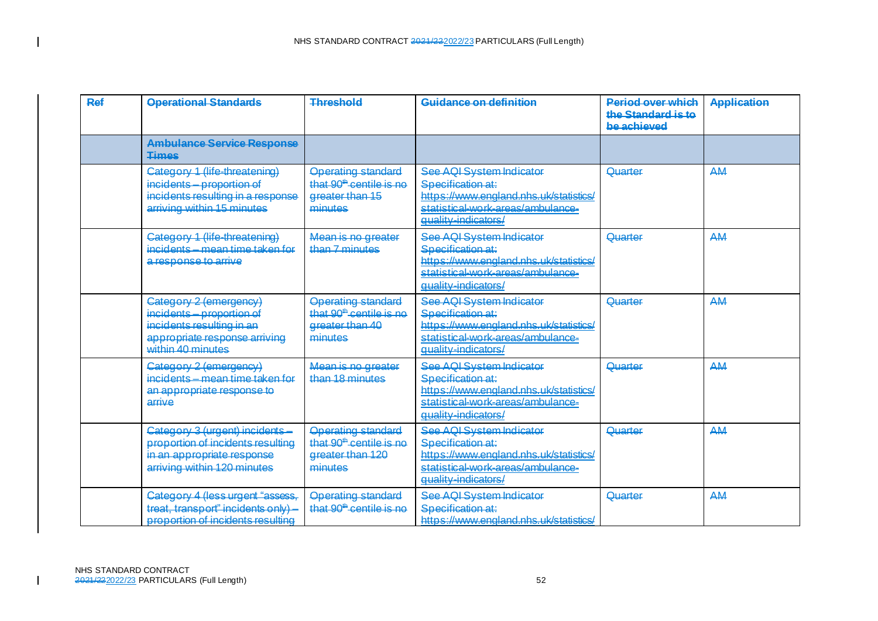| Ref | Operational Standards | Threshold | Guidance on definition | Period over which the Standard is to be achieved | Application |
|---|---|---|---|---|---|
| | **Ambulance Service Response Times** | | | | |
| | Category 1 (life-threatening) incidents – proportion of incidents resulting in a response arriving within 15 minutes | Operating standard that 90th centile is no greater than 15 minutes | See AQI System Indicator Specification at: https://www.england.nhs.uk/statistics/statistical-work-areas/ambulance-quality-indicators/ | Quarter | AM |
| | Category 1 (life-threatening) incidents – mean time taken for a response to arrive | Mean is no greater than 7 minutes | See AQI System Indicator Specification at: https://www.england.nhs.uk/statistics/statistical-work-areas/ambulance-quality-indicators/ | Quarter | AM |
| | Category 2 (emergency) incidents – proportion of incidents resulting in an appropriate response arriving within 40 minutes | Operating standard that 90th centile is no greater than 40 minutes | See AQI System Indicator Specification at: https://www.england.nhs.uk/statistics/statistical-work-areas/ambulance-quality-indicators/ | Quarter | AM |
| | Category 2 (emergency) incidents – mean time taken for an appropriate response to arrive | Mean is no greater than 18 minutes | See AQI System Indicator Specification at: https://www.england.nhs.uk/statistics/statistical-work-areas/ambulance-quality-indicators/ | Quarter | AM |
| | Category 3 (urgent) incidents – proportion of incidents resulting in an appropriate response arriving within 120 minutes | Operating standard that 90th centile is no greater than 120 minutes | See AQI System Indicator Specification at: https://www.england.nhs.uk/statistics/statistical-work-areas/ambulance-quality-indicators/ | Quarter | AM |
| | Category 4 (less urgent "assess, treat, transport" incidents only) – proportion of incidents resulting | Operating standard that 90th centile is no | See AQI System Indicator Specification at: https://www.england.nhs.uk/statistics/ | Quarter | AM |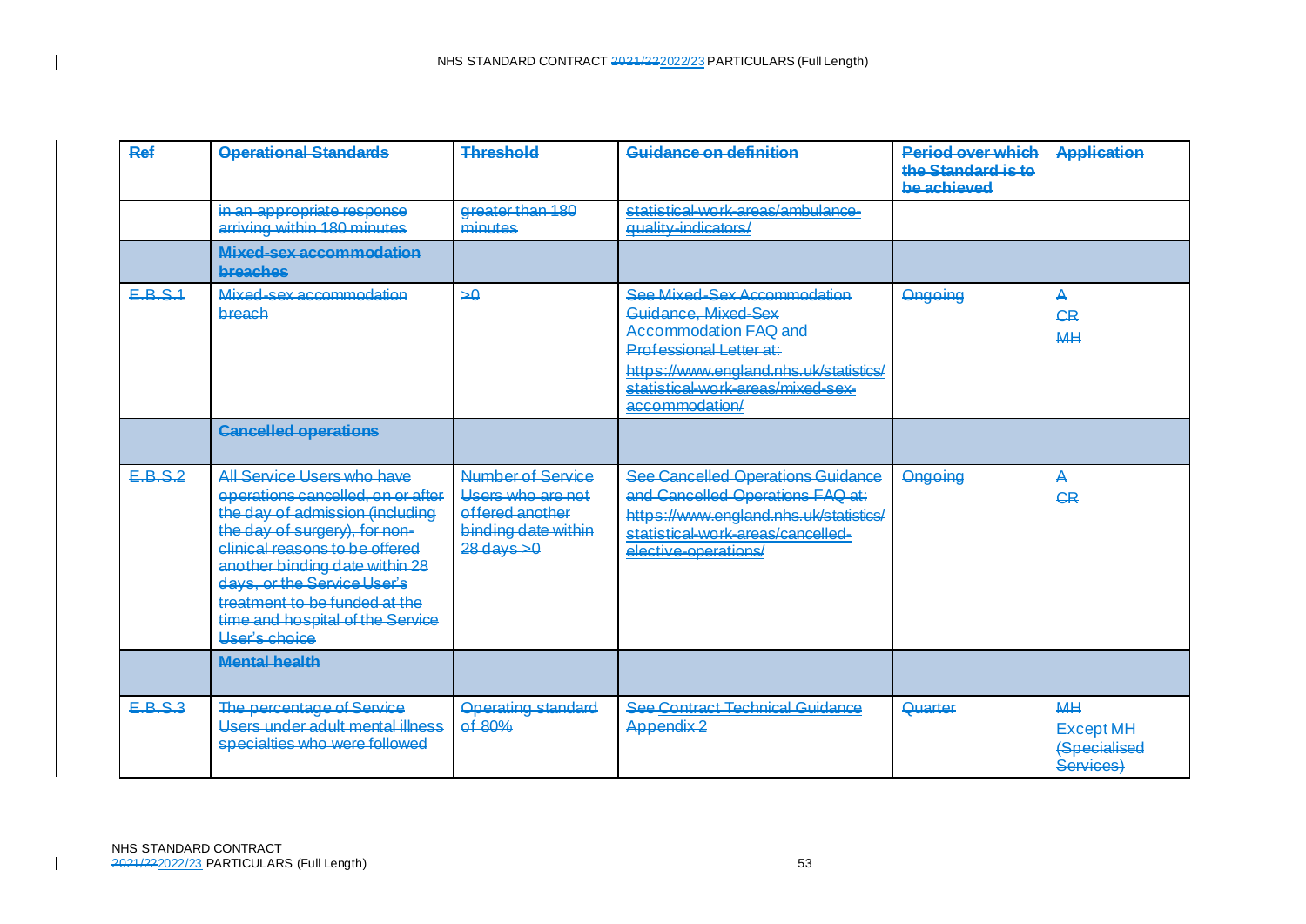| Ref | Operational Standards | Threshold | Guidance on definition | Period over which the Standard is to be achieved | Application |
|---|---|---|---|---|---|
| | in an appropriate response arriving within 180 minutes | greater than 180 minutes | statistical-work-areas/ambulance-quality-indicators/ | | |
| | **Mixed-sex accommodation breaches** | | | | |
| E.B.S.1 | Mixed-sex accommodation breach | >0 | See Mixed-Sex Accommodation Guidance, Mixed-Sex Accommodation FAQ and Professional Letter at: https://www.england.nhs.uk/statistics/statistical-work-areas/mixed-sex-accommodation/ | Ongoing | A<br>CR<br>MH |
| | **Cancelled operations** | | | | |
| E.B.S.2 | All Service Users who have operations cancelled, on or after the day of admission (including the day of surgery), for non-clinical reasons to be offered another binding date within 28 days, or the Service User's treatment to be funded at the time and hospital of the Service User's choice | Number of Service Users who are not offered another binding date within 28 days >0 | See Cancelled Operations Guidance and Cancelled Operations FAQ at: https://www.england.nhs.uk/statistics/statistical-work-areas/cancelled-elective-operations/ | Ongoing | A<br>CR |
| | **Mental health** | | | | |
| E.B.S.3 | The percentage of Service Users under adult mental illness specialties who were followed | Operating standard of 80% | See Contract Technical Guidance Appendix 2 | Quarter | MH<br>Except MH (Specialised Services) |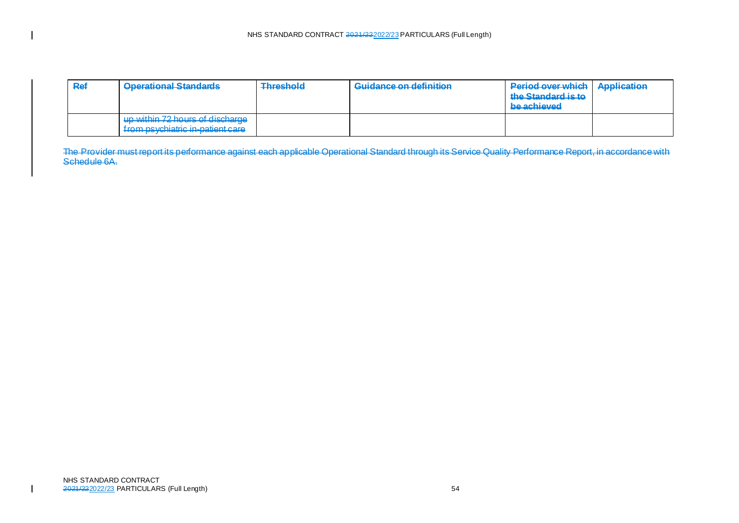| Ref | Operational Standards | Threshold | Guidance on definition | Period over which the Standard is to be achieved | Application |
|---|---|---|---|---|---|
| | up within 72 hours of discharge from psychiatric in-patient care | | | | |

The Provider must report its performance against each applicable Operational Standard through its Service Quality Performance Report, in accordance with Schedule 6A.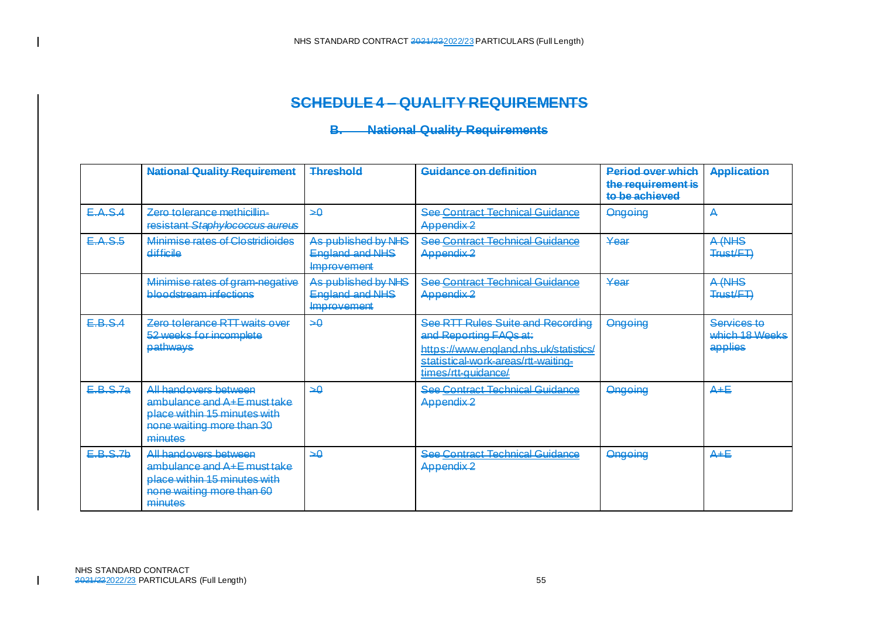# SCHEDULE 4 – QUALITY REQUIREMENTS

## B. National Quality Requirements

| | National Quality Requirement | Threshold | Guidance on definition | Period over which the requirement is to be achieved | Application |
|---|---|---|---|---|---|
| E.A.S.4 | Zero tolerance methicillin-resistant *Staphylococcus aureus* | >0 | See Contract Technical Guidance Appendix 2 | Ongoing | A |
| E.A.S.5 | Minimise rates of Clostridioides difficile | As published by NHS England and NHS Improvement | See Contract Technical Guidance Appendix 2 | Year | A (NHS Trust/FT) |
| | Minimise rates of gram-negative bloodstream infections | As published by NHS England and NHS Improvement | See Contract Technical Guidance Appendix 2 | Year | A (NHS Trust/FT) |
| E.B.S.4 | Zero tolerance RTT waits over 52 weeks for incomplete pathways | >0 | See RTT Rules Suite and Recording and Reporting FAQs at: https://www.england.nhs.uk/statistics/statistical-work-areas/rtt-waiting-times/rtt-guidance/ | Ongoing | Services to which 18 Weeks applies |
| E.B.S.7a | All handovers between ambulance and A+E must take place within 15 minutes with none waiting more than 30 minutes | >0 | See Contract Technical Guidance Appendix 2 | Ongoing | A+E |
| E.B.S.7b | All handovers between ambulance and A+E must take place within 15 minutes with none waiting more than 60 minutes | >0 | See Contract Technical Guidance Appendix 2 | Ongoing | A+E |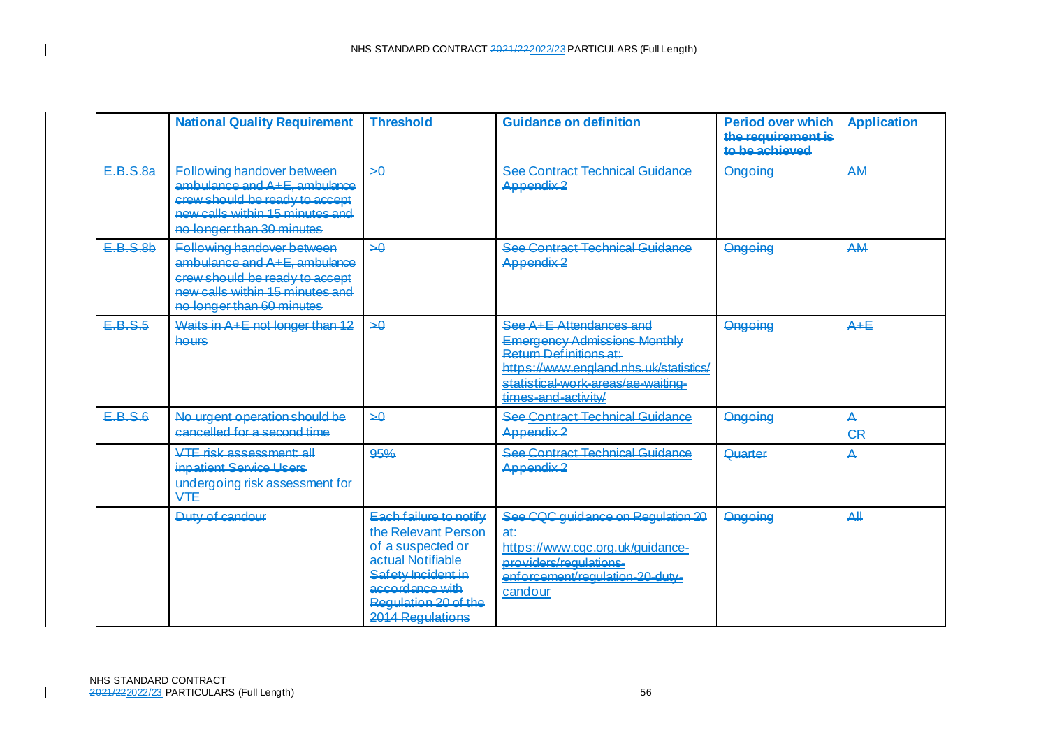| | National Quality Requirement | Threshold | Guidance on definition | Period over which the requirement is to be achieved | Application |
|---|---|---|---|---|---|
| E.B.S.8a | Following handover between ambulance and A+E, ambulance crew should be ready to accept new calls within 15 minutes and no longer than 30 minutes | >0 | See Contract Technical Guidance Appendix 2 | Ongoing | AM |
| E.B.S.8b | Following handover between ambulance and A+E, ambulance crew should be ready to accept new calls within 15 minutes and no longer than 60 minutes | >0 | See Contract Technical Guidance Appendix 2 | Ongoing | AM |
| E.B.S.5 | Waits in A+E not longer than 12 hours | >0 | See A+E Attendances and Emergency Admissions Monthly Return Definitions at: https://www.england.nhs.uk/statistics/statistical-work-areas/ae-waiting-times-and-activity/ | Ongoing | A+E |
| E.B.S.6 | No urgent operation should be cancelled for a second time | >0 | See Contract Technical Guidance Appendix 2 | Ongoing | A<br>CR |
| | VTE risk assessment: all inpatient Service Users undergoing risk assessment for VTE | 95% | See Contract Technical Guidance Appendix 2 | Quarter | A |
| | Duty of candour | Each failure to notify the Relevant Person of a suspected or actual Notifiable Safety Incident in accordance with Regulation 20 of the 2014 Regulations | See CQC guidance on Regulation 20 at: https://www.cqc.org.uk/guidance-providers/regulations-enforcement/regulation-20-duty-candour | Ongoing | All |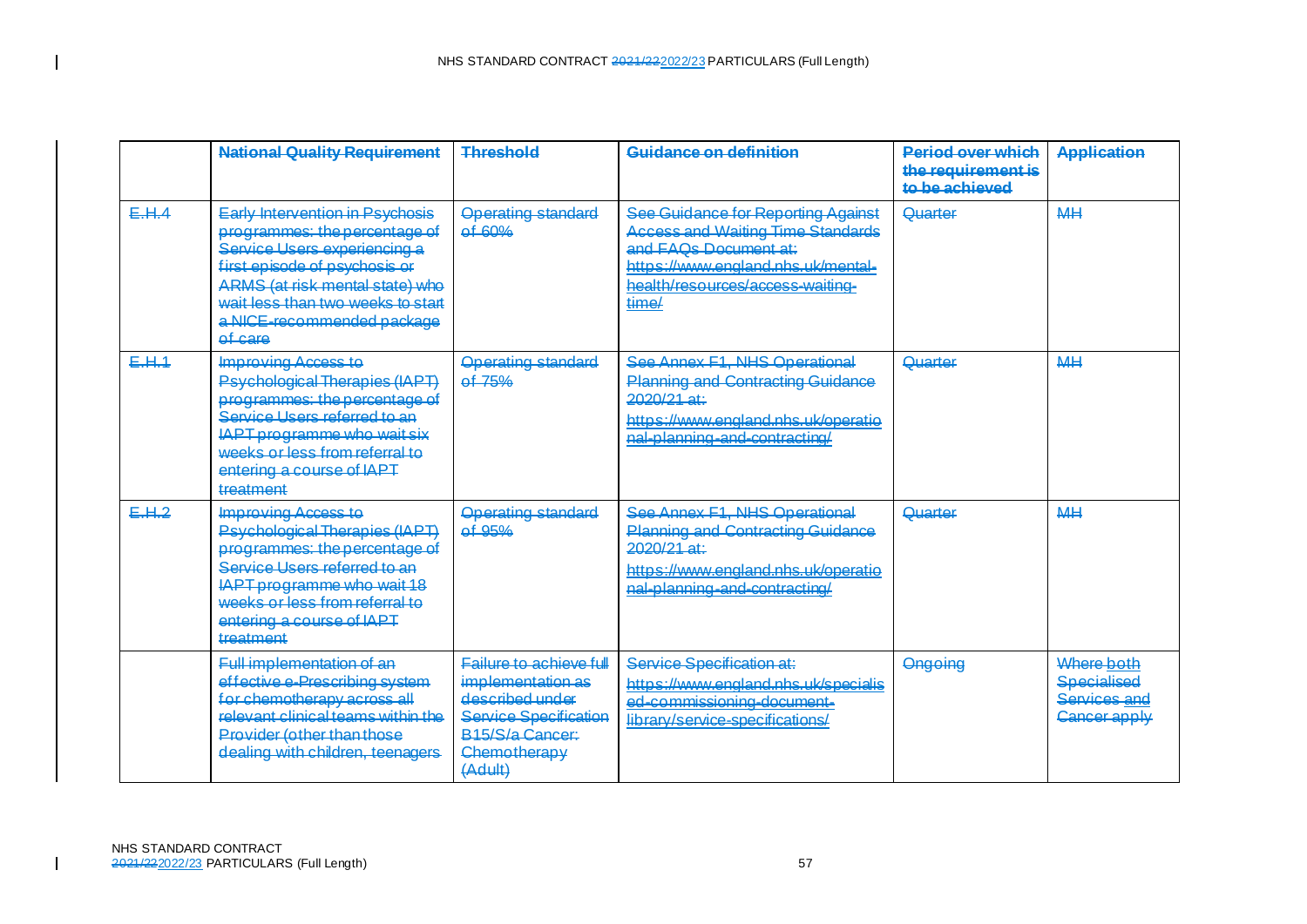| | National Quality Requirement | Threshold | Guidance on definition | Period over which the requirement is to be achieved | Application |
|---|---|---|---|---|---|
| E.H.4 | Early Intervention in Psychosis programmes: the percentage of Service Users experiencing a first episode of psychosis or ARMS (at risk mental state) who wait less than two weeks to start a NICE-recommended package of care | Operating standard of 60% | See Guidance for Reporting Against Access and Waiting Time Standards and FAQs Document at: https://www.england.nhs.uk/mental-health/resources/access-waiting-time/ | Quarter | MH |
| E.H.1 | Improving Access to Psychological Therapies (IAPT) programmes: the percentage of Service Users referred to an IAPT programme who wait six weeks or less from referral to entering a course of IAPT treatment | Operating standard of 75% | See Annex F1, NHS Operational Planning and Contracting Guidance 2020/21 at: https://www.england.nhs.uk/operational-planning-and-contracting/ | Quarter | MH |
| E.H.2 | Improving Access to Psychological Therapies (IAPT) programmes: the percentage of Service Users referred to an IAPT programme who wait 18 weeks or less from referral to entering a course of IAPT treatment | Operating standard of 95% | See Annex F1, NHS Operational Planning and Contracting Guidance 2020/21 at: https://www.england.nhs.uk/operational-planning-and-contracting/ | Quarter | MH |
| | Full implementation of an effective e-Prescribing system for chemotherapy across all relevant clinical teams within the Provider (other than those dealing with children, teenagers | Failure to achieve full implementation as described under Service Specification B15/S/a Cancer: Chemotherapy (Adult) | Service Specification at: https://www.england.nhs.uk/specialised-commissioning-document-library/service-specifications/ | Ongoing | Where both Specialised Services and Cancer apply |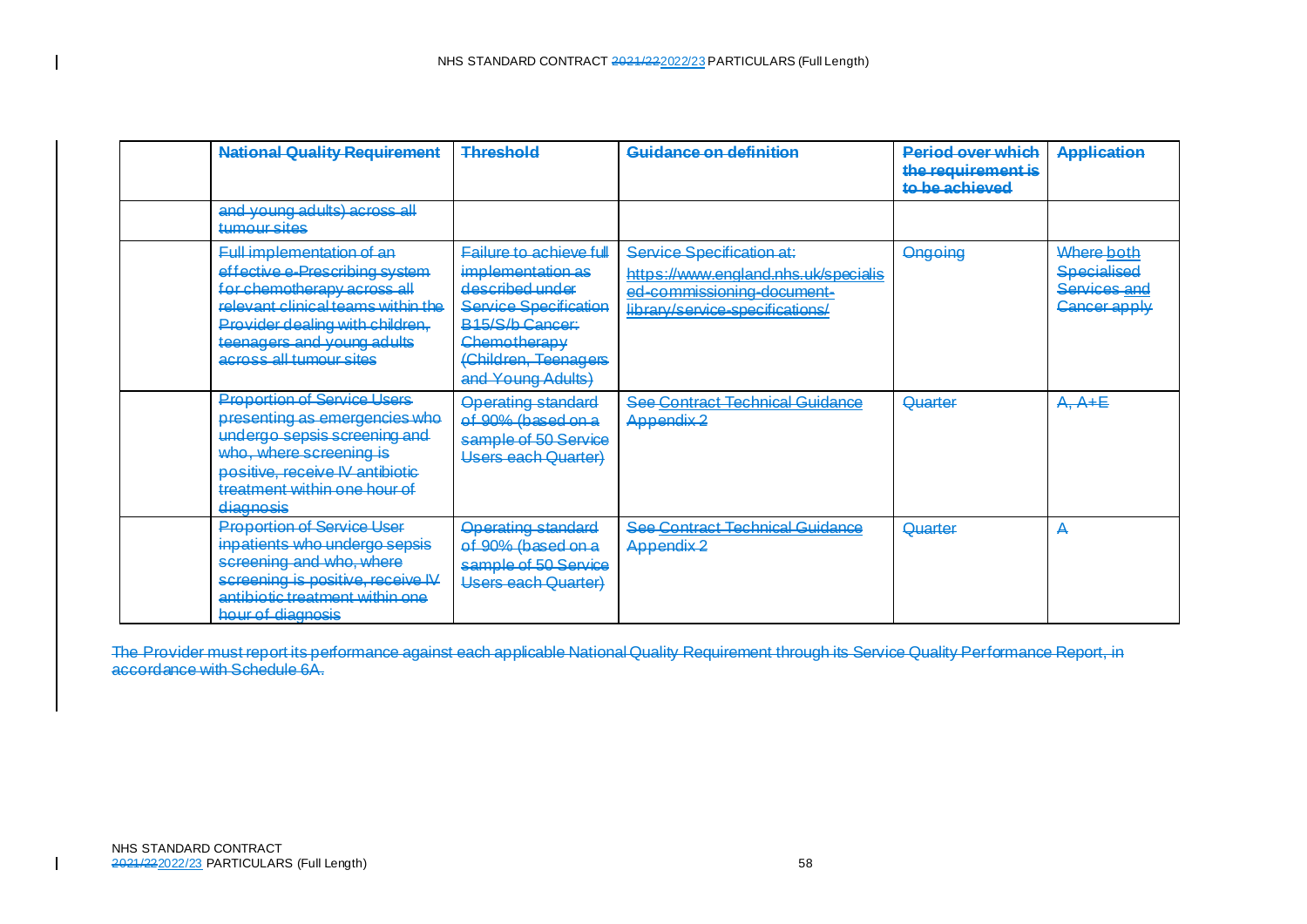| | National Quality Requirement | Threshold | Guidance on definition | Period over which the requirement is to be achieved | Application |
|---|---|---|---|---|---|
| | and young adults) across all tumour sites | | | | |
| | Full implementation of an effective e-Prescribing system for chemotherapy across all relevant clinical teams within the Provider dealing with children, teenagers and young adults across all tumour sites | Failure to achieve full implementation as described under Service Specification B15/S/b Cancer: Chemotherapy (Children, Teenagers and Young Adults) | Service Specification at: https://www.england.nhs.uk/specialised-commissioning-document-library/service-specifications/ | Ongoing | Where both Specialised Services and Cancer apply |
| | Proportion of Service Users presenting as emergencies who undergo sepsis screening and who, where screening is positive, receive IV antibiotic treatment within one hour of diagnosis | Operating standard of 90% (based on a sample of 50 Service Users each Quarter) | See Contract Technical Guidance Appendix 2 | Quarter | A, A+E |
| | Proportion of Service User inpatients who undergo sepsis screening and who, where screening is positive, receive IV antibiotic treatment within one hour of diagnosis | Operating standard of 90% (based on a sample of 50 Service Users each Quarter) | See Contract Technical Guidance Appendix 2 | Quarter | A |

The Provider must report its performance against each applicable National Quality Requirement through its Service Quality Performance Report, in accordance with Schedule 6A.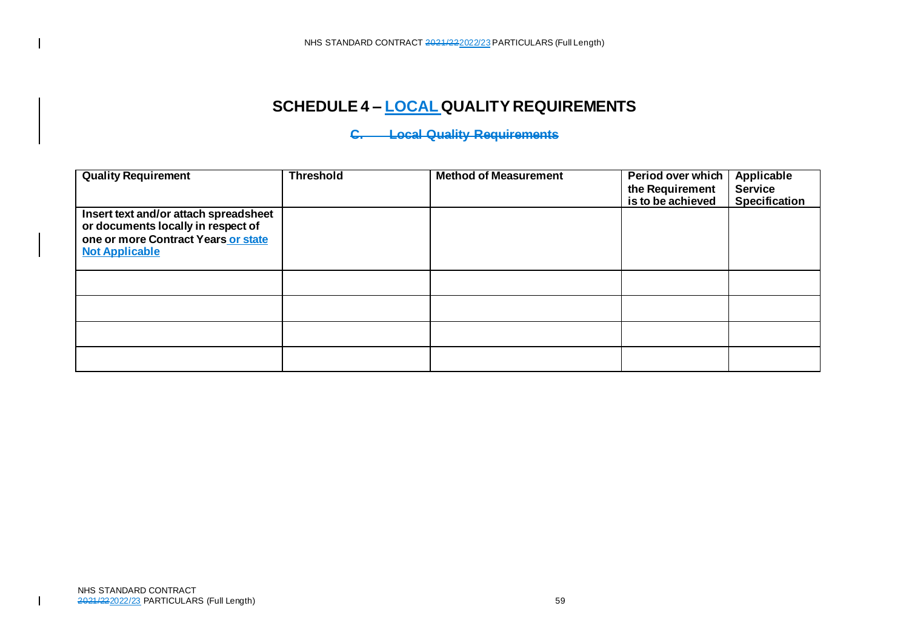# SCHEDULE 4 – LOCAL QUALITY REQUIREMENTS

~~C. Local Quality Requirements~~

| Quality Requirement | Threshold | Method of Measurement | Period over which the Requirement is to be achieved | Applicable Service Specification |
|---|---|---|---|---|
| **Insert text and/or attach spreadsheet or documents locally in respect of one or more Contract Years or state Not Applicable** | | | | |
| | | | | |
| | | | | |
| | | | | |
| | | | | |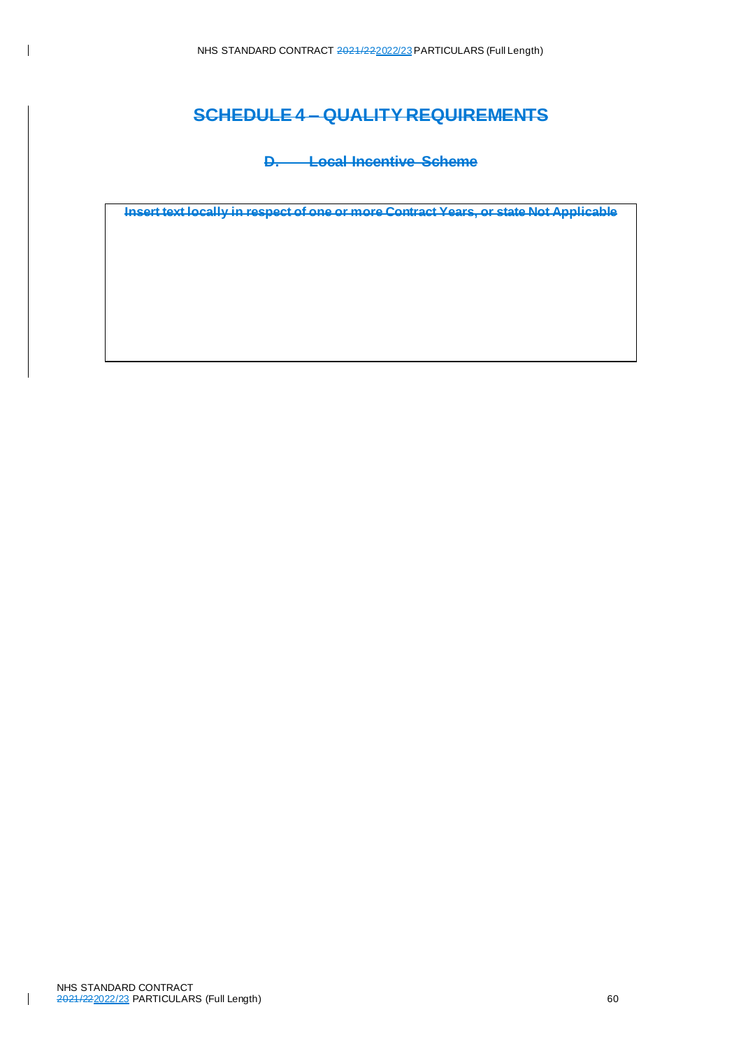# SCHEDULE 4 – QUALITY REQUIREMENTS

## D. Local Incentive Scheme

| **Insert text locally in respect of one or more Contract Years, or state Not Applicable** |
|---|
| |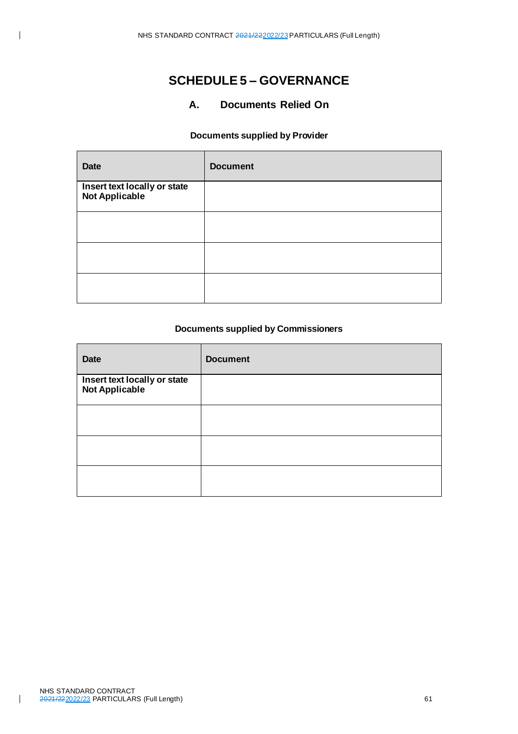# SCHEDULE 5 – GOVERNANCE

## A. Documents Relied On

**Documents supplied by Provider**

| Date | Document |
|---|---|
| **Insert text locally or state Not Applicable** | |
| | |
| | |
| | |

**Documents supplied by Commissioners**

| Date | Document |
|---|---|
| **Insert text locally or state Not Applicable** | |
| | |
| | |
| | |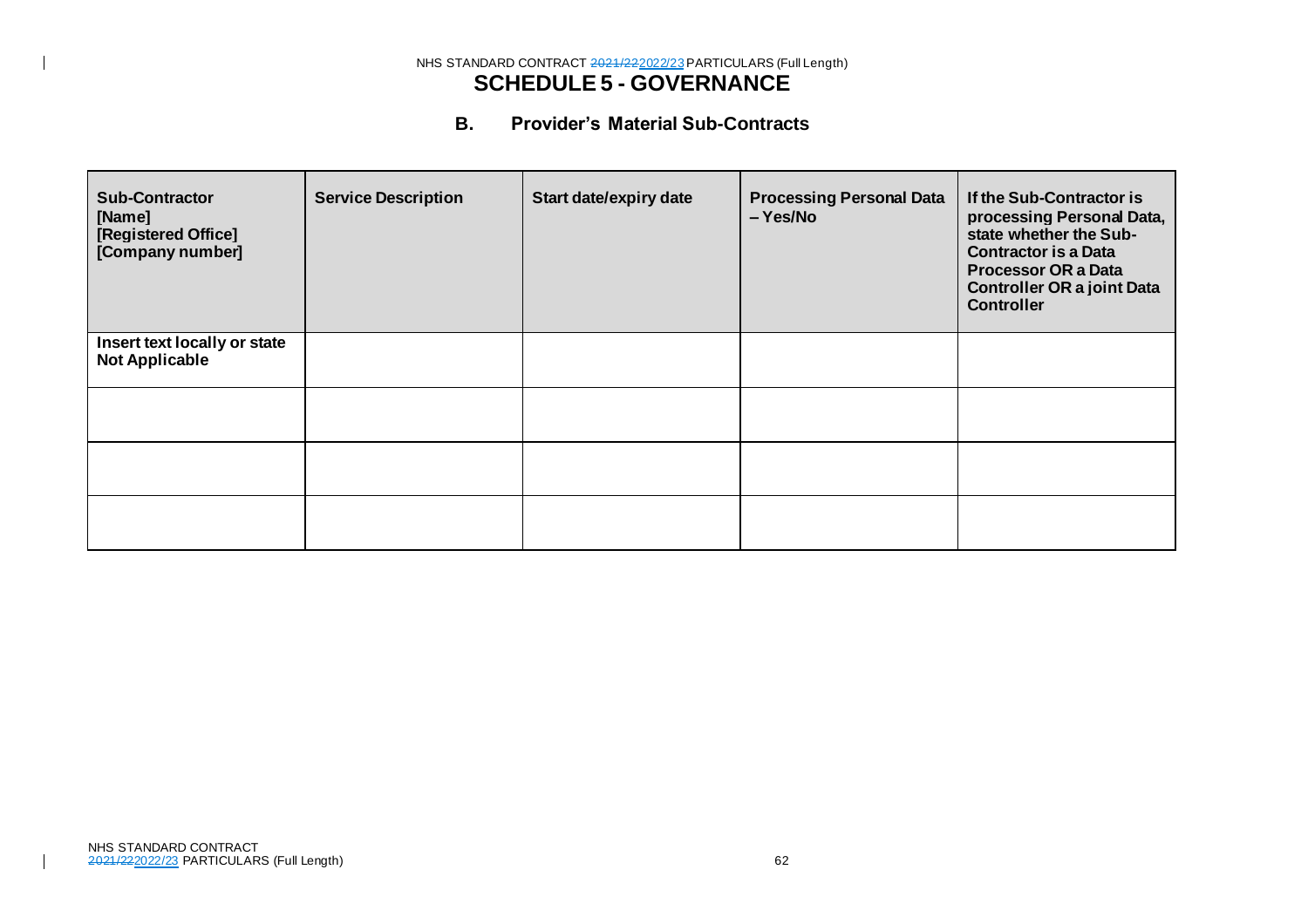# SCHEDULE 5 - GOVERNANCE

## B. Provider's Material Sub-Contracts

| Sub-Contractor [Name] [Registered Office] [Company number] | Service Description | Start date/expiry date | Processing Personal Data – Yes/No | If the Sub-Contractor is processing Personal Data, state whether the Sub-Contractor is a Data Processor OR a Data Controller OR a joint Data Controller |
|---|---|---|---|---|
| **Insert text locally or state Not Applicable** | | | | |
| | | | | |
| | | | | |
| | | | | |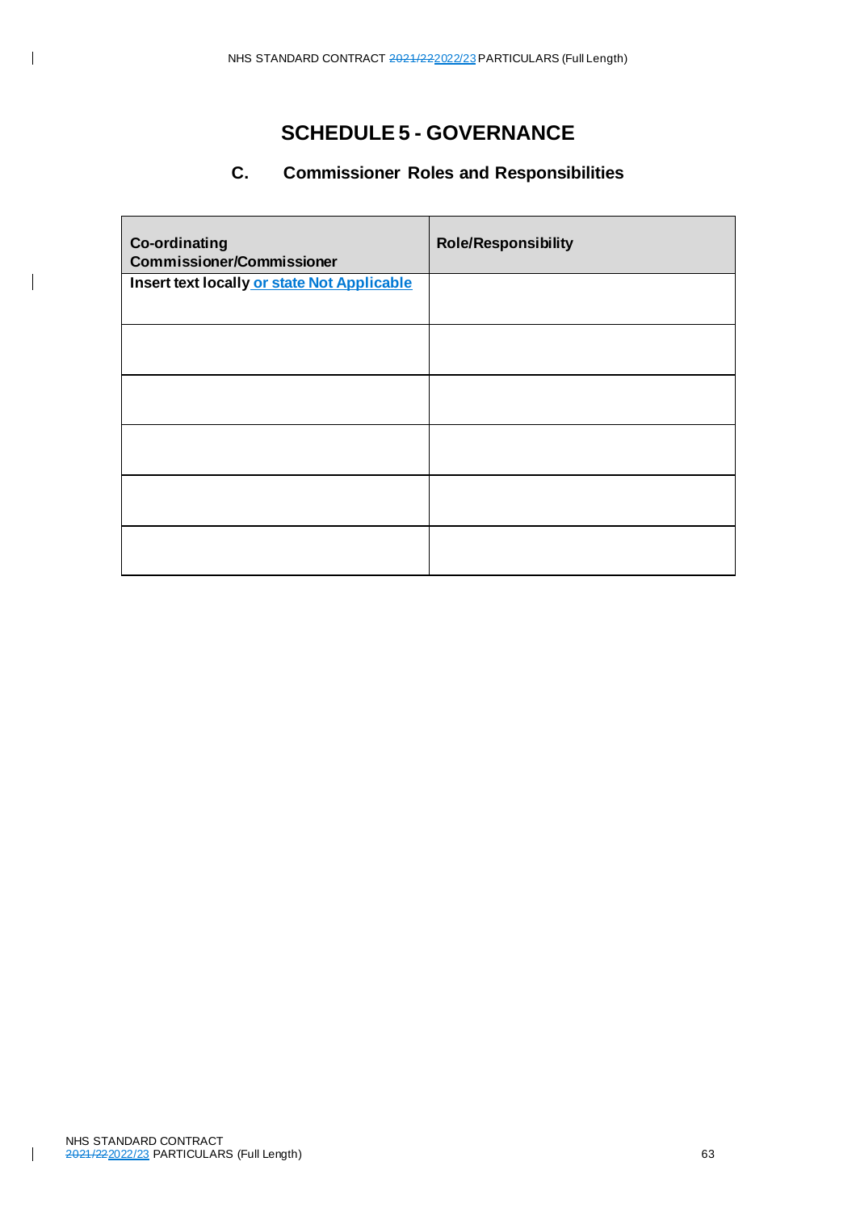# SCHEDULE 5 - GOVERNANCE

## C. Commissioner Roles and Responsibilities

| Co-ordinating Commissioner/Commissioner | Role/Responsibility |
|---|---|
| **Insert text locally or state Not Applicable** | |
| | |
| | |
| | |
| | |
| | |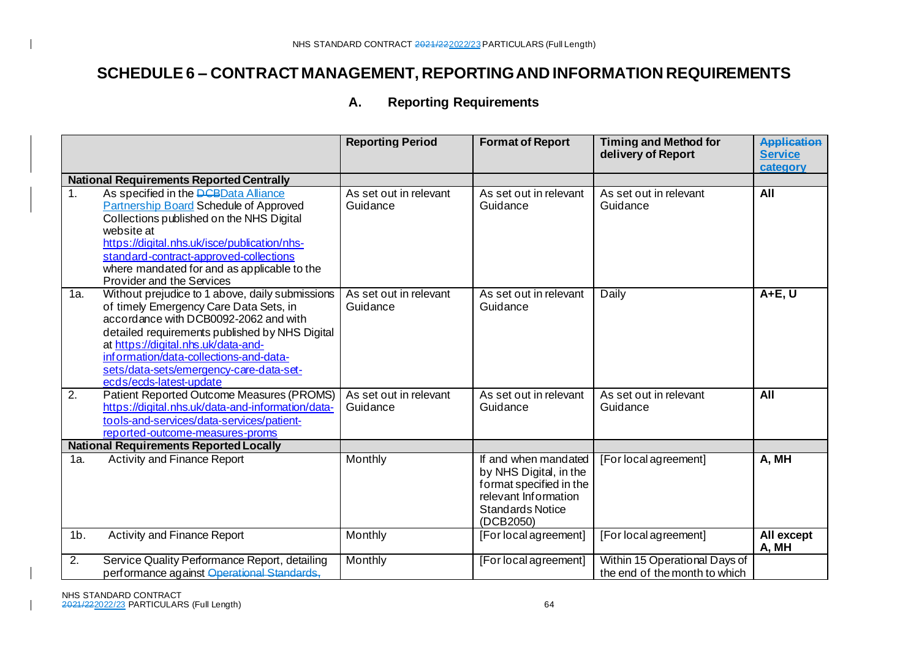# SCHEDULE 6 – CONTRACT MANAGEMENT, REPORTING AND INFORMATION REQUIREMENTS

## A. Reporting Requirements

| | Reporting Period | Format of Report | Timing and Method for delivery of Report | ~~Application~~ Service category |
|---|---|---|---|---|
| **National Requirements Reported Centrally** | | | | |
| 1. As specified in the ~~DCB~~Data Alliance Partnership Board Schedule of Approved Collections published on the NHS Digital website at https://digital.nhs.uk/isce/publication/nhs-standard-contract-approved-collections where mandated for and as applicable to the Provider and the Services | As set out in relevant Guidance | As set out in relevant Guidance | As set out in relevant Guidance | **All** |
| 1a. Without prejudice to 1 above, daily submissions of timely Emergency Care Data Sets, in accordance with DCB0092-2062 and with detailed requirements published by NHS Digital at https://digital.nhs.uk/data-and-information/data-collections-and-data-sets/data-sets/emergency-care-data-set-ecds/ecds-latest-update | As set out in relevant Guidance | As set out in relevant Guidance | Daily | **A+E, U** |
| 2. Patient Reported Outcome Measures (PROMS) https://digital.nhs.uk/data-and-information/data-tools-and-services/data-services/patient-reported-outcome-measures-proms | As set out in relevant Guidance | As set out in relevant Guidance | As set out in relevant Guidance | **All** |
| **National Requirements Reported Locally** | | | | |
| 1a. Activity and Finance Report | Monthly | If and when mandated by NHS Digital, in the format specified in the relevant Information Standards Notice (DCB2050) | [For local agreement] | **A, MH** |
| 1b. Activity and Finance Report | Monthly | [For local agreement] | [For local agreement] | **All except A, MH** |
| 2. Service Quality Performance Report, detailing performance against ~~Operational Standards,~~ | Monthly | [For local agreement] | Within 15 Operational Days of the end of the month to which | |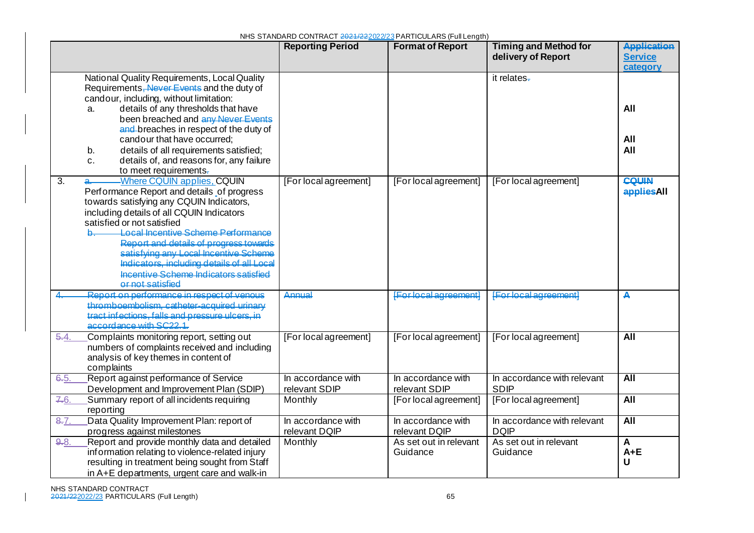| | Reporting Period | Format of Report | Timing and Method for delivery of Report | ~~Application~~ Service category |
|---|---|---|---|---|
| National Quality Requirements, Local Quality Requirements~~, Never Events~~ and the duty of candour, including, without limitation:<br>a. details of any thresholds that have been breached and ~~any Never Events and~~ breaches in respect of the duty of candour that have occurred;<br>b. details of all requirements satisfied;<br>c. details of, and reasons for, any failure to meet requirements~~.~~ | | | it relates~~.~~ | <br>All<br><br>All<br>All |
| 3. ~~a.~~ Where CQUIN applies, CQUIN Performance Report and details of progress towards satisfying any CQUIN Indicators, including details of all CQUIN Indicators satisfied or not satisfied<br>~~b. Local Incentive Scheme Performance Report and details of progress towards satisfying any Local Incentive Scheme Indicators, including details of all Local Incentive Scheme Indicators satisfied or not satisfied~~ | [For local agreement] | [For local agreement] | [For local agreement] | ~~CQUIN applies~~All |
| ~~4. Report on performance in respect of venous thromboembolism, catheter-acquired urinary tract infections, falls and pressure ulcers, in accordance with SC22.1.~~ | ~~Annual~~ | ~~[For local agreement]~~ | ~~[For local agreement]~~ | ~~A~~ |
| ~~5.~~4. Complaints monitoring report, setting out numbers of complaints received and including analysis of key themes in content of complaints | [For local agreement] | [For local agreement] | [For local agreement] | All |
| ~~6.~~5. Report against performance of Service Development and Improvement Plan (SDIP) | In accordance with relevant SDIP | In accordance with relevant SDIP | In accordance with relevant SDIP | All |
| ~~7.~~6. Summary report of all incidents requiring reporting | Monthly | [For local agreement] | [For local agreement] | All |
| ~~8.~~7. Data Quality Improvement Plan: report of progress against milestones | In accordance with relevant DQIP | In accordance with relevant DQIP | In accordance with relevant DQIP | All |
| ~~9.~~8. Report and provide monthly data and detailed information relating to violence-related injury resulting in treatment being sought from Staff in A+E departments, urgent care and walk-in | Monthly | As set out in relevant Guidance | As set out in relevant Guidance | A<br>A+E<br>U |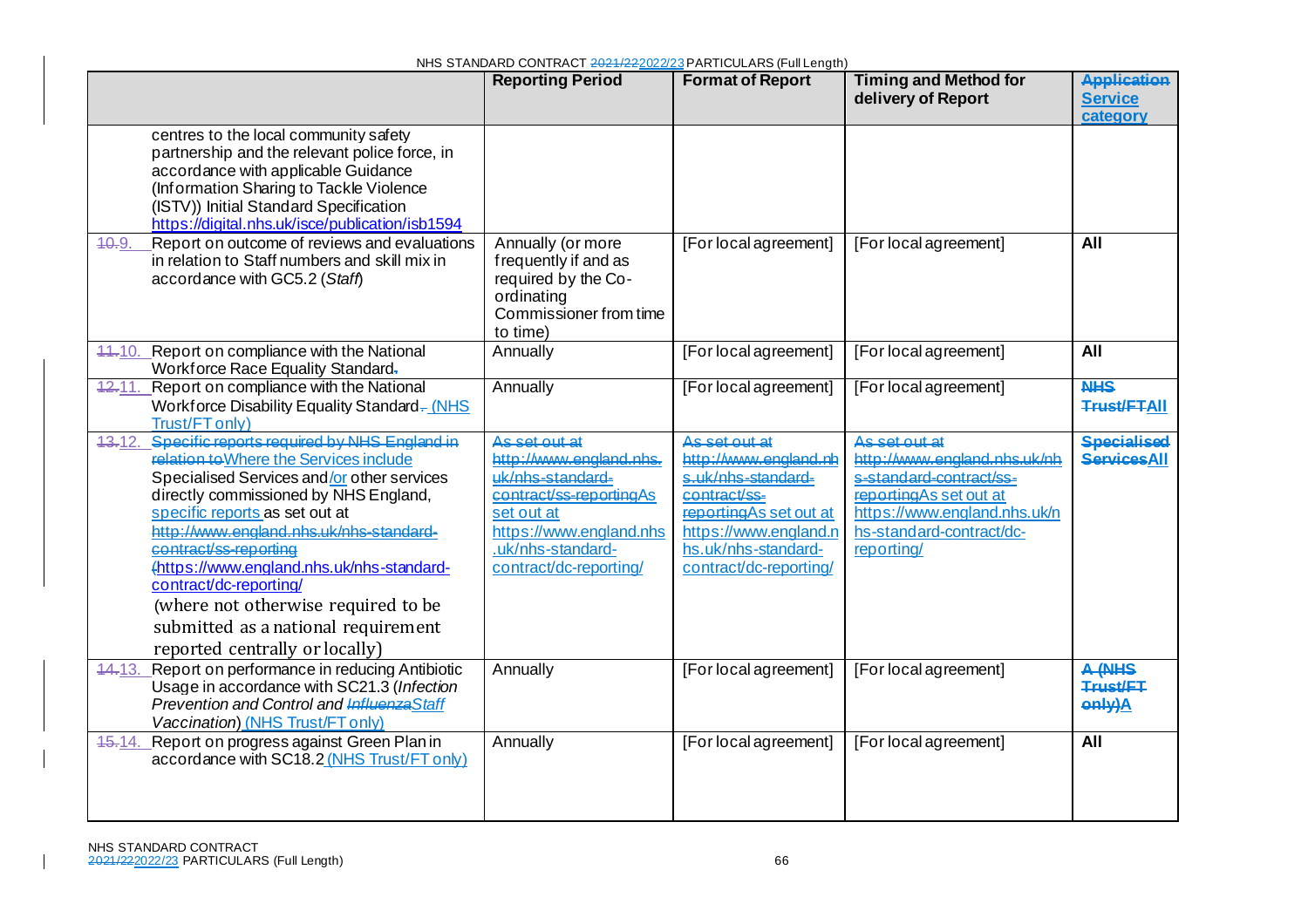| | Reporting Period | Format of Report | Timing and Method for delivery of Report | Application Service category |
|---|---|---|---|---|
| centres to the local community safety partnership and the relevant police force, in accordance with applicable Guidance (Information Sharing to Tackle Violence (ISTV)) Initial Standard Specification https://digital.nhs.uk/isce/publication/isb1594 | | | | |
| 10.9. Report on outcome of reviews and evaluations in relation to Staff numbers and skill mix in accordance with GC5.2 (*Staff*) | Annually (or more frequently if and as required by the Co-ordinating Commissioner from time to time) | [For local agreement] | [For local agreement] | **All** |
| 11.10. Report on compliance with the National Workforce Race Equality Standard. | Annually | [For local agreement] | [For local agreement] | **All** |
| 12.11. Report on compliance with the National Workforce Disability Equality Standard. (NHS Trust/FT only) | Annually | [For local agreement] | [For local agreement] | **NHS Trust/FTAll** |
| 13.12. Specific reports required by NHS England in relation toWhere the Services include Specialised Services and/or other services directly commissioned by NHS England, specific reports as set out at http://www.england.nhs.uk/nhs-standard-contract/ss-reporting (https://www.england.nhs.uk/nhs-standard-contract/dc-reporting/ (where not otherwise required to be submitted as a national requirement reported centrally or locally) | As set out at http://www.england.nhs.uk/nhs-standard-contract/ss-reportingAs set out at https://www.england.nhs.uk/nhs-standard-contract/dc-reporting/ | As set out at http://www.england.nhs.uk/nhs-standard-contract/ss-reportingAs set out at https://www.england.nhs.uk/nhs-standard-contract/dc-reporting/ | As set out at http://www.england.nhs.uk/nhs-standard-contract/ss-reportingAs set out at https://www.england.nhs.uk/nhs-standard-contract/dc-reporting/ | **Specialised ServicesAll** |
| 14.13. Report on performance in reducing Antibiotic Usage in accordance with SC21.3 (*Infection Prevention and Control and InfluenzaStaff Vaccination*) (NHS Trust/FT only) | Annually | [For local agreement] | [For local agreement] | **A (NHS Trust/FT only)A** |
| 15.14. Report on progress against Green Plan in accordance with SC18.2 (NHS Trust/FT only) | Annually | [For local agreement] | [For local agreement] | **All** |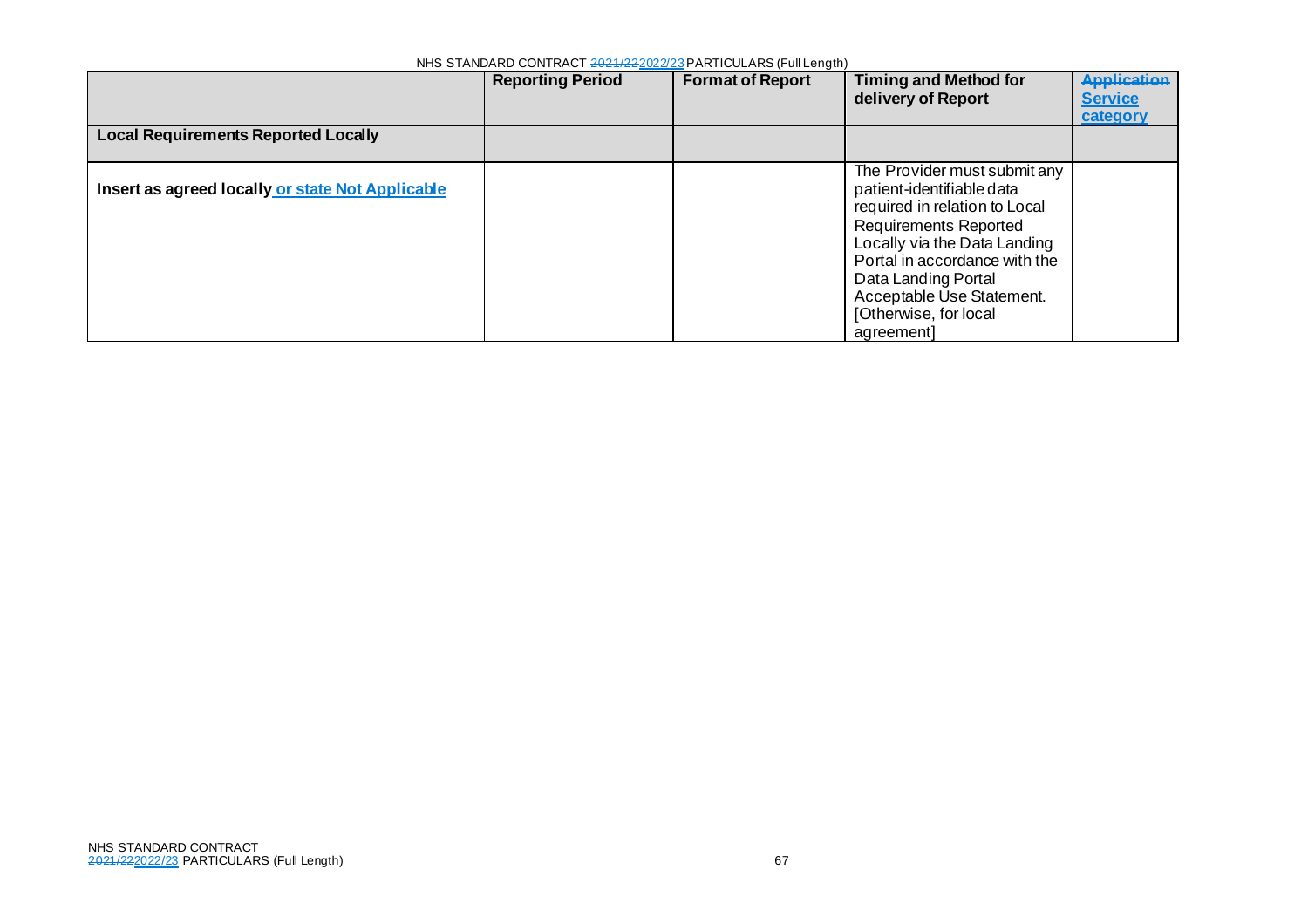| | Reporting Period | Format of Report | Timing and Method for delivery of Report | ~~Application~~ Service category |
|---|---|---|---|---|
| **Local Requirements Reported Locally** | | | | |
| **Insert as agreed locally or state Not Applicable** | | | The Provider must submit any patient-identifiable data required in relation to Local Requirements Reported Locally via the Data Landing Portal in accordance with the Data Landing Portal Acceptable Use Statement. [Otherwise, for local agreement] | |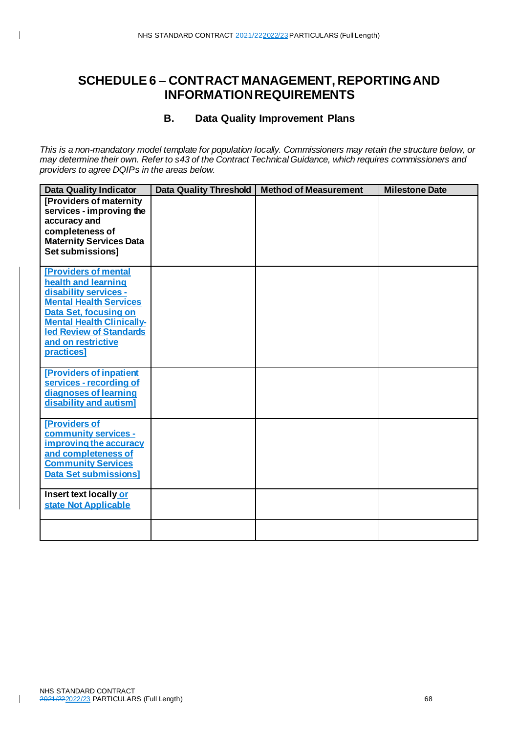# SCHEDULE 6 – CONTRACT MANAGEMENT, REPORTING AND INFORMATION REQUIREMENTS

## B. Data Quality Improvement Plans

*This is a non-mandatory model template for population locally. Commissioners may retain the structure below, or may determine their own. Refer to s43 of the Contract Technical Guidance, which requires commissioners and providers to agree DQIPs in the areas below.*

| Data Quality Indicator | Data Quality Threshold | Method of Measurement | Milestone Date |
|---|---|---|---|
| **[Providers of maternity services - improving the accuracy and completeness of Maternity Services Data Set submissions]** | | | |
| **[Providers of mental health and learning disability services - Mental Health Services Data Set, focusing on Mental Health Clinically-led Review of Standards and on restrictive practices]** | | | |
| **[Providers of inpatient services - recording of diagnoses of learning disability and autism]** | | | |
| **[Providers of community services - improving the accuracy and completeness of Community Services Data Set submissions]** | | | |
| **Insert text locally or state Not Applicable** | | | |
| | | | |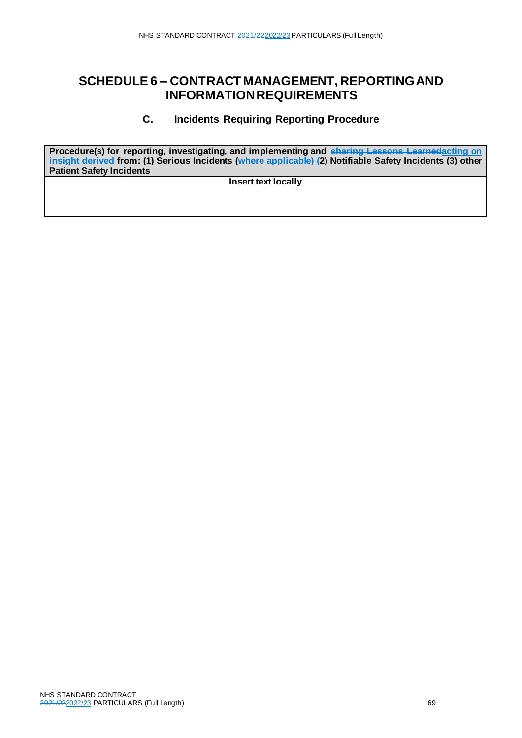# SCHEDULE 6 – CONTRACT MANAGEMENT, REPORTING AND INFORMATION REQUIREMENTS

## C. Incidents Requiring Reporting Procedure

| Procedure(s) for reporting, investigating, and implementing and ~~sharing Lessons Learned~~acting on insight derived from: (1) Serious Incidents (where applicable) (2) Notifiable Safety Incidents (3) other Patient Safety Incidents |
|---|
| **Insert text locally** |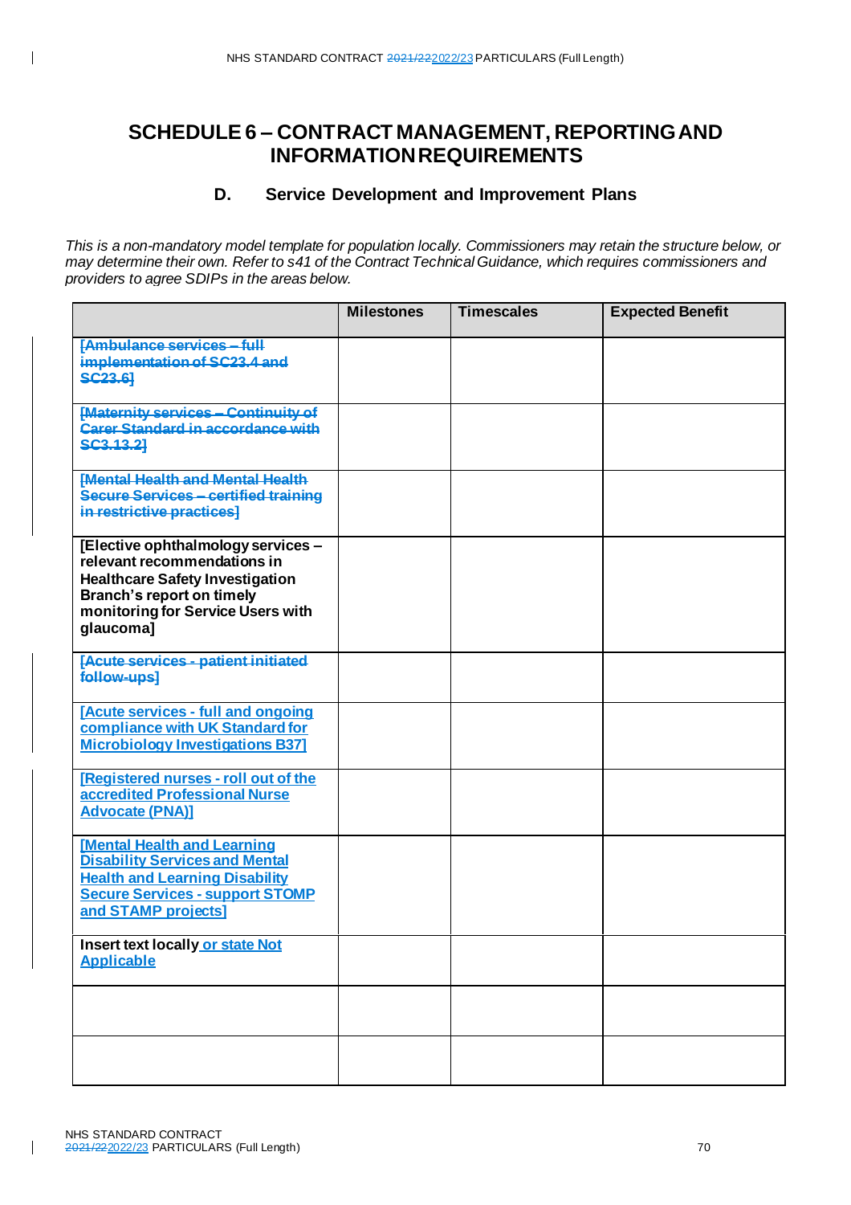# SCHEDULE 6 – CONTRACT MANAGEMENT, REPORTING AND INFORMATION REQUIREMENTS

## D. Service Development and Improvement Plans

*This is a non-mandatory model template for population locally. Commissioners may retain the structure below, or may determine their own. Refer to s41 of the Contract Technical Guidance, which requires commissioners and providers to agree SDIPs in the areas below.*

| | Milestones | Timescales | Expected Benefit |
|---|---|---|---|
| ~~**[Ambulance services – full implementation of SC23.4 and SC23.6]**~~ | | | |
| ~~**[Maternity services – Continuity of Carer Standard in accordance with SC3.13.2]**~~ | | | |
| ~~**[Mental Health and Mental Health Secure Services – certified training in restrictive practices]**~~ | | | |
| **[Elective ophthalmology services – relevant recommendations in Healthcare Safety Investigation Branch's report on timely monitoring for Service Users with glaucoma]** | | | |
| ~~**[Acute services - patient initiated follow-ups]**~~ | | | |
| **[Acute services - full and ongoing compliance with UK Standard for Microbiology Investigations B37]** | | | |
| **[Registered nurses - roll out of the accredited Professional Nurse Advocate (PNA)]** | | | |
| **[Mental Health and Learning Disability Services and Mental Health and Learning Disability Secure Services - support STOMP and STAMP projects]** | | | |
| **Insert text locally or state Not Applicable** | | | |
| | | | |
| | | | |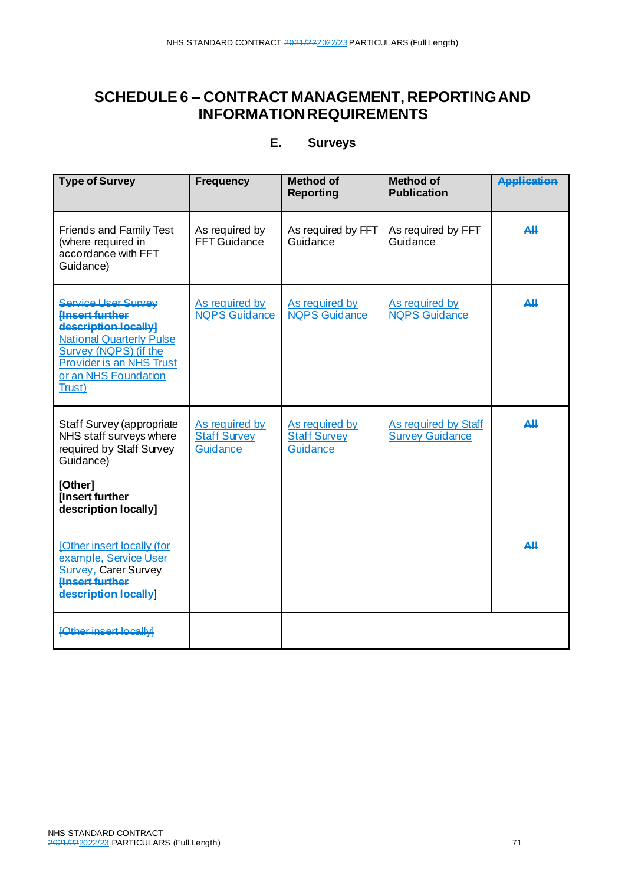# SCHEDULE 6 – CONTRACT MANAGEMENT, REPORTING AND INFORMATION REQUIREMENTS

## E. Surveys

| Type of Survey | Frequency | Method of Reporting | Method of Publication | Application |
|---|---|---|---|---|
| Friends and Family Test (where required in accordance with FFT Guidance) | As required by FFT Guidance | As required by FFT Guidance | As required by FFT Guidance | All |
| Service User Survey [Insert further description locally] National Quarterly Pulse Survey (NQPS) (if the Provider is an NHS Trust or an NHS Foundation Trust) | As required by NQPS Guidance | As required by NQPS Guidance | As required by NQPS Guidance | All |
| Staff Survey (appropriate NHS staff surveys where required by Staff Survey Guidance) **[Other] [Insert further description locally]** | As required by Staff Survey Guidance | As required by Staff Survey Guidance | As required by Staff Survey Guidance | All |
| [Other insert locally (for example, Service User Survey, Carer Survey [Insert further description locally] | | | | All |
| [Other insert locally] | | | | |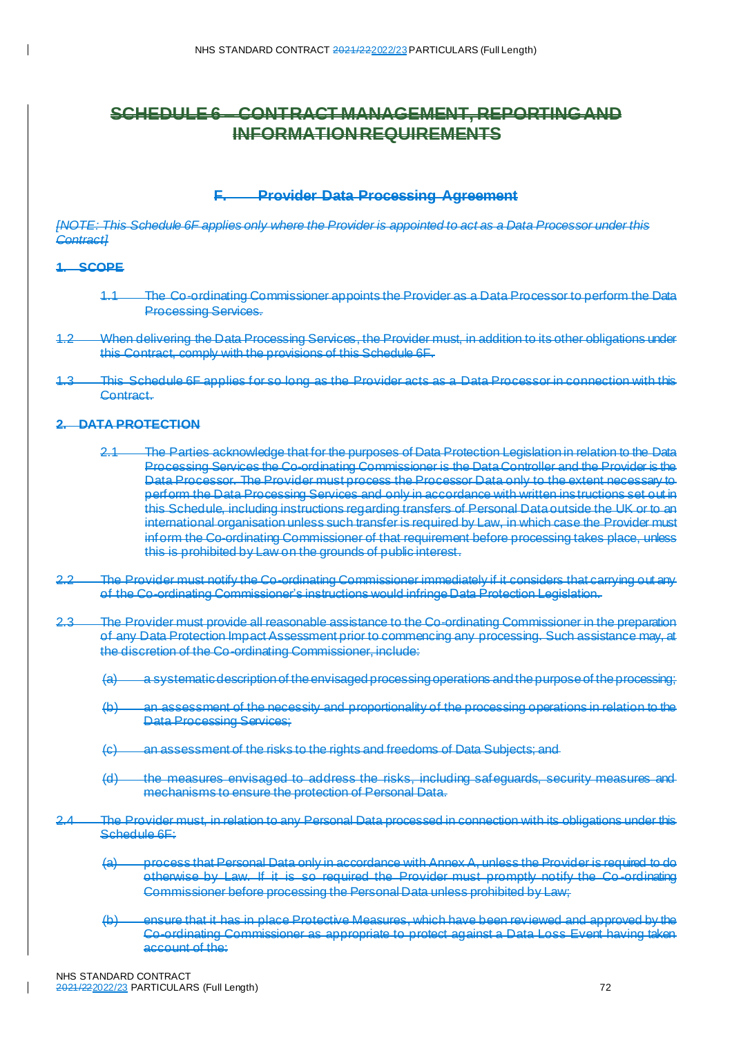# SCHEDULE 6 – CONTRACT MANAGEMENT, REPORTING AND INFORMATION REQUIREMENTS

## F. Provider Data Processing Agreement

*[NOTE: This Schedule 6F applies only where the Provider is appointed to act as a Data Processor under this Contract]*

**1. SCOPE**

1.1 The Co-ordinating Commissioner appoints the Provider as a Data Processor to perform the Data Processing Services.

1.2 When delivering the Data Processing Services, the Provider must, in addition to its other obligations under this Contract, comply with the provisions of this Schedule 6F.

1.3 This Schedule 6F applies for so long as the Provider acts as a Data Processor in connection with this Contract.

**2. DATA PROTECTION**

2.1 The Parties acknowledge that for the purposes of Data Protection Legislation in relation to the Data Processing Services the Co-ordinating Commissioner is the Data Controller and the Provider is the Data Processor. The Provider must process the Processor Data only to the extent necessary to perform the Data Processing Services and only in accordance with written instructions set out in this Schedule, including instructions regarding transfers of Personal Data outside the UK or to an international organisation unless such transfer is required by Law, in which case the Provider must inform the Co-ordinating Commissioner of that requirement before processing takes place, unless this is prohibited by Law on the grounds of public interest.

2.2 The Provider must notify the Co-ordinating Commissioner immediately if it considers that carrying out any of the Co-ordinating Commissioner's instructions would infringe Data Protection Legislation.

2.3 The Provider must provide all reasonable assistance to the Co-ordinating Commissioner in the preparation of any Data Protection Impact Assessment prior to commencing any processing. Such assistance may, at the discretion of the Co-ordinating Commissioner, include:

(a) a systematic description of the envisaged processing operations and the purpose of the processing;

(b) an assessment of the necessity and proportionality of the processing operations in relation to the Data Processing Services;

(c) an assessment of the risks to the rights and freedoms of Data Subjects; and

(d) the measures envisaged to address the risks, including safeguards, security measures and mechanisms to ensure the protection of Personal Data.

2.4 The Provider must, in relation to any Personal Data processed in connection with its obligations under this Schedule 6F:

(a) process that Personal Data only in accordance with Annex A, unless the Provider is required to do otherwise by Law. If it is so required the Provider must promptly notify the Co-ordinating Commissioner before processing the Personal Data unless prohibited by Law;

(b) ensure that it has in place Protective Measures, which have been reviewed and approved by the Co-ordinating Commissioner as appropriate to protect against a Data Loss Event having taken account of the: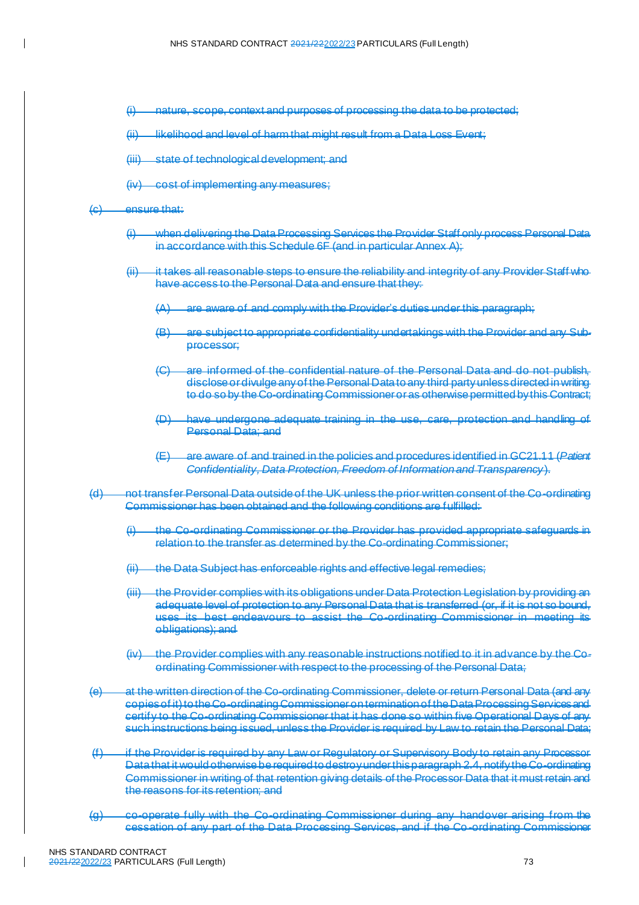(i) nature, scope, context and purposes of processing the data to be protected;

(ii) likelihood and level of harm that might result from a Data Loss Event;

(iii) state of technological development; and

(iv) cost of implementing any measures;

(c) ensure that:

(i) when delivering the Data Processing Services the Provider Staff only process Personal Data in accordance with this Schedule 6F (and in particular Annex A);

(ii) it takes all reasonable steps to ensure the reliability and integrity of any Provider Staff who have access to the Personal Data and ensure that they:

(A) are aware of and comply with the Provider's duties under this paragraph;

(B) are subject to appropriate confidentiality undertakings with the Provider and any Sub-processor;

(C) are informed of the confidential nature of the Personal Data and do not publish, disclose or divulge any of the Personal Data to any third party unless directed in writing to do so by the Co-ordinating Commissioner or as otherwise permitted by this Contract;

(D) have undergone adequate training in the use, care, protection and handling of Personal Data; and

(E) are aware of and trained in the policies and procedures identified in GC21.11 (*Patient Confidentiality, Data Protection, Freedom of Information and Transparency*).

(d) not transfer Personal Data outside of the UK unless the prior written consent of the Co-ordinating Commissioner has been obtained and the following conditions are fulfilled:

(i) the Co-ordinating Commissioner or the Provider has provided appropriate safeguards in relation to the transfer as determined by the Co-ordinating Commissioner;

(ii) the Data Subject has enforceable rights and effective legal remedies;

(iii) the Provider complies with its obligations under Data Protection Legislation by providing an adequate level of protection to any Personal Data that is transferred (or, if it is not so bound, uses its best endeavours to assist the Co-ordinating Commissioner in meeting its obligations); and

(iv) the Provider complies with any reasonable instructions notified to it in advance by the Co-ordinating Commissioner with respect to the processing of the Personal Data;

(e) at the written direction of the Co-ordinating Commissioner, delete or return Personal Data (and any copies of it) to the Co-ordinating Commissioner on termination of the Data Processing Services and certify to the Co-ordinating Commissioner that it has done so within five Operational Days of any such instructions being issued, unless the Provider is required by Law to retain the Personal Data;

(f) if the Provider is required by any Law or Regulatory or Supervisory Body to retain any Processor Data that it would otherwise be required to destroy under this paragraph 2.4, notify the Co-ordinating Commissioner in writing of that retention giving details of the Processor Data that it must retain and the reasons for its retention; and

(g) co-operate fully with the Co-ordinating Commissioner during any handover arising from the cessation of any part of the Data Processing Services, and if the Co-ordinating Commissioner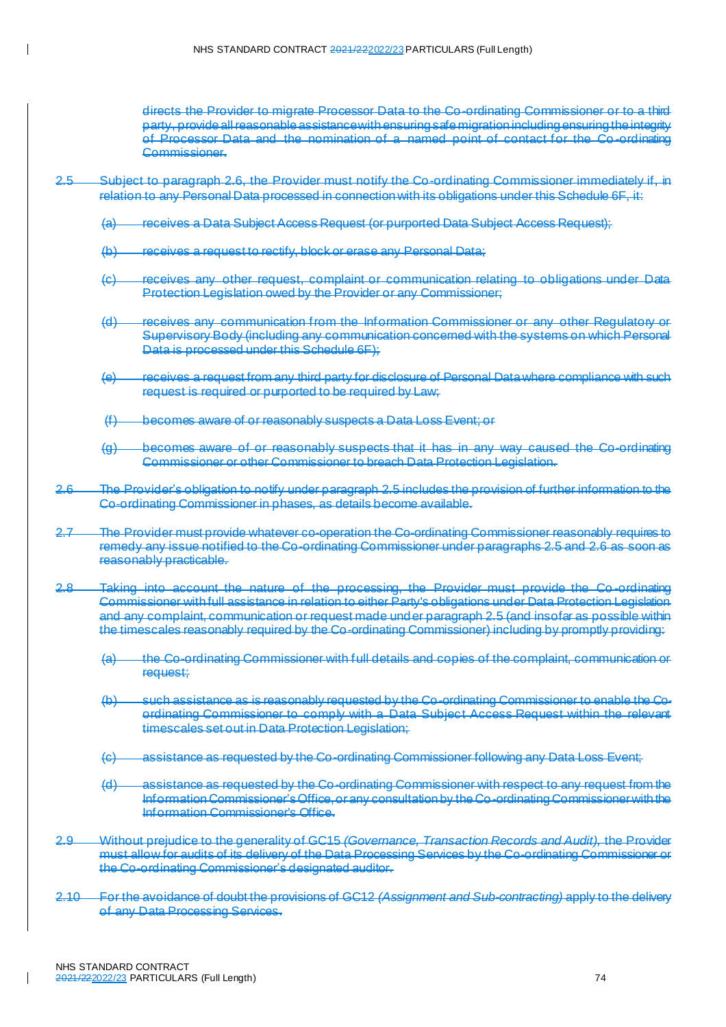directs the Provider to migrate Processor Data to the Co-ordinating Commissioner or to a third party, provide all reasonable assistance with ensuring safe migration including ensuring the integrity of Processor Data and the nomination of a named point of contact for the Co-ordinating Commissioner.

2.5 Subject to paragraph 2.6, the Provider must notify the Co-ordinating Commissioner immediately if, in relation to any Personal Data processed in connection with its obligations under this Schedule 6F, it:

(a) receives a Data Subject Access Request (or purported Data Subject Access Request);

(b) receives a request to rectify, block or erase any Personal Data;

(c) receives any other request, complaint or communication relating to obligations under Data Protection Legislation owed by the Provider or any Commissioner;

(d) receives any communication from the Information Commissioner or any other Regulatory or Supervisory Body (including any communication concerned with the systems on which Personal Data is processed under this Schedule 6F);

(e) receives a request from any third party for disclosure of Personal Data where compliance with such request is required or purported to be required by Law;

(f) becomes aware of or reasonably suspects a Data Loss Event; or

(g) becomes aware of or reasonably suspects that it has in any way caused the Co-ordinating Commissioner or other Commissioner to breach Data Protection Legislation.

2.6 The Provider's obligation to notify under paragraph 2.5 includes the provision of further information to the Co-ordinating Commissioner in phases, as details become available.

2.7 The Provider must provide whatever co-operation the Co-ordinating Commissioner reasonably requires to remedy any issue notified to the Co-ordinating Commissioner under paragraphs 2.5 and 2.6 as soon as reasonably practicable.

2.8 Taking into account the nature of the processing, the Provider must provide the Co-ordinating Commissioner with full assistance in relation to either Party's obligations under Data Protection Legislation and any complaint, communication or request made under paragraph 2.5 (and insofar as possible within the timescales reasonably required by the Co-ordinating Commissioner) including by promptly providing:

(a) the Co-ordinating Commissioner with full details and copies of the complaint, communication or request;

(b) such assistance as is reasonably requested by the Co-ordinating Commissioner to enable the Co-ordinating Commissioner to comply with a Data Subject Access Request within the relevant timescales set out in Data Protection Legislation;

(c) assistance as requested by the Co-ordinating Commissioner following any Data Loss Event;

(d) assistance as requested by the Co-ordinating Commissioner with respect to any request from the Information Commissioner's Office, or any consultation by the Co-ordinating Commissioner with the Information Commissioner's Office.

2.9 Without prejudice to the generality of GC15 *(Governance, Transaction Records and Audit)*, the Provider must allow for audits of its delivery of the Data Processing Services by the Co-ordinating Commissioner or the Co-ordinating Commissioner's designated auditor.

2.10 For the avoidance of doubt the provisions of GC12 *(Assignment and Sub-contracting)* apply to the delivery of any Data Processing Services.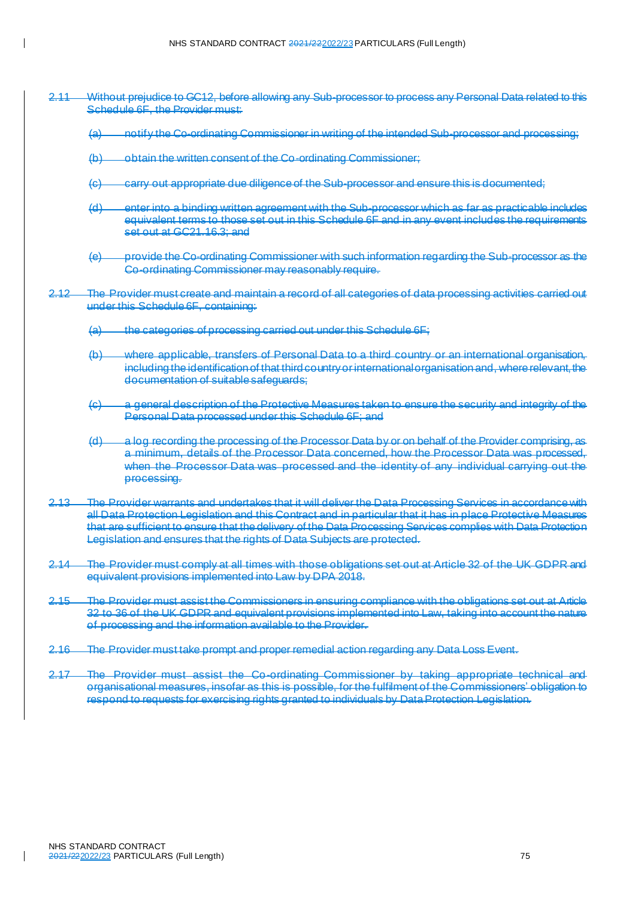~~2.11 Without prejudice to GC12, before allowing any Sub-processor to process any Personal Data related to this Schedule 6F, the Provider must:~~

~~(a) notify the Co-ordinating Commissioner in writing of the intended Sub-processor and processing;~~

~~(b) obtain the written consent of the Co-ordinating Commissioner;~~

~~(c) carry out appropriate due diligence of the Sub-processor and ensure this is documented;~~

~~(d) enter into a binding written agreement with the Sub-processor which as far as practicable includes equivalent terms to those set out in this Schedule 6F and in any event includes the requirements set out at GC21.16.3; and~~

~~(e) provide the Co-ordinating Commissioner with such information regarding the Sub-processor as the Co-ordinating Commissioner may reasonably require.~~

~~2.12 The Provider must create and maintain a record of all categories of data processing activities carried out under this Schedule 6F, containing:~~

~~(a) the categories of processing carried out under this Schedule 6F;~~

~~(b) where applicable, transfers of Personal Data to a third country or an international organisation, including the identification of that third country or international organisation and, where relevant, the documentation of suitable safeguards;~~

~~(c) a general description of the Protective Measures taken to ensure the security and integrity of the Personal Data processed under this Schedule 6F; and~~

~~(d) a log recording the processing of the Processor Data by or on behalf of the Provider comprising, as a minimum, details of the Processor Data concerned, how the Processor Data was processed, when the Processor Data was processed and the identity of any individual carrying out the processing.~~

~~2.13 The Provider warrants and undertakes that it will deliver the Data Processing Services in accordance with all Data Protection Legislation and this Contract and in particular that it has in place Protective Measures that are sufficient to ensure that the delivery of the Data Processing Services complies with Data Protection Legislation and ensures that the rights of Data Subjects are protected.~~

~~2.14 The Provider must comply at all times with those obligations set out at Article 32 of the UK GDPR and equivalent provisions implemented into Law by DPA 2018.~~

~~2.15 The Provider must assist the Commissioners in ensuring compliance with the obligations set out at Article 32 to 36 of the UK GDPR and equivalent provisions implemented into Law, taking into account the nature of processing and the information available to the Provider.~~

~~2.16 The Provider must take prompt and proper remedial action regarding any Data Loss Event.~~

~~2.17 The Provider must assist the Co-ordinating Commissioner by taking appropriate technical and organisational measures, insofar as this is possible, for the fulfilment of the Commissioners' obligation to respond to requests for exercising rights granted to individuals by Data Protection Legislation.~~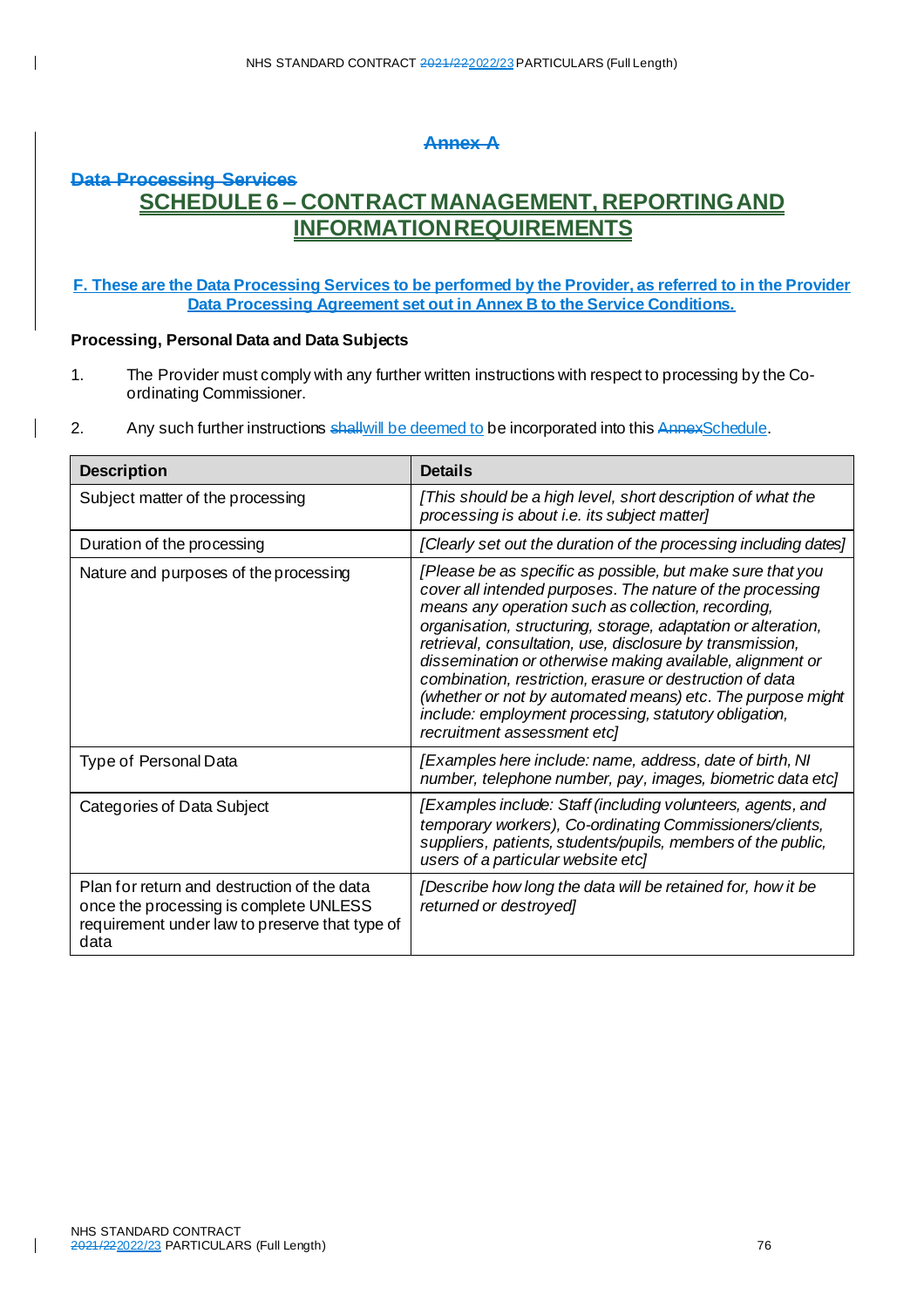~~Annex A~~

~~Data Processing Services~~

# SCHEDULE 6 – CONTRACT MANAGEMENT, REPORTING AND INFORMATION REQUIREMENTS

## F. These are the Data Processing Services to be performed by the Provider, as referred to in the Provider Data Processing Agreement set out in Annex B to the Service Conditions.

**Processing, Personal Data and Data Subjects**

1. The Provider must comply with any further written instructions with respect to processing by the Co-ordinating Commissioner.

2. Any such further instructions ~~shall~~will be deemed to be incorporated into this ~~Annex~~Schedule.

| Description | Details |
|---|---|
| Subject matter of the processing | *[This should be a high level, short description of what the processing is about i.e. its subject matter]* |
| Duration of the processing | *[Clearly set out the duration of the processing including dates]* |
| Nature and purposes of the processing | *[Please be as specific as possible, but make sure that you cover all intended purposes. The nature of the processing means any operation such as collection, recording, organisation, structuring, storage, adaptation or alteration, retrieval, consultation, use, disclosure by transmission, dissemination or otherwise making available, alignment or combination, restriction, erasure or destruction of data (whether or not by automated means) etc. The purpose might include: employment processing, statutory obligation, recruitment assessment etc]* |
| Type of Personal Data | *[Examples here include: name, address, date of birth, NI number, telephone number, pay, images, biometric data etc]* |
| Categories of Data Subject | *[Examples include: Staff (including volunteers, agents, and temporary workers), Co-ordinating Commissioners/clients, suppliers, patients, students/pupils, members of the public, users of a particular website etc]* |
| Plan for return and destruction of the data once the processing is complete UNLESS requirement under law to preserve that type of data | *[Describe how long the data will be retained for, how it be returned or destroyed]* |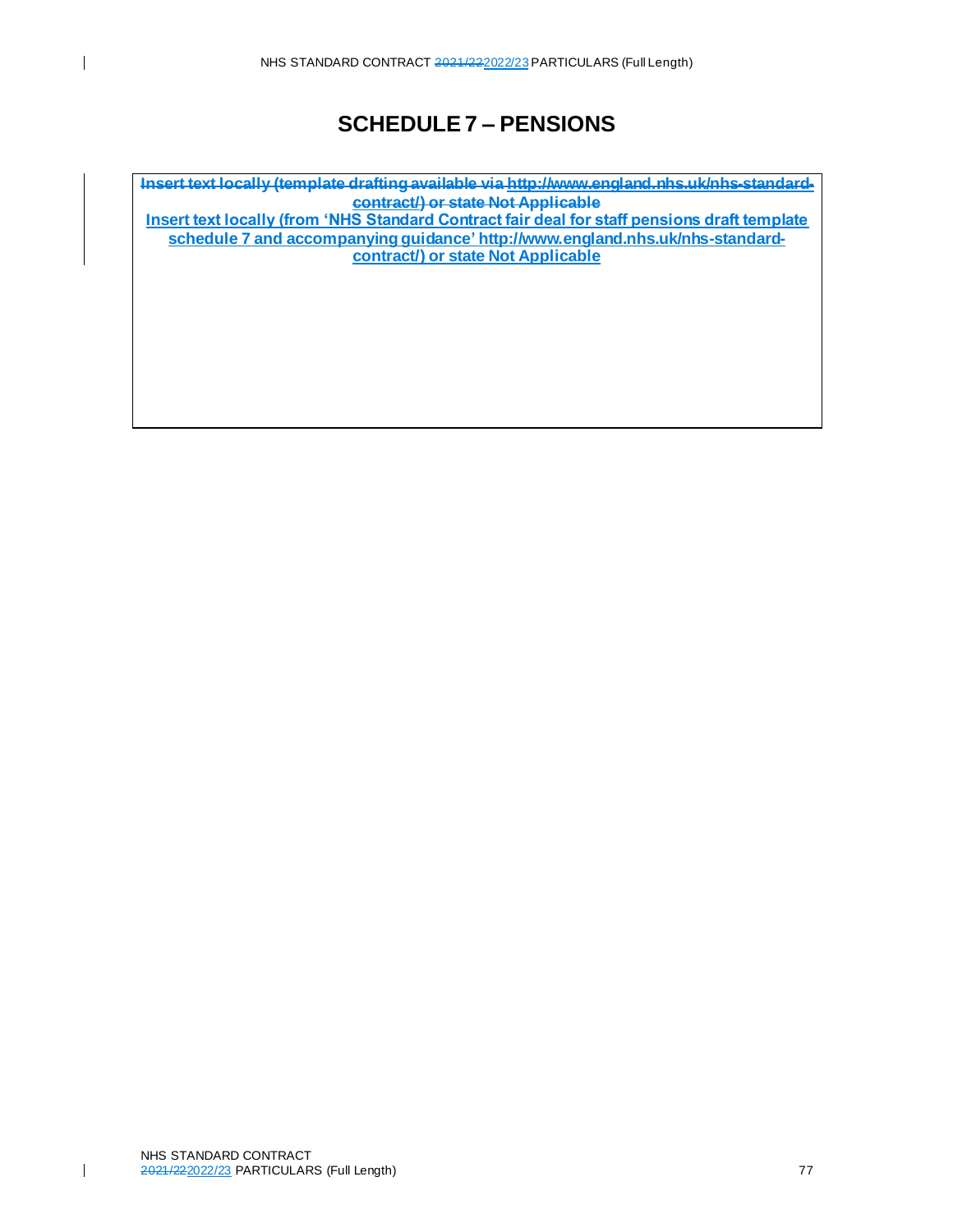# SCHEDULE 7 – PENSIONS

| ~~**Insert text locally (template drafting available via http://www.england.nhs.uk/nhs-standard-contract/) or state Not Applicable**~~<br>**Insert text locally (from 'NHS Standard Contract fair deal for staff pensions draft template schedule 7 and accompanying guidance' http://www.england.nhs.uk/nhs-standard-contract/) or state Not Applicable** |
|---|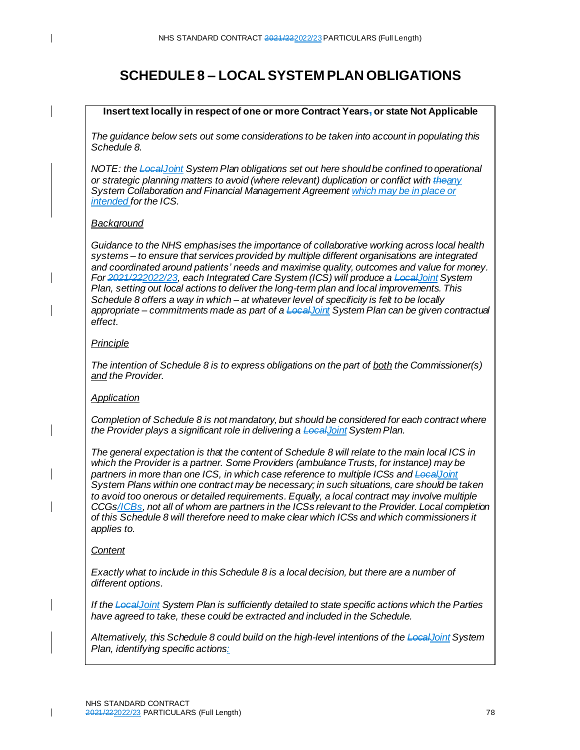# SCHEDULE 8 – LOCAL SYSTEM PLAN OBLIGATIONS

**Insert text locally in respect of one or more Contract Years, or state Not Applicable**

*The guidance below sets out some considerations to be taken into account in populating this Schedule 8.*

*NOTE: the ~~Local~~Joint System Plan obligations set out here should be confined to operational or strategic planning matters to avoid (where relevant) duplication or conflict with ~~the~~any System Collaboration and Financial Management Agreement which may be in place or intended for the ICS.*

*Background*

*Guidance to the NHS emphasises the importance of collaborative working across local health systems – to ensure that services provided by multiple different organisations are integrated and coordinated around patients' needs and maximise quality, outcomes and value for money. For ~~2021/22~~2022/23, each Integrated Care System (ICS) will produce a ~~Local~~Joint System Plan, setting out local actions to deliver the long-term plan and local improvements. This Schedule 8 offers a way in which – at whatever level of specificity is felt to be locally appropriate – commitments made as part of a ~~Local~~Joint System Plan can be given contractual effect.*

*Principle*

*The intention of Schedule 8 is to express obligations on the part of both the Commissioner(s) and the Provider.*

*Application*

*Completion of Schedule 8 is not mandatory, but should be considered for each contract where the Provider plays a significant role in delivering a ~~Local~~Joint System Plan.*

*The general expectation is that the content of Schedule 8 will relate to the main local ICS in which the Provider is a partner. Some Providers (ambulance Trusts, for instance) may be partners in more than one ICS, in which case reference to multiple ICSs and ~~Local~~Joint System Plans within one contract may be necessary; in such situations, care should be taken to avoid too onerous or detailed requirements. Equally, a local contract may involve multiple CCGs/ICBs, not all of whom are partners in the ICSs relevant to the Provider. Local completion of this Schedule 8 will therefore need to make clear which ICSs and which commissioners it applies to.*

*Content*

*Exactly what to include in this Schedule 8 is a local decision, but there are a number of different options.*

*If the ~~Local~~Joint System Plan is sufficiently detailed to state specific actions which the Parties have agreed to take, these could be extracted and included in the Schedule.*

*Alternatively, this Schedule 8 could build on the high-level intentions of the ~~Local~~Joint System Plan, identifying specific actions:*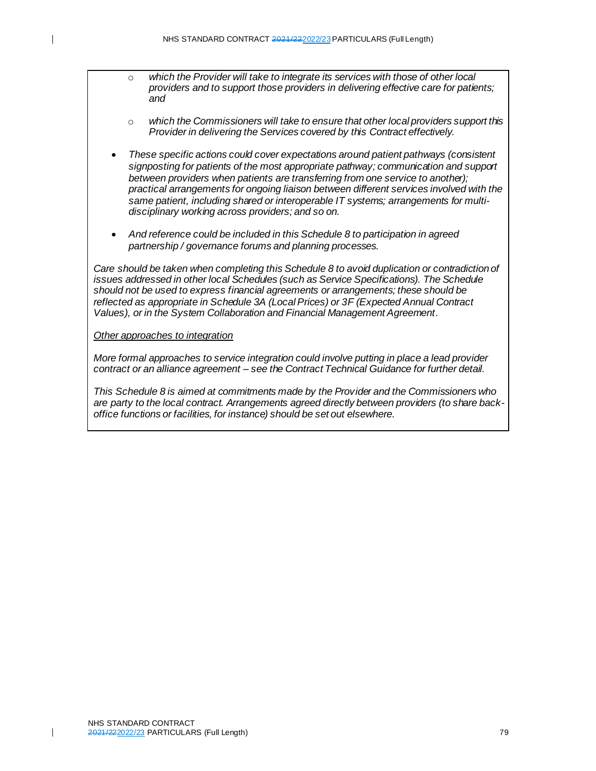- *which the Provider will take to integrate its services with those of other local providers and to support those providers in delivering effective care for patients; and*
- *which the Commissioners will take to ensure that other local providers support this Provider in delivering the Services covered by this Contract effectively.*

- *These specific actions could cover expectations around patient pathways (consistent signposting for patients of the most appropriate pathway; communication and support between providers when patients are transferring from one service to another); practical arrangements for ongoing liaison between different services involved with the same patient, including shared or interoperable IT systems; arrangements for multi-disciplinary working across providers; and so on.*

- *And reference could be included in this Schedule 8 to participation in agreed partnership / governance forums and planning processes.*

*Care should be taken when completing this Schedule 8 to avoid duplication or contradiction of issues addressed in other local Schedules (such as Service Specifications). The Schedule should not be used to express financial agreements or arrangements; these should be reflected as appropriate in Schedule 3A (Local Prices) or 3F (Expected Annual Contract Values), or in the System Collaboration and Financial Management Agreement.*

*Other approaches to integration*

*More formal approaches to service integration could involve putting in place a lead provider contract or an alliance agreement – see the Contract Technical Guidance for further detail.*

*This Schedule 8 is aimed at commitments made by the Provider and the Commissioners who are party to the local contract. Arrangements agreed directly between providers (to share back-office functions or facilities, for instance) should be set out elsewhere.*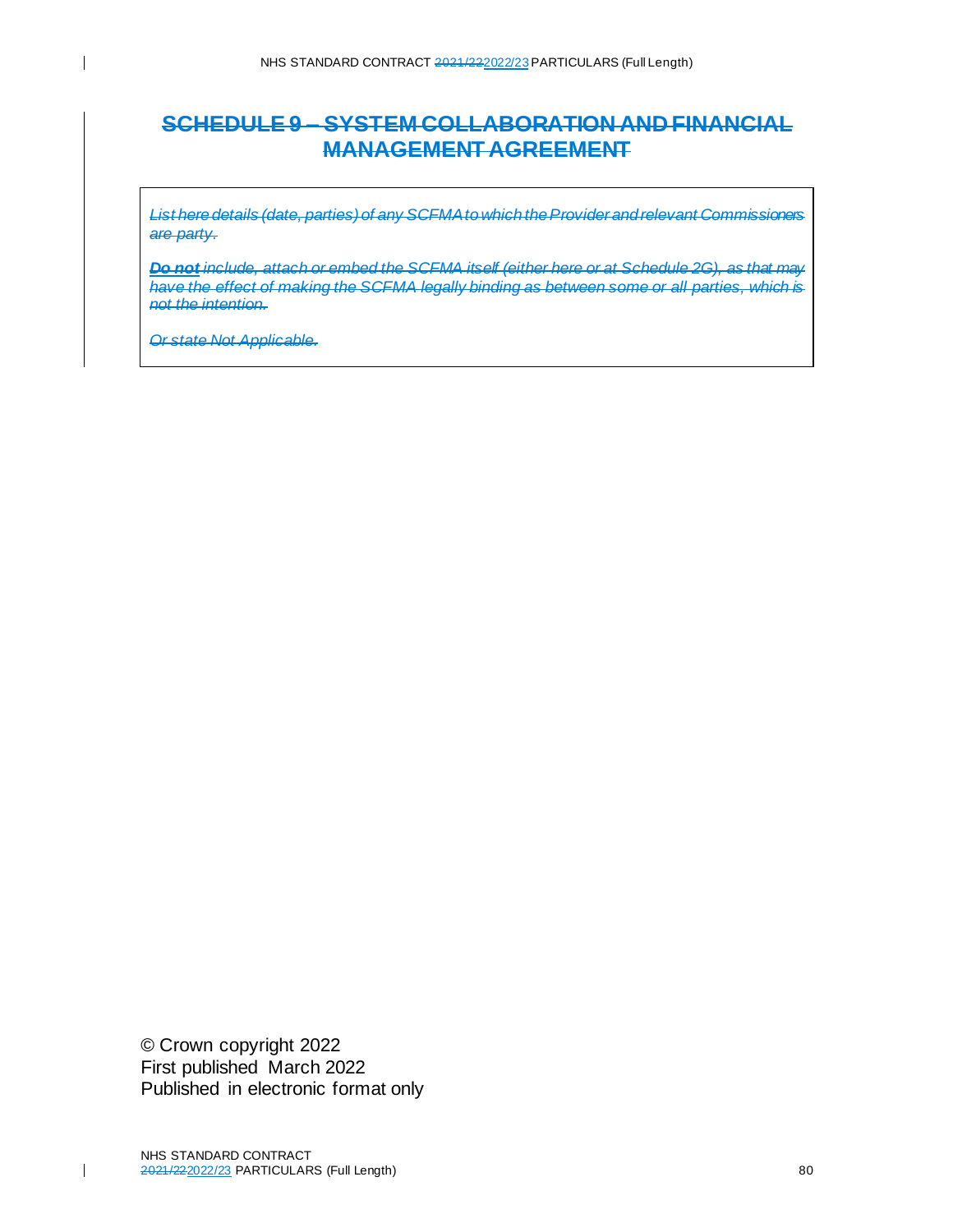## SCHEDULE 9 – SYSTEM COLLABORATION AND FINANCIAL MANAGEMENT AGREEMENT

| |
|---|
| *List here details (date, parties) of any SCFMA to which the Provider and relevant Commissioners are party.*<br><br>***Do not*** *include, attach or embed the SCFMA itself (either here or at Schedule 2G), as that may have the effect of making the SCFMA legally binding as between some or all parties, which is not the intention.*<br><br>*Or state Not Applicable.* |

© Crown copyright 2022
First published March 2022
Published in electronic format only